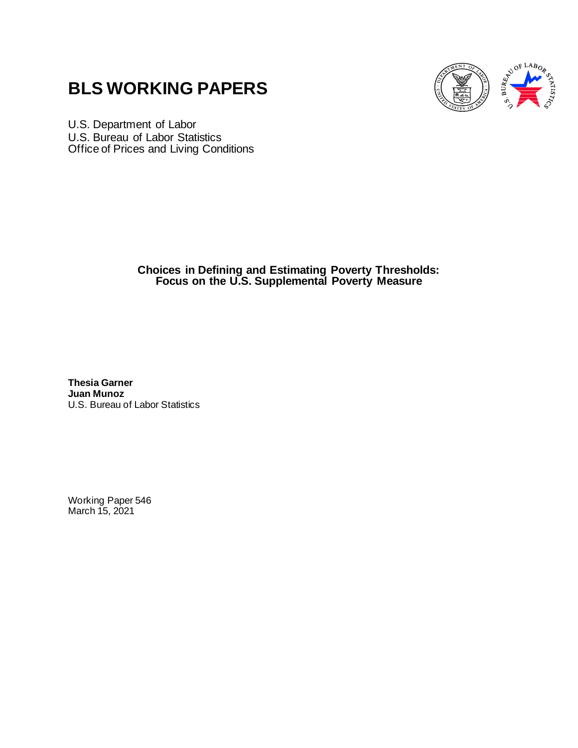# BLS WORKING PAPERS

U.S. Department of Labor
U.S. Bureau of Labor Statistics
Office of Prices and Living Conditions

**Choices in Defining and Estimating Poverty Thresholds: Focus on the U.S. Supplemental Poverty Measure**

**Thesia Garner**
**Juan Munoz**
U.S. Bureau of Labor Statistics

Working Paper 546
March 15, 2021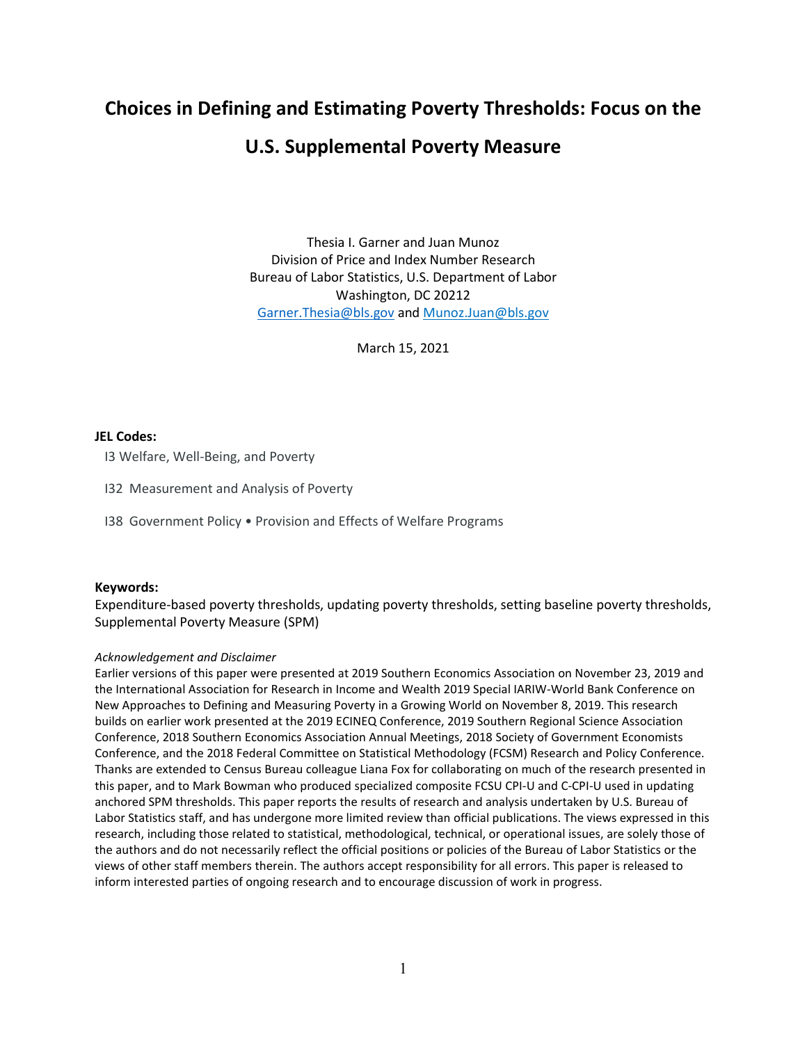# Choices in Defining and Estimating Poverty Thresholds: Focus on the U.S. Supplemental Poverty Measure

Thesia I. Garner and Juan Munoz
Division of Price and Index Number Research
Bureau of Labor Statistics, U.S. Department of Labor
Washington, DC 20212
Garner.Thesia@bls.gov and Munoz.Juan@bls.gov

March 15, 2021

**JEL Codes:**

I3 Welfare, Well-Being, and Poverty

I32 Measurement and Analysis of Poverty

I38 Government Policy • Provision and Effects of Welfare Programs

**Keywords:**

Expenditure-based poverty thresholds, updating poverty thresholds, setting baseline poverty thresholds, Supplemental Poverty Measure (SPM)

*Acknowledgement and Disclaimer*

Earlier versions of this paper were presented at 2019 Southern Economics Association on November 23, 2019 and the International Association for Research in Income and Wealth 2019 Special IARIW-World Bank Conference on New Approaches to Defining and Measuring Poverty in a Growing World on November 8, 2019. This research builds on earlier work presented at the 2019 ECINEQ Conference, 2019 Southern Regional Science Association Conference, 2018 Southern Economics Association Annual Meetings, 2018 Society of Government Economists Conference, and the 2018 Federal Committee on Statistical Methodology (FCSM) Research and Policy Conference. Thanks are extended to Census Bureau colleague Liana Fox for collaborating on much of the research presented in this paper, and to Mark Bowman who produced specialized composite FCSU CPI-U and C-CPI-U used in updating anchored SPM thresholds. This paper reports the results of research and analysis undertaken by U.S. Bureau of Labor Statistics staff, and has undergone more limited review than official publications. The views expressed in this research, including those related to statistical, methodological, technical, or operational issues, are solely those of the authors and do not necessarily reflect the official positions or policies of the Bureau of Labor Statistics or the views of other staff members therein. The authors accept responsibility for all errors. This paper is released to inform interested parties of ongoing research and to encourage discussion of work in progress.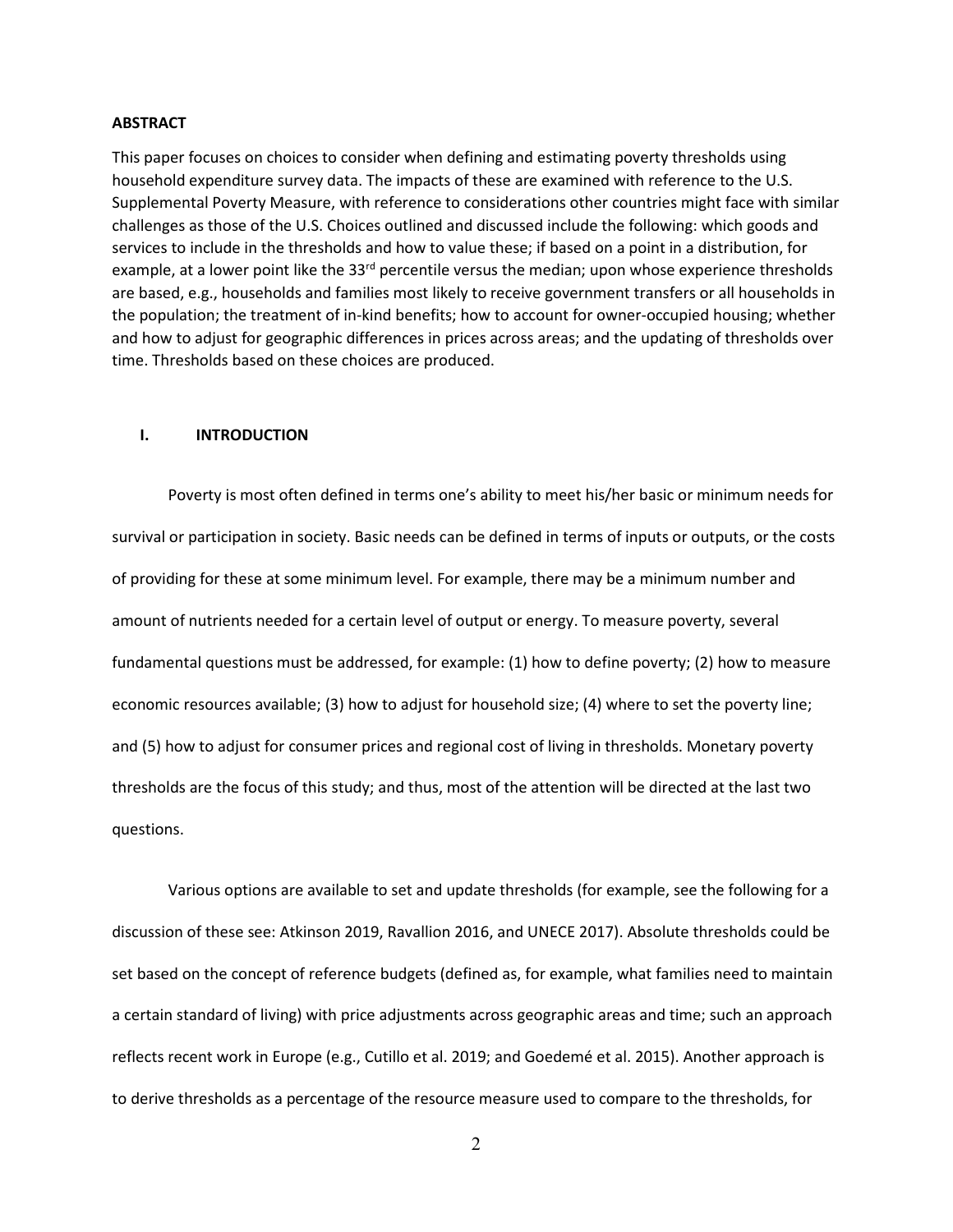**ABSTRACT**

This paper focuses on choices to consider when defining and estimating poverty thresholds using household expenditure survey data. The impacts of these are examined with reference to the U.S. Supplemental Poverty Measure, with reference to considerations other countries might face with similar challenges as those of the U.S. Choices outlined and discussed include the following: which goods and services to include in the thresholds and how to value these; if based on a point in a distribution, for example, at a lower point like the 33rd percentile versus the median; upon whose experience thresholds are based, e.g., households and families most likely to receive government transfers or all households in the population; the treatment of in-kind benefits; how to account for owner-occupied housing; whether and how to adjust for geographic differences in prices across areas; and the updating of thresholds over time. Thresholds based on these choices are produced.

## I. INTRODUCTION

Poverty is most often defined in terms one's ability to meet his/her basic or minimum needs for survival or participation in society. Basic needs can be defined in terms of inputs or outputs, or the costs of providing for these at some minimum level. For example, there may be a minimum number and amount of nutrients needed for a certain level of output or energy. To measure poverty, several fundamental questions must be addressed, for example: (1) how to define poverty; (2) how to measure economic resources available; (3) how to adjust for household size; (4) where to set the poverty line; and (5) how to adjust for consumer prices and regional cost of living in thresholds. Monetary poverty thresholds are the focus of this study; and thus, most of the attention will be directed at the last two questions.

Various options are available to set and update thresholds (for example, see the following for a discussion of these see: Atkinson 2019, Ravallion 2016, and UNECE 2017). Absolute thresholds could be set based on the concept of reference budgets (defined as, for example, what families need to maintain a certain standard of living) with price adjustments across geographic areas and time; such an approach reflects recent work in Europe (e.g., Cutillo et al. 2019; and Goedemé et al. 2015). Another approach is to derive thresholds as a percentage of the resource measure used to compare to the thresholds, for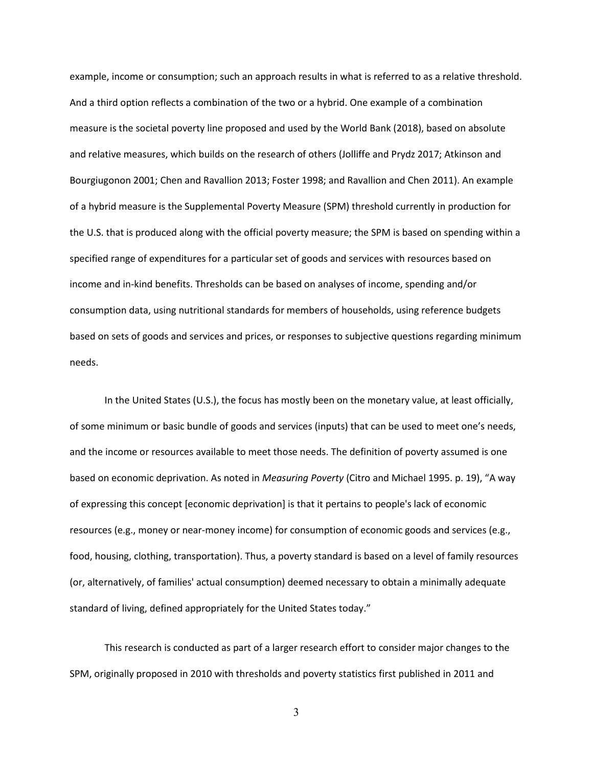example, income or consumption; such an approach results in what is referred to as a relative threshold. And a third option reflects a combination of the two or a hybrid. One example of a combination measure is the societal poverty line proposed and used by the World Bank (2018), based on absolute and relative measures, which builds on the research of others (Jolliffe and Prydz 2017; Atkinson and Bourgiugonon 2001; Chen and Ravallion 2013; Foster 1998; and Ravallion and Chen 2011). An example of a hybrid measure is the Supplemental Poverty Measure (SPM) threshold currently in production for the U.S. that is produced along with the official poverty measure; the SPM is based on spending within a specified range of expenditures for a particular set of goods and services with resources based on income and in-kind benefits. Thresholds can be based on analyses of income, spending and/or consumption data, using nutritional standards for members of households, using reference budgets based on sets of goods and services and prices, or responses to subjective questions regarding minimum needs.

In the United States (U.S.), the focus has mostly been on the monetary value, at least officially, of some minimum or basic bundle of goods and services (inputs) that can be used to meet one's needs, and the income or resources available to meet those needs. The definition of poverty assumed is one based on economic deprivation. As noted in *Measuring Poverty* (Citro and Michael 1995. p. 19), "A way of expressing this concept [economic deprivation] is that it pertains to people's lack of economic resources (e.g., money or near-money income) for consumption of economic goods and services (e.g., food, housing, clothing, transportation). Thus, a poverty standard is based on a level of family resources (or, alternatively, of families' actual consumption) deemed necessary to obtain a minimally adequate standard of living, defined appropriately for the United States today."

This research is conducted as part of a larger research effort to consider major changes to the SPM, originally proposed in 2010 with thresholds and poverty statistics first published in 2011 and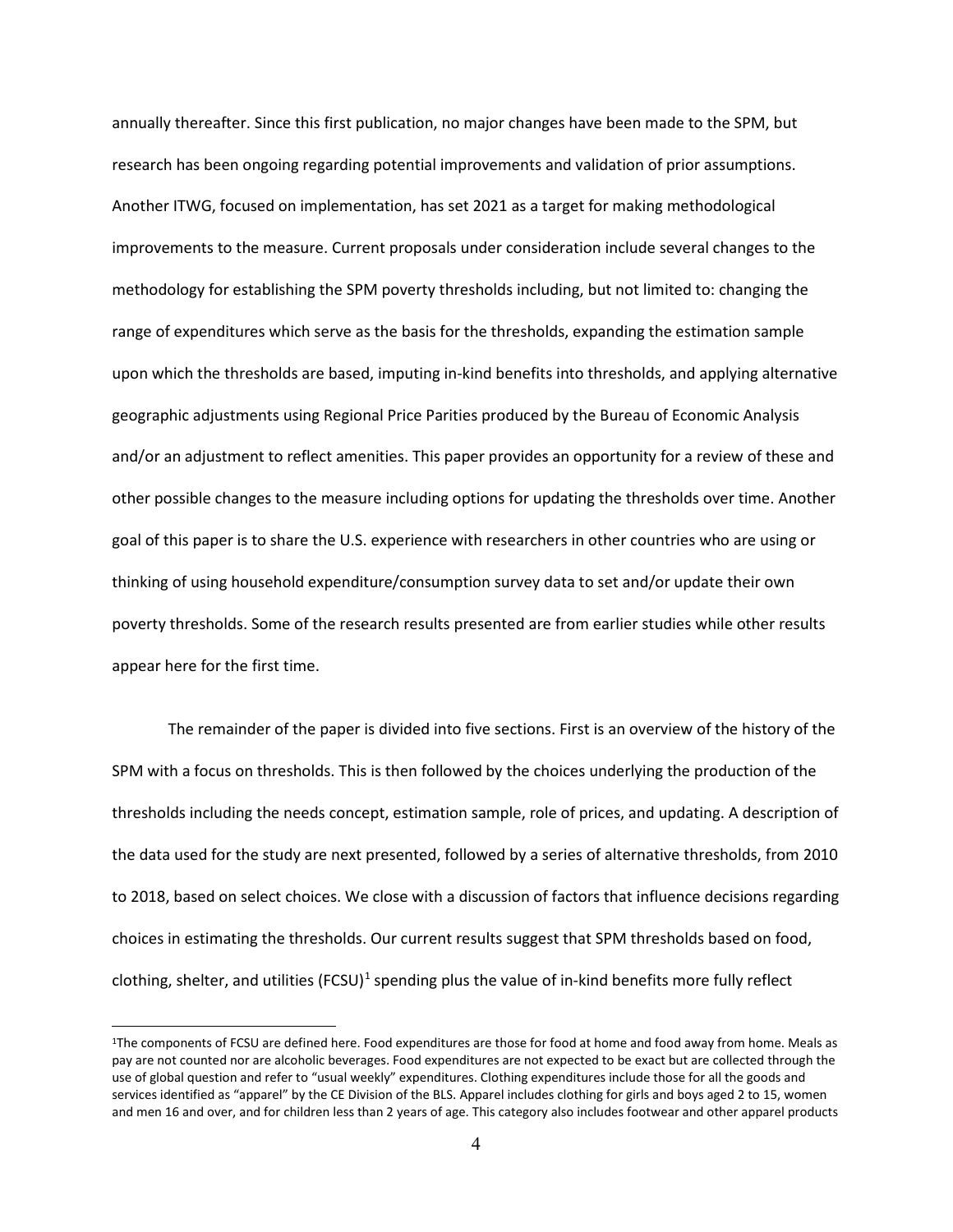annually thereafter. Since this first publication, no major changes have been made to the SPM, but research has been ongoing regarding potential improvements and validation of prior assumptions. Another ITWG, focused on implementation, has set 2021 as a target for making methodological improvements to the measure. Current proposals under consideration include several changes to the methodology for establishing the SPM poverty thresholds including, but not limited to: changing the range of expenditures which serve as the basis for the thresholds, expanding the estimation sample upon which the thresholds are based, imputing in-kind benefits into thresholds, and applying alternative geographic adjustments using Regional Price Parities produced by the Bureau of Economic Analysis and/or an adjustment to reflect amenities. This paper provides an opportunity for a review of these and other possible changes to the measure including options for updating the thresholds over time. Another goal of this paper is to share the U.S. experience with researchers in other countries who are using or thinking of using household expenditure/consumption survey data to set and/or update their own poverty thresholds. Some of the research results presented are from earlier studies while other results appear here for the first time.

The remainder of the paper is divided into five sections. First is an overview of the history of the SPM with a focus on thresholds. This is then followed by the choices underlying the production of the thresholds including the needs concept, estimation sample, role of prices, and updating. A description of the data used for the study are next presented, followed by a series of alternative thresholds, from 2010 to 2018, based on select choices. We close with a discussion of factors that influence decisions regarding choices in estimating the thresholds. Our current results suggest that SPM thresholds based on food, clothing, shelter, and utilities (FCSU)[1] spending plus the value of in-kind benefits more fully reflect

[1]The components of FCSU are defined here. Food expenditures are those for food at home and food away from home. Meals as pay are not counted nor are alcoholic beverages. Food expenditures are not expected to be exact but are collected through the use of global question and refer to "usual weekly" expenditures. Clothing expenditures include those for all the goods and services identified as "apparel" by the CE Division of the BLS. Apparel includes clothing for girls and boys aged 2 to 15, women and men 16 and over, and for children less than 2 years of age. This category also includes footwear and other apparel products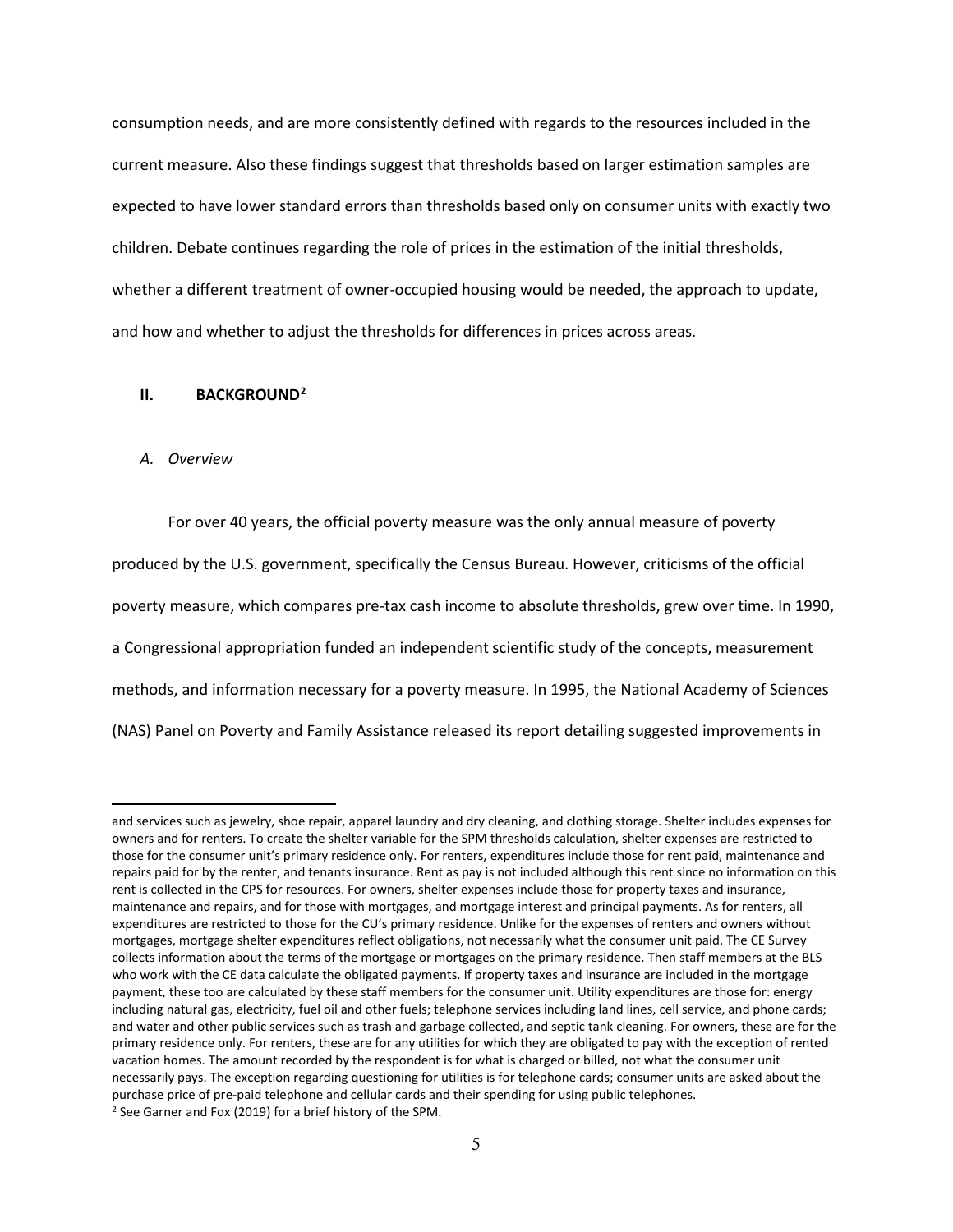consumption needs, and are more consistently defined with regards to the resources included in the current measure. Also these findings suggest that thresholds based on larger estimation samples are expected to have lower standard errors than thresholds based only on consumer units with exactly two children. Debate continues regarding the role of prices in the estimation of the initial thresholds, whether a different treatment of owner-occupied housing would be needed, the approach to update, and how and whether to adjust the thresholds for differences in prices across areas.

## II. BACKGROUND[2]

### *A. Overview*

For over 40 years, the official poverty measure was the only annual measure of poverty produced by the U.S. government, specifically the Census Bureau. However, criticisms of the official poverty measure, which compares pre-tax cash income to absolute thresholds, grew over time. In 1990, a Congressional appropriation funded an independent scientific study of the concepts, measurement methods, and information necessary for a poverty measure. In 1995, the National Academy of Sciences (NAS) Panel on Poverty and Family Assistance released its report detailing suggested improvements in

---

and services such as jewelry, shoe repair, apparel laundry and dry cleaning, and clothing storage. Shelter includes expenses for owners and for renters. To create the shelter variable for the SPM thresholds calculation, shelter expenses are restricted to those for the consumer unit's primary residence only. For renters, expenditures include those for rent paid, maintenance and repairs paid for by the renter, and tenants insurance. Rent as pay is not included although this rent since no information on this rent is collected in the CPS for resources. For owners, shelter expenses include those for property taxes and insurance, maintenance and repairs, and for those with mortgages, and mortgage interest and principal payments. As for renters, all expenditures are restricted to those for the CU's primary residence. Unlike for the expenses of renters and owners without mortgages, mortgage shelter expenditures reflect obligations, not necessarily what the consumer unit paid. The CE Survey collects information about the terms of the mortgage or mortgages on the primary residence. Then staff members at the BLS who work with the CE data calculate the obligated payments. If property taxes and insurance are included in the mortgage payment, these too are calculated by these staff members for the consumer unit. Utility expenditures are those for: energy including natural gas, electricity, fuel oil and other fuels; telephone services including land lines, cell service, and phone cards; and water and other public services such as trash and garbage collected, and septic tank cleaning. For owners, these are for the primary residence only. For renters, these are for any utilities for which they are obligated to pay with the exception of rented vacation homes. The amount recorded by the respondent is for what is charged or billed, not what the consumer unit necessarily pays. The exception regarding questioning for utilities is for telephone cards; consumer units are asked about the purchase price of pre-paid telephone and cellular cards and their spending for using public telephones.

[2] See Garner and Fox (2019) for a brief history of the SPM.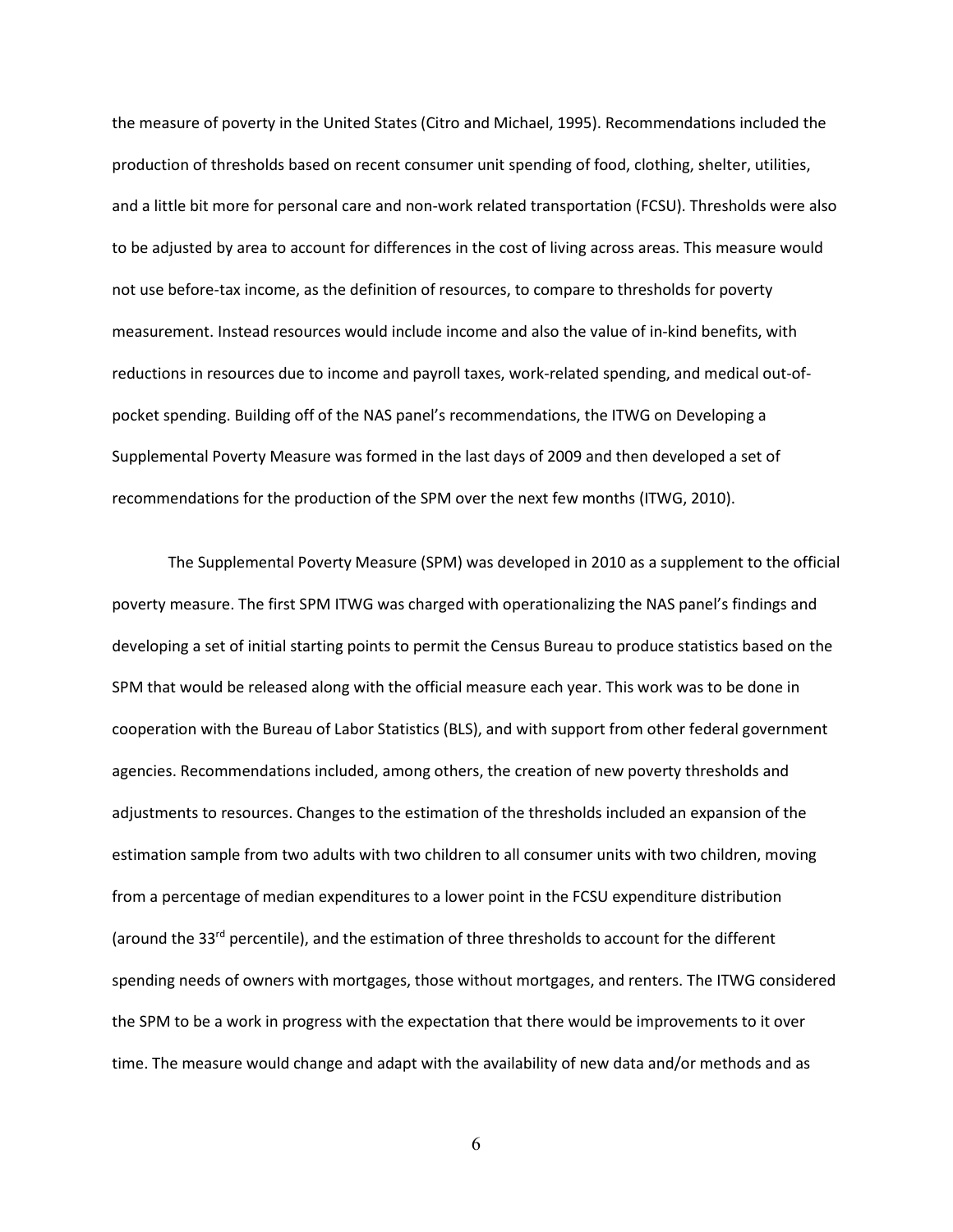the measure of poverty in the United States (Citro and Michael, 1995). Recommendations included the production of thresholds based on recent consumer unit spending of food, clothing, shelter, utilities, and a little bit more for personal care and non-work related transportation (FCSU). Thresholds were also to be adjusted by area to account for differences in the cost of living across areas. This measure would not use before-tax income, as the definition of resources, to compare to thresholds for poverty measurement. Instead resources would include income and also the value of in-kind benefits, with reductions in resources due to income and payroll taxes, work-related spending, and medical out-of-pocket spending. Building off of the NAS panel's recommendations, the ITWG on Developing a Supplemental Poverty Measure was formed in the last days of 2009 and then developed a set of recommendations for the production of the SPM over the next few months (ITWG, 2010).

The Supplemental Poverty Measure (SPM) was developed in 2010 as a supplement to the official poverty measure. The first SPM ITWG was charged with operationalizing the NAS panel's findings and developing a set of initial starting points to permit the Census Bureau to produce statistics based on the SPM that would be released along with the official measure each year. This work was to be done in cooperation with the Bureau of Labor Statistics (BLS), and with support from other federal government agencies. Recommendations included, among others, the creation of new poverty thresholds and adjustments to resources. Changes to the estimation of the thresholds included an expansion of the estimation sample from two adults with two children to all consumer units with two children, moving from a percentage of median expenditures to a lower point in the FCSU expenditure distribution (around the 33rd percentile), and the estimation of three thresholds to account for the different spending needs of owners with mortgages, those without mortgages, and renters. The ITWG considered the SPM to be a work in progress with the expectation that there would be improvements to it over time. The measure would change and adapt with the availability of new data and/or methods and as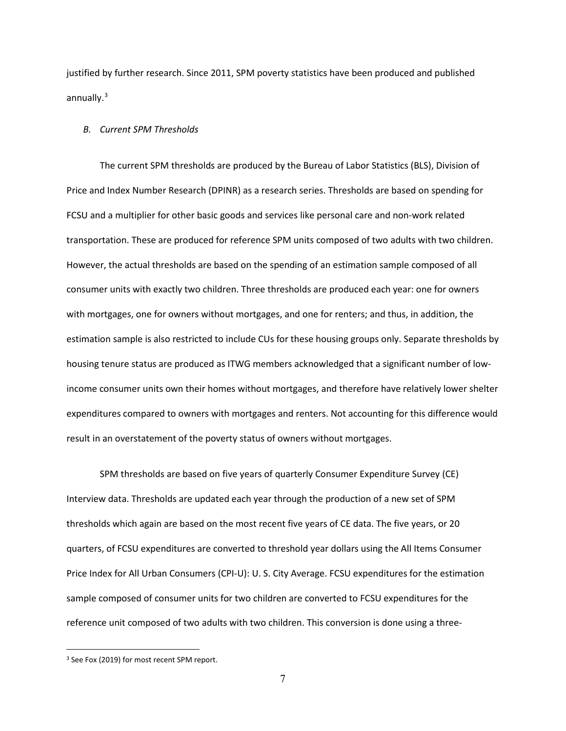justified by further research. Since 2011, SPM poverty statistics have been produced and published annually.[3]

### *B. Current SPM Thresholds*

The current SPM thresholds are produced by the Bureau of Labor Statistics (BLS), Division of Price and Index Number Research (DPINR) as a research series. Thresholds are based on spending for FCSU and a multiplier for other basic goods and services like personal care and non-work related transportation. These are produced for reference SPM units composed of two adults with two children. However, the actual thresholds are based on the spending of an estimation sample composed of all consumer units with exactly two children. Three thresholds are produced each year: one for owners with mortgages, one for owners without mortgages, and one for renters; and thus, in addition, the estimation sample is also restricted to include CUs for these housing groups only. Separate thresholds by housing tenure status are produced as ITWG members acknowledged that a significant number of low-income consumer units own their homes without mortgages, and therefore have relatively lower shelter expenditures compared to owners with mortgages and renters. Not accounting for this difference would result in an overstatement of the poverty status of owners without mortgages.

SPM thresholds are based on five years of quarterly Consumer Expenditure Survey (CE) Interview data. Thresholds are updated each year through the production of a new set of SPM thresholds which again are based on the most recent five years of CE data. The five years, or 20 quarters, of FCSU expenditures are converted to threshold year dollars using the All Items Consumer Price Index for All Urban Consumers (CPI-U): U. S. City Average. FCSU expenditures for the estimation sample composed of consumer units for two children are converted to FCSU expenditures for the reference unit composed of two adults with two children. This conversion is done using a three-

[3] See Fox (2019) for most recent SPM report.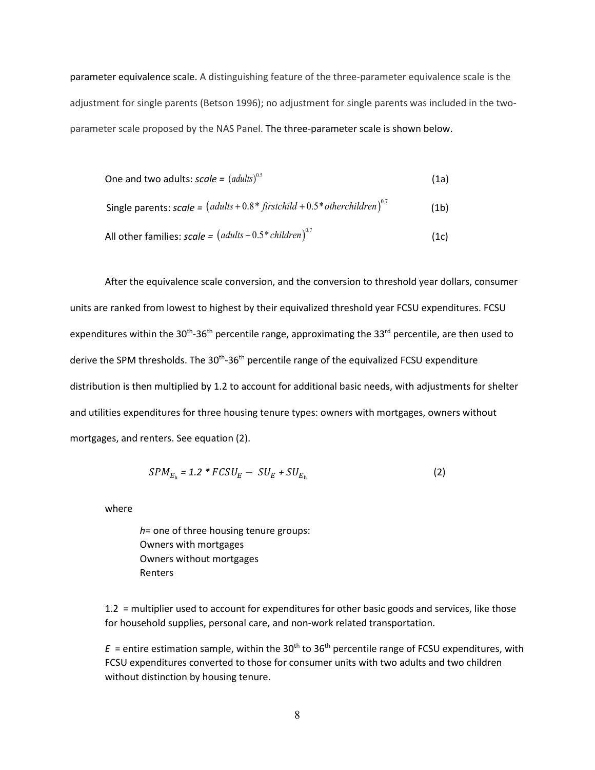parameter equivalence scale. A distinguishing feature of the three-parameter equivalence scale is the adjustment for single parents (Betson 1996); no adjustment for single parents was included in the two-parameter scale proposed by the NAS Panel. The three-parameter scale is shown below.

One and two adults: ***scale*** = $(adults)^{0.5}$ (1a)

Single parents: ***scale*** = $(adults + 0.8 * firstchild + 0.5 * otherchildren)^{0.7}$ (1b)

All other families: ***scale*** = $(adults + 0.5 * children)^{0.7}$ (1c)

After the equivalence scale conversion, and the conversion to threshold year dollars, consumer units are ranked from lowest to highest by their equivalized threshold year FCSU expenditures. FCSU expenditures within the 30th-36th percentile range, approximating the 33rd percentile, are then used to derive the SPM thresholds. The 30th-36th percentile range of the equivalized FCSU expenditure distribution is then multiplied by 1.2 to account for additional basic needs, with adjustments for shelter and utilities expenditures for three housing tenure types: owners with mortgages, owners without mortgages, and renters. See equation (2).

$$SPM_{E_h} = 1.2 * FCSU_E - SU_E + SU_{E_h} \tag{2}$$

where

> *h*= one of three housing tenure groups:
> Owners with mortgages
> Owners without mortgages
> Renters

1.2 = multiplier used to account for expenditures for other basic goods and services, like those for household supplies, personal care, and non-work related transportation.

*E* = entire estimation sample, within the 30th to 36th percentile range of FCSU expenditures, with FCSU expenditures converted to those for consumer units with two adults and two children without distinction by housing tenure.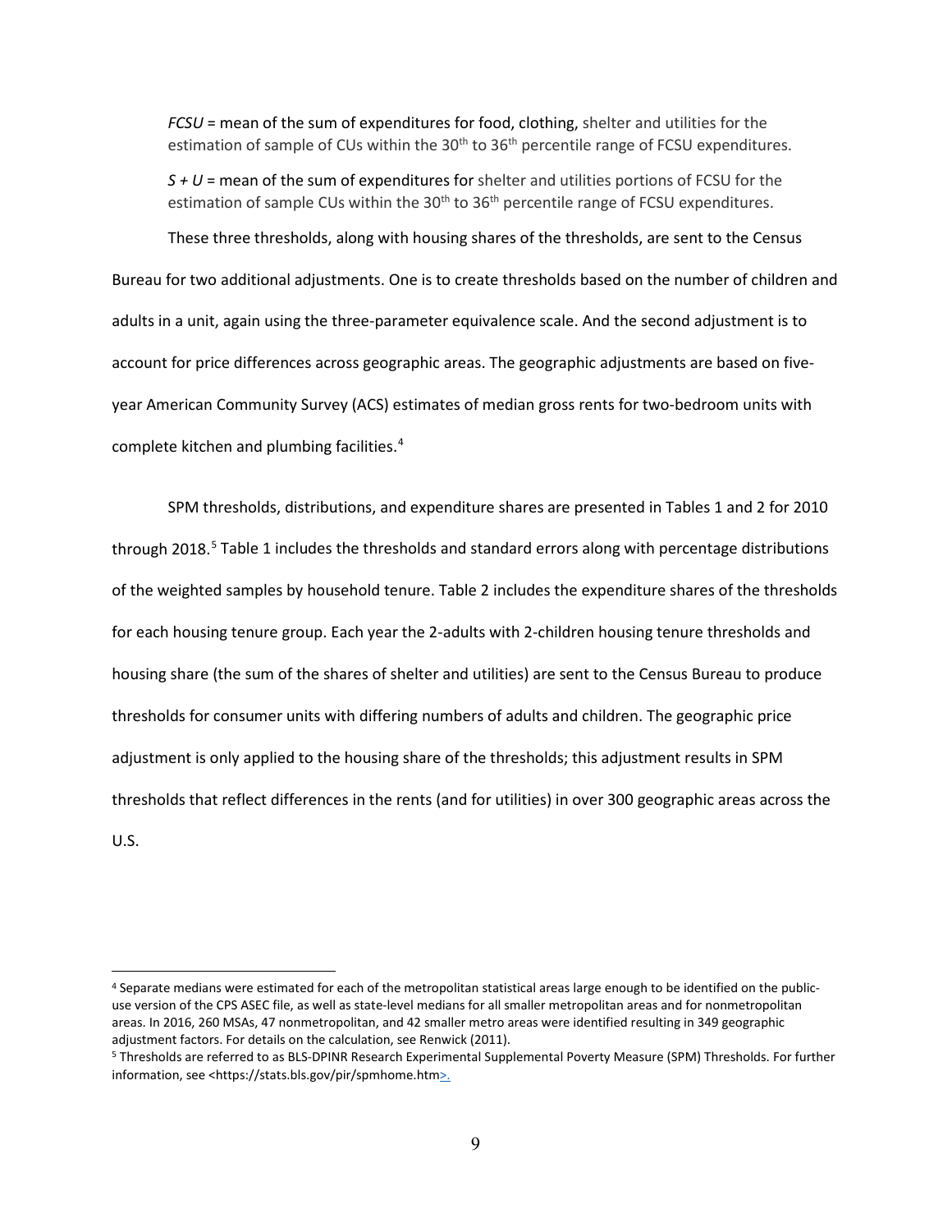*FCSU* = mean of the sum of expenditures for food, clothing, shelter and utilities for the estimation of sample of CUs within the 30th to 36th percentile range of FCSU expenditures.

*S + U* = mean of the sum of expenditures for shelter and utilities portions of FCSU for the estimation of sample CUs within the 30th to 36th percentile range of FCSU expenditures.

These three thresholds, along with housing shares of the thresholds, are sent to the Census Bureau for two additional adjustments. One is to create thresholds based on the number of children and adults in a unit, again using the three-parameter equivalence scale. And the second adjustment is to account for price differences across geographic areas. The geographic adjustments are based on five-year American Community Survey (ACS) estimates of median gross rents for two-bedroom units with complete kitchen and plumbing facilities.[4]

SPM thresholds, distributions, and expenditure shares are presented in Tables 1 and 2 for 2010 through 2018.[5] Table 1 includes the thresholds and standard errors along with percentage distributions of the weighted samples by household tenure. Table 2 includes the expenditure shares of the thresholds for each housing tenure group. Each year the 2-adults with 2-children housing tenure thresholds and housing share (the sum of the shares of shelter and utilities) are sent to the Census Bureau to produce thresholds for consumer units with differing numbers of adults and children. The geographic price adjustment is only applied to the housing share of the thresholds; this adjustment results in SPM thresholds that reflect differences in the rents (and for utilities) in over 300 geographic areas across the U.S.

---

[4] Separate medians were estimated for each of the metropolitan statistical areas large enough to be identified on the public-use version of the CPS ASEC file, as well as state-level medians for all smaller metropolitan areas and for nonmetropolitan areas. In 2016, 260 MSAs, 47 nonmetropolitan, and 42 smaller metro areas were identified resulting in 349 geographic adjustment factors. For details on the calculation, see Renwick (2011).

[5] Thresholds are referred to as BLS-DPINR Research Experimental Supplemental Poverty Measure (SPM) Thresholds. For further information, see <https://stats.bls.gov/pir/spmhome.htm>.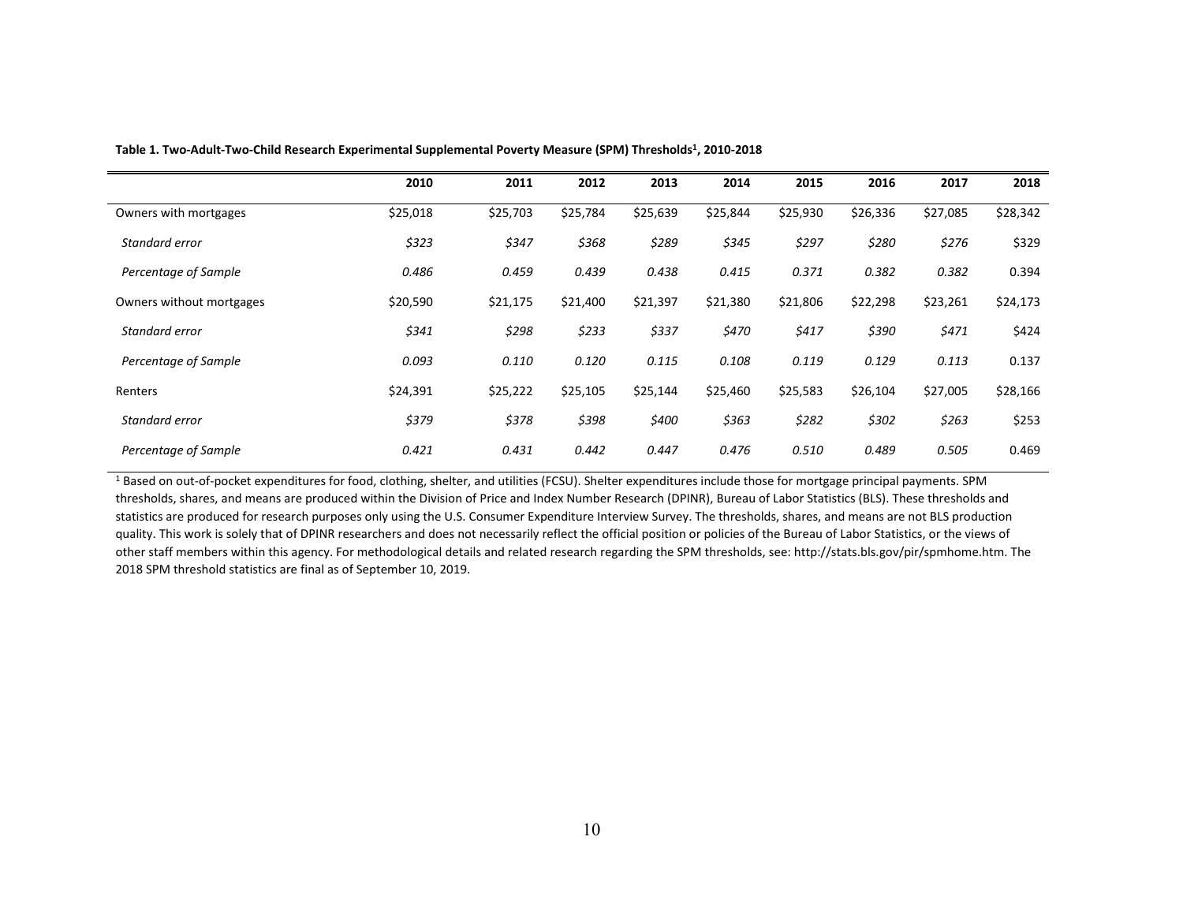**Table 1. Two-Adult-Two-Child Research Experimental Supplemental Poverty Measure (SPM) Thresholds[1], 2010-2018**

| | 2010 | 2011 | 2012 | 2013 | 2014 | 2015 | 2016 | 2017 | 2018 |
|---|---|---|---|---|---|---|---|---|---|
| Owners with mortgages | $25,018 | $25,703 | $25,784 | $25,639 | $25,844 | $25,930 | $26,336 | $27,085 | $28,342 |
| *Standard error* | *$323* | *$347* | *$368* | *$289* | *$345* | *$297* | *$280* | *$276* | $329 |
| *Percentage of Sample* | *0.486* | *0.459* | *0.439* | *0.438* | *0.415* | *0.371* | *0.382* | *0.382* | 0.394 |
| Owners without mortgages | $20,590 | $21,175 | $21,400 | $21,397 | $21,380 | $21,806 | $22,298 | $23,261 | $24,173 |
| *Standard error* | *$341* | *$298* | *$233* | *$337* | *$470* | *$417* | *$390* | *$471* | $424 |
| *Percentage of Sample* | *0.093* | *0.110* | *0.120* | *0.115* | *0.108* | *0.119* | *0.129* | *0.113* | 0.137 |
| Renters | $24,391 | $25,222 | $25,105 | $25,144 | $25,460 | $25,583 | $26,104 | $27,005 | $28,166 |
| *Standard error* | *$379* | *$378* | *$398* | *$400* | *$363* | *$282* | *$302* | *$263* | $253 |
| *Percentage of Sample* | *0.421* | *0.431* | *0.442* | *0.447* | *0.476* | *0.510* | *0.489* | *0.505* | 0.469 |

[1] Based on out-of-pocket expenditures for food, clothing, shelter, and utilities (FCSU). Shelter expenditures include those for mortgage principal payments. SPM thresholds, shares, and means are produced within the Division of Price and Index Number Research (DPINR), Bureau of Labor Statistics (BLS). These thresholds and statistics are produced for research purposes only using the U.S. Consumer Expenditure Interview Survey. The thresholds, shares, and means are not BLS production quality. This work is solely that of DPINR researchers and does not necessarily reflect the official position or policies of the Bureau of Labor Statistics, or the views of other staff members within this agency. For methodological details and related research regarding the SPM thresholds, see: http://stats.bls.gov/pir/spmhome.htm. The 2018 SPM threshold statistics are final as of September 10, 2019.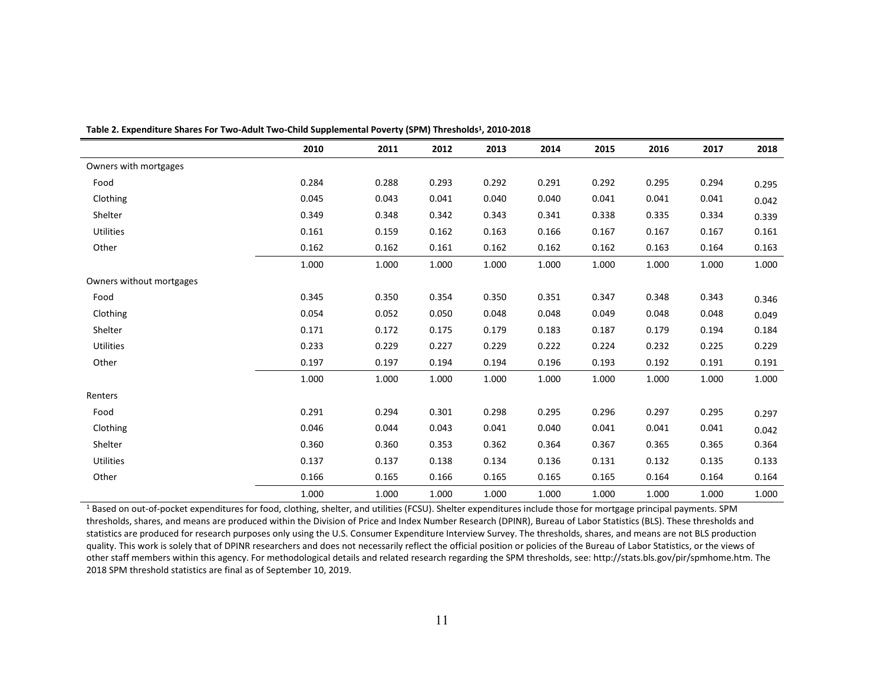**Table 2. Expenditure Shares For Two-Adult Two-Child Supplemental Poverty (SPM) Thresholds[1], 2010-2018**

| | 2010 | 2011 | 2012 | 2013 | 2014 | 2015 | 2016 | 2017 | 2018 |
|---|---|---|---|---|---|---|---|---|---|
| Owners with mortgages | | | | | | | | | |
| Food | 0.284 | 0.288 | 0.293 | 0.292 | 0.291 | 0.292 | 0.295 | 0.294 | 0.295 |
| Clothing | 0.045 | 0.043 | 0.041 | 0.040 | 0.040 | 0.041 | 0.041 | 0.041 | 0.042 |
| Shelter | 0.349 | 0.348 | 0.342 | 0.343 | 0.341 | 0.338 | 0.335 | 0.334 | 0.339 |
| Utilities | 0.161 | 0.159 | 0.162 | 0.163 | 0.166 | 0.167 | 0.167 | 0.167 | 0.161 |
| Other | 0.162 | 0.162 | 0.161 | 0.162 | 0.162 | 0.162 | 0.163 | 0.164 | 0.163 |
| | 1.000 | 1.000 | 1.000 | 1.000 | 1.000 | 1.000 | 1.000 | 1.000 | 1.000 |
| Owners without mortgages | | | | | | | | | |
| Food | 0.345 | 0.350 | 0.354 | 0.350 | 0.351 | 0.347 | 0.348 | 0.343 | 0.346 |
| Clothing | 0.054 | 0.052 | 0.050 | 0.048 | 0.048 | 0.049 | 0.048 | 0.048 | 0.049 |
| Shelter | 0.171 | 0.172 | 0.175 | 0.179 | 0.183 | 0.187 | 0.179 | 0.194 | 0.184 |
| Utilities | 0.233 | 0.229 | 0.227 | 0.229 | 0.222 | 0.224 | 0.232 | 0.225 | 0.229 |
| Other | 0.197 | 0.197 | 0.194 | 0.194 | 0.196 | 0.193 | 0.192 | 0.191 | 0.191 |
| | 1.000 | 1.000 | 1.000 | 1.000 | 1.000 | 1.000 | 1.000 | 1.000 | 1.000 |
| Renters | | | | | | | | | |
| Food | 0.291 | 0.294 | 0.301 | 0.298 | 0.295 | 0.296 | 0.297 | 0.295 | 0.297 |
| Clothing | 0.046 | 0.044 | 0.043 | 0.041 | 0.040 | 0.041 | 0.041 | 0.041 | 0.042 |
| Shelter | 0.360 | 0.360 | 0.353 | 0.362 | 0.364 | 0.367 | 0.365 | 0.365 | 0.364 |
| Utilities | 0.137 | 0.137 | 0.138 | 0.134 | 0.136 | 0.131 | 0.132 | 0.135 | 0.133 |
| Other | 0.166 | 0.165 | 0.166 | 0.165 | 0.165 | 0.165 | 0.164 | 0.164 | 0.164 |
| | 1.000 | 1.000 | 1.000 | 1.000 | 1.000 | 1.000 | 1.000 | 1.000 | 1.000 |

[1] Based on out-of-pocket expenditures for food, clothing, shelter, and utilities (FCSU). Shelter expenditures include those for mortgage principal payments. SPM thresholds, shares, and means are produced within the Division of Price and Index Number Research (DPINR), Bureau of Labor Statistics (BLS). These thresholds and statistics are produced for research purposes only using the U.S. Consumer Expenditure Interview Survey. The thresholds, shares, and means are not BLS production quality. This work is solely that of DPINR researchers and does not necessarily reflect the official position or policies of the Bureau of Labor Statistics, or the views of other staff members within this agency. For methodological details and related research regarding the SPM thresholds, see: http://stats.bls.gov/pir/spmhome.htm. The 2018 SPM threshold statistics are final as of September 10, 2019.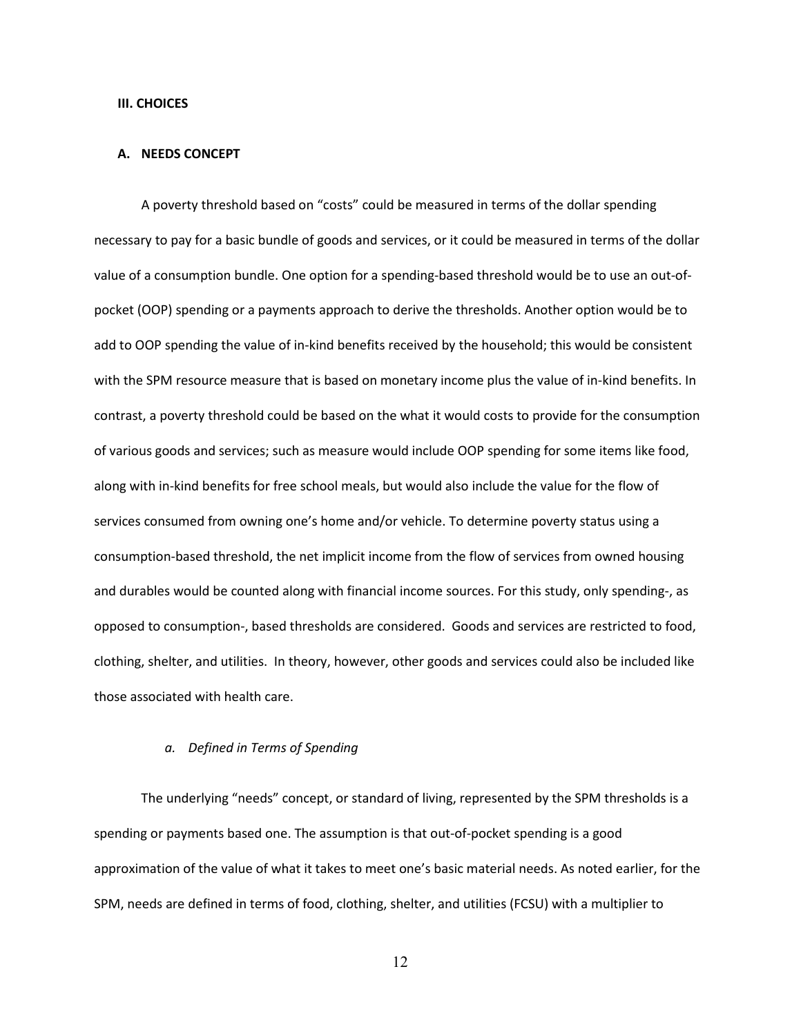## III. CHOICES

### A. NEEDS CONCEPT

A poverty threshold based on "costs" could be measured in terms of the dollar spending necessary to pay for a basic bundle of goods and services, or it could be measured in terms of the dollar value of a consumption bundle. One option for a spending-based threshold would be to use an out-of-pocket (OOP) spending or a payments approach to derive the thresholds. Another option would be to add to OOP spending the value of in-kind benefits received by the household; this would be consistent with the SPM resource measure that is based on monetary income plus the value of in-kind benefits. In contrast, a poverty threshold could be based on the what it would costs to provide for the consumption of various goods and services; such as measure would include OOP spending for some items like food, along with in-kind benefits for free school meals, but would also include the value for the flow of services consumed from owning one's home and/or vehicle. To determine poverty status using a consumption-based threshold, the net implicit income from the flow of services from owned housing and durables would be counted along with financial income sources. For this study, only spending-, as opposed to consumption-, based thresholds are considered. Goods and services are restricted to food, clothing, shelter, and utilities. In theory, however, other goods and services could also be included like those associated with health care.

#### *a. Defined in Terms of Spending*

The underlying "needs" concept, or standard of living, represented by the SPM thresholds is a spending or payments based one. The assumption is that out-of-pocket spending is a good approximation of the value of what it takes to meet one's basic material needs. As noted earlier, for the SPM, needs are defined in terms of food, clothing, shelter, and utilities (FCSU) with a multiplier to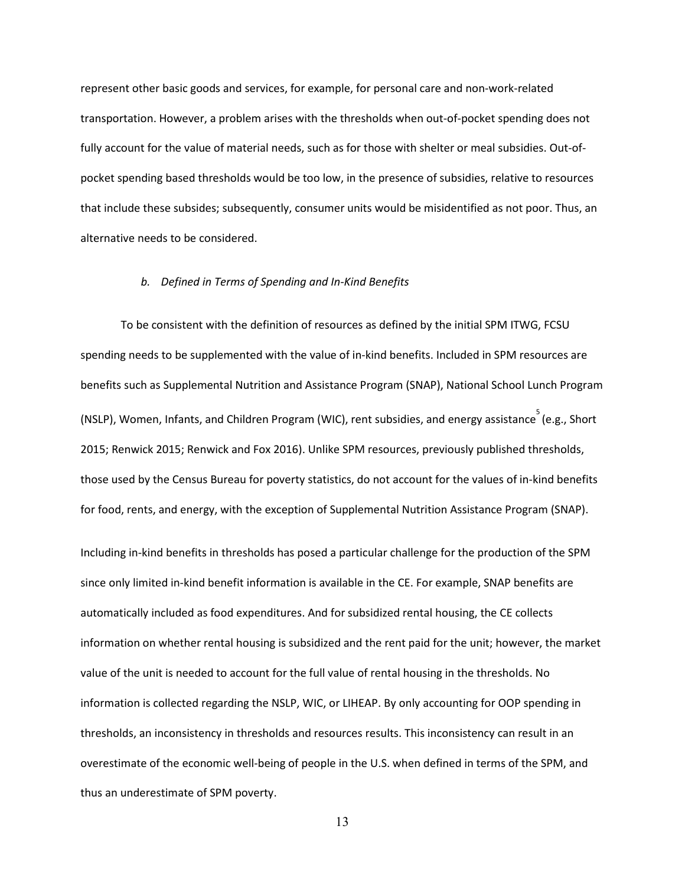represent other basic goods and services, for example, for personal care and non-work-related transportation. However, a problem arises with the thresholds when out-of-pocket spending does not fully account for the value of material needs, such as for those with shelter or meal subsidies. Out-of-pocket spending based thresholds would be too low, in the presence of subsidies, relative to resources that include these subsides; subsequently, consumer units would be misidentified as not poor. Thus, an alternative needs to be considered.

*b. Defined in Terms of Spending and In-Kind Benefits*

To be consistent with the definition of resources as defined by the initial SPM ITWG, FCSU spending needs to be supplemented with the value of in-kind benefits. Included in SPM resources are benefits such as Supplemental Nutrition and Assistance Program (SNAP), National School Lunch Program (NSLP), Women, Infants, and Children Program (WIC), rent subsidies, and energy assistance[5] (e.g., Short 2015; Renwick 2015; Renwick and Fox 2016). Unlike SPM resources, previously published thresholds, those used by the Census Bureau for poverty statistics, do not account for the values of in-kind benefits for food, rents, and energy, with the exception of Supplemental Nutrition Assistance Program (SNAP).

Including in-kind benefits in thresholds has posed a particular challenge for the production of the SPM since only limited in-kind benefit information is available in the CE. For example, SNAP benefits are automatically included as food expenditures. And for subsidized rental housing, the CE collects information on whether rental housing is subsidized and the rent paid for the unit; however, the market value of the unit is needed to account for the full value of rental housing in the thresholds. No information is collected regarding the NSLP, WIC, or LIHEAP. By only accounting for OOP spending in thresholds, an inconsistency in thresholds and resources results. This inconsistency can result in an overestimate of the economic well-being of people in the U.S. when defined in terms of the SPM, and thus an underestimate of SPM poverty.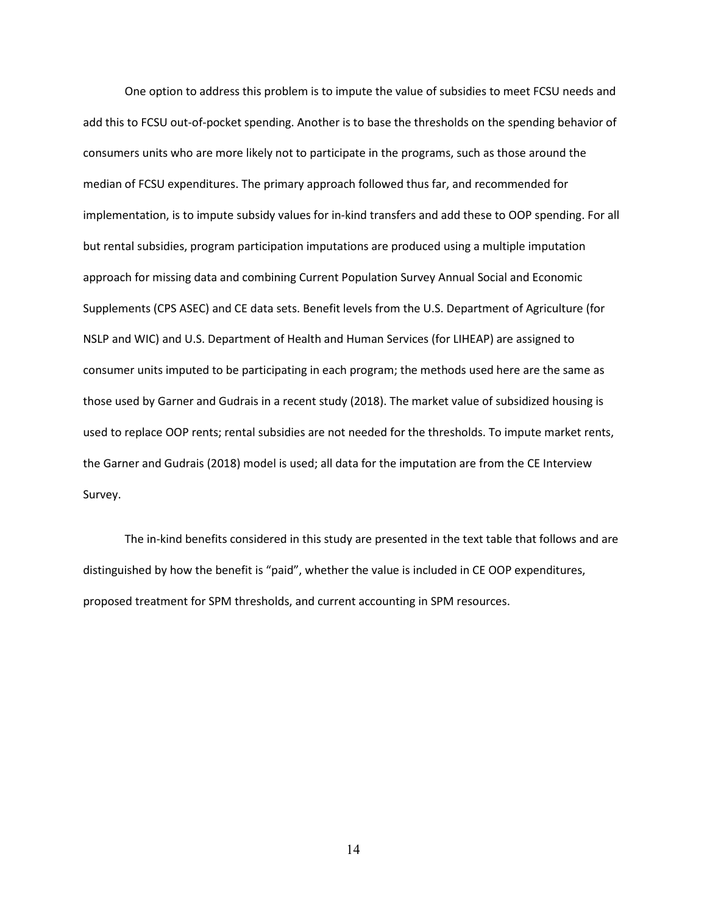One option to address this problem is to impute the value of subsidies to meet FCSU needs and add this to FCSU out-of-pocket spending. Another is to base the thresholds on the spending behavior of consumers units who are more likely not to participate in the programs, such as those around the median of FCSU expenditures. The primary approach followed thus far, and recommended for implementation, is to impute subsidy values for in-kind transfers and add these to OOP spending. For all but rental subsidies, program participation imputations are produced using a multiple imputation approach for missing data and combining Current Population Survey Annual Social and Economic Supplements (CPS ASEC) and CE data sets. Benefit levels from the U.S. Department of Agriculture (for NSLP and WIC) and U.S. Department of Health and Human Services (for LIHEAP) are assigned to consumer units imputed to be participating in each program; the methods used here are the same as those used by Garner and Gudrais in a recent study (2018). The market value of subsidized housing is used to replace OOP rents; rental subsidies are not needed for the thresholds. To impute market rents, the Garner and Gudrais (2018) model is used; all data for the imputation are from the CE Interview Survey.

The in-kind benefits considered in this study are presented in the text table that follows and are distinguished by how the benefit is "paid", whether the value is included in CE OOP expenditures, proposed treatment for SPM thresholds, and current accounting in SPM resources.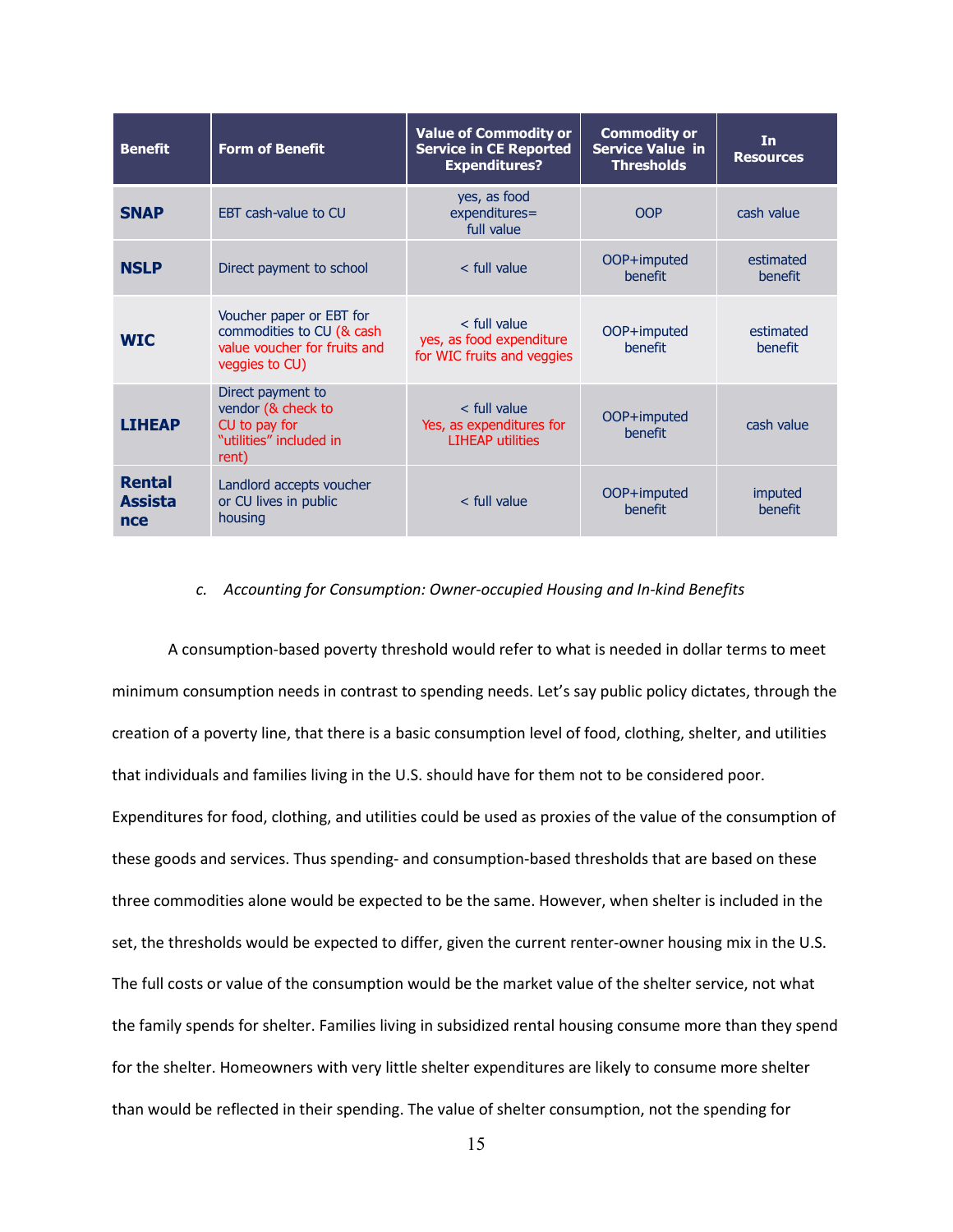| Benefit | Form of Benefit | Value of Commodity or Service in CE Reported Expenditures? | Commodity or Service Value in Thresholds | In Resources |
|---|---|---|---|---|
| **SNAP** | EBT cash-value to CU | yes, as food expenditures= full value | OOP | cash value |
| **NSLP** | Direct payment to school | < full value | OOP+imputed benefit | estimated benefit |
| **WIC** | Voucher paper or EBT for commodities to CU (& cash value voucher for fruits and veggies to CU) | < full value yes, as food expenditure for WIC fruits and veggies | OOP+imputed benefit | estimated benefit |
| **LIHEAP** | Direct payment to vendor (& check to CU to pay for "utilities" included in rent) | < full value Yes, as expenditures for LIHEAP utilities | OOP+imputed benefit | cash value |
| **Rental Assistance** | Landlord accepts voucher or CU lives in public housing | < full value | OOP+imputed benefit | imputed benefit |

*c. Accounting for Consumption: Owner-occupied Housing and In-kind Benefits*

A consumption-based poverty threshold would refer to what is needed in dollar terms to meet minimum consumption needs in contrast to spending needs. Let's say public policy dictates, through the creation of a poverty line, that there is a basic consumption level of food, clothing, shelter, and utilities that individuals and families living in the U.S. should have for them not to be considered poor. Expenditures for food, clothing, and utilities could be used as proxies of the value of the consumption of these goods and services. Thus spending- and consumption-based thresholds that are based on these three commodities alone would be expected to be the same. However, when shelter is included in the set, the thresholds would be expected to differ, given the current renter-owner housing mix in the U.S. The full costs or value of the consumption would be the market value of the shelter service, not what the family spends for shelter. Families living in subsidized rental housing consume more than they spend for the shelter. Homeowners with very little shelter expenditures are likely to consume more shelter than would be reflected in their spending. The value of shelter consumption, not the spending for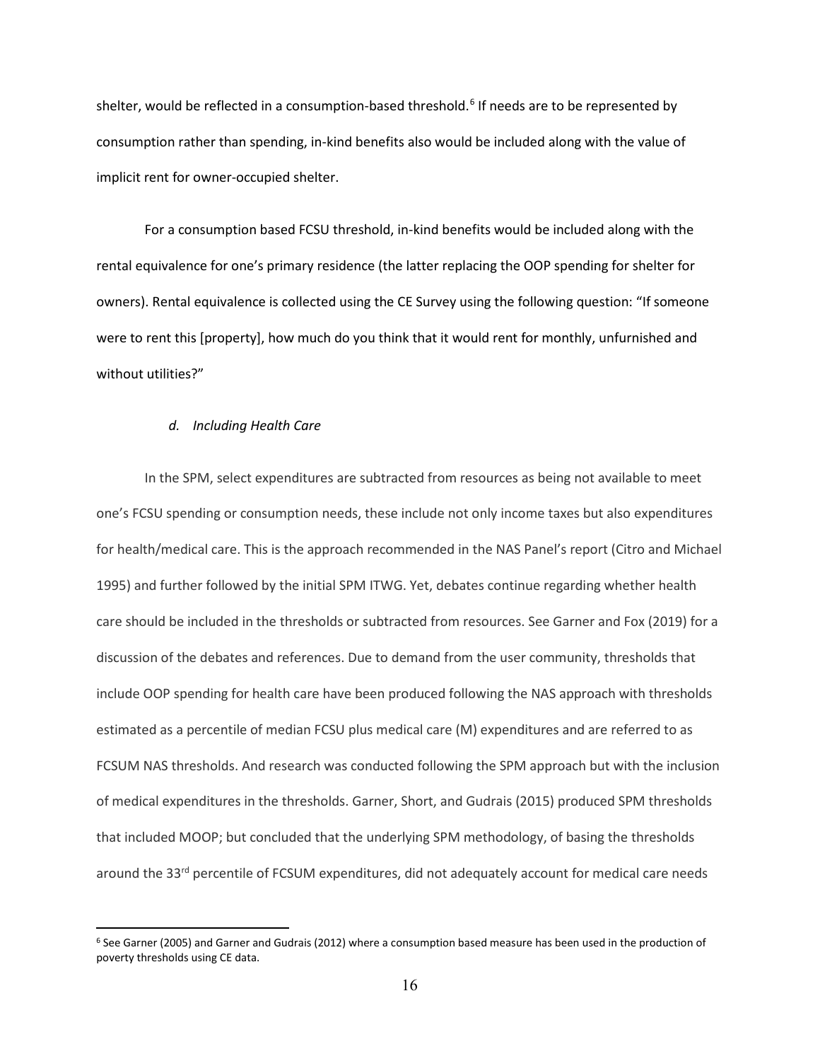shelter, would be reflected in a consumption-based threshold.[6] If needs are to be represented by consumption rather than spending, in-kind benefits also would be included along with the value of implicit rent for owner-occupied shelter.

For a consumption based FCSU threshold, in-kind benefits would be included along with the rental equivalence for one's primary residence (the latter replacing the OOP spending for shelter for owners). Rental equivalence is collected using the CE Survey using the following question: "If someone were to rent this [property], how much do you think that it would rent for monthly, unfurnished and without utilities?"

#### *d. Including Health Care*

In the SPM, select expenditures are subtracted from resources as being not available to meet one's FCSU spending or consumption needs, these include not only income taxes but also expenditures for health/medical care. This is the approach recommended in the NAS Panel's report (Citro and Michael 1995) and further followed by the initial SPM ITWG. Yet, debates continue regarding whether health care should be included in the thresholds or subtracted from resources. See Garner and Fox (2019) for a discussion of the debates and references. Due to demand from the user community, thresholds that include OOP spending for health care have been produced following the NAS approach with thresholds estimated as a percentile of median FCSU plus medical care (M) expenditures and are referred to as FCSUM NAS thresholds. And research was conducted following the SPM approach but with the inclusion of medical expenditures in the thresholds. Garner, Short, and Gudrais (2015) produced SPM thresholds that included MOOP; but concluded that the underlying SPM methodology, of basing the thresholds around the 33rd percentile of FCSUM expenditures, did not adequately account for medical care needs

[6] See Garner (2005) and Garner and Gudrais (2012) where a consumption based measure has been used in the production of poverty thresholds using CE data.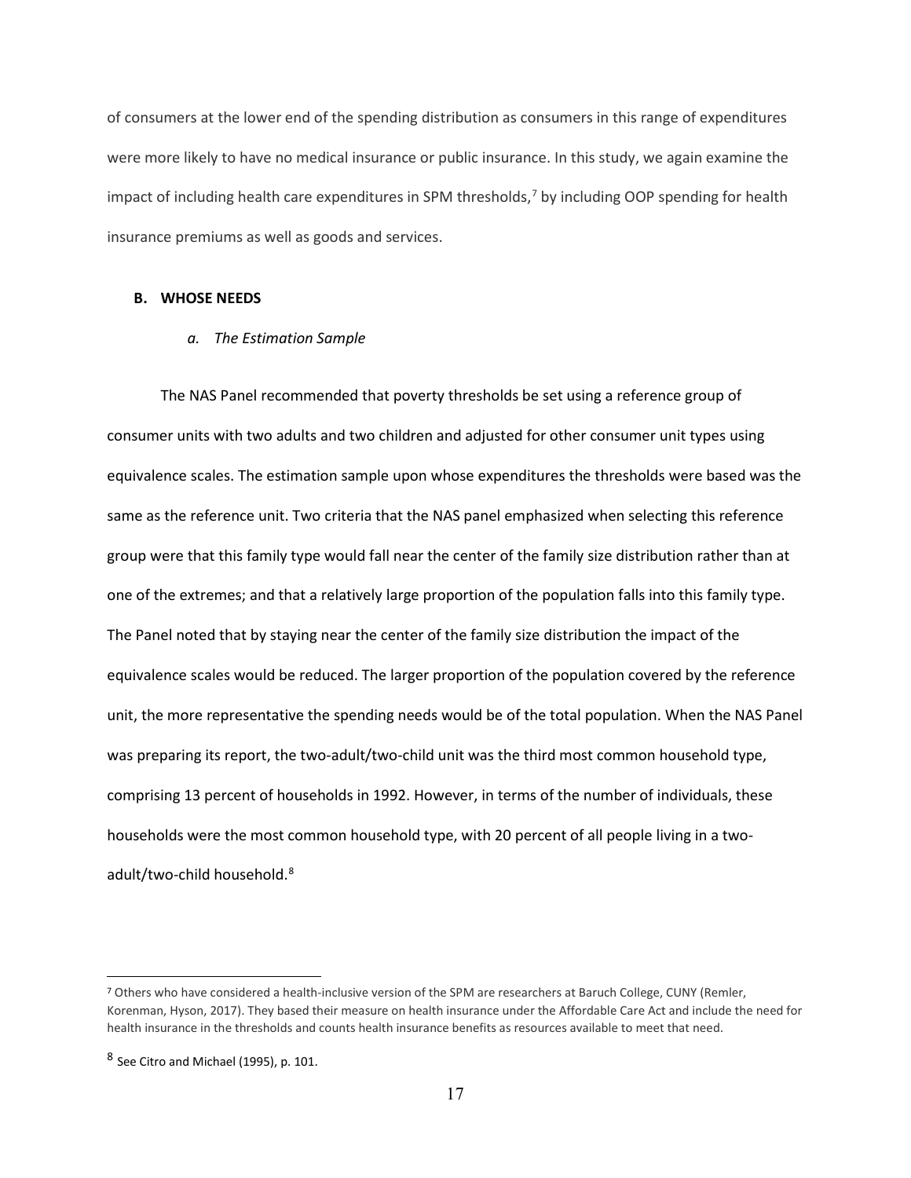of consumers at the lower end of the spending distribution as consumers in this range of expenditures were more likely to have no medical insurance or public insurance. In this study, we again examine the impact of including health care expenditures in SPM thresholds,[7] by including OOP spending for health insurance premiums as well as goods and services.

### B. WHOSE NEEDS

#### *a. The Estimation Sample*

The NAS Panel recommended that poverty thresholds be set using a reference group of consumer units with two adults and two children and adjusted for other consumer unit types using equivalence scales. The estimation sample upon whose expenditures the thresholds were based was the same as the reference unit. Two criteria that the NAS panel emphasized when selecting this reference group were that this family type would fall near the center of the family size distribution rather than at one of the extremes; and that a relatively large proportion of the population falls into this family type. The Panel noted that by staying near the center of the family size distribution the impact of the equivalence scales would be reduced. The larger proportion of the population covered by the reference unit, the more representative the spending needs would be of the total population. When the NAS Panel was preparing its report, the two-adult/two-child unit was the third most common household type, comprising 13 percent of households in 1992. However, in terms of the number of individuals, these households were the most common household type, with 20 percent of all people living in a two-adult/two-child household.[8]

---

[7] Others who have considered a health-inclusive version of the SPM are researchers at Baruch College, CUNY (Remler, Korenman, Hyson, 2017). They based their measure on health insurance under the Affordable Care Act and include the need for health insurance in the thresholds and counts health insurance benefits as resources available to meet that need.

[8] See Citro and Michael (1995), p. 101.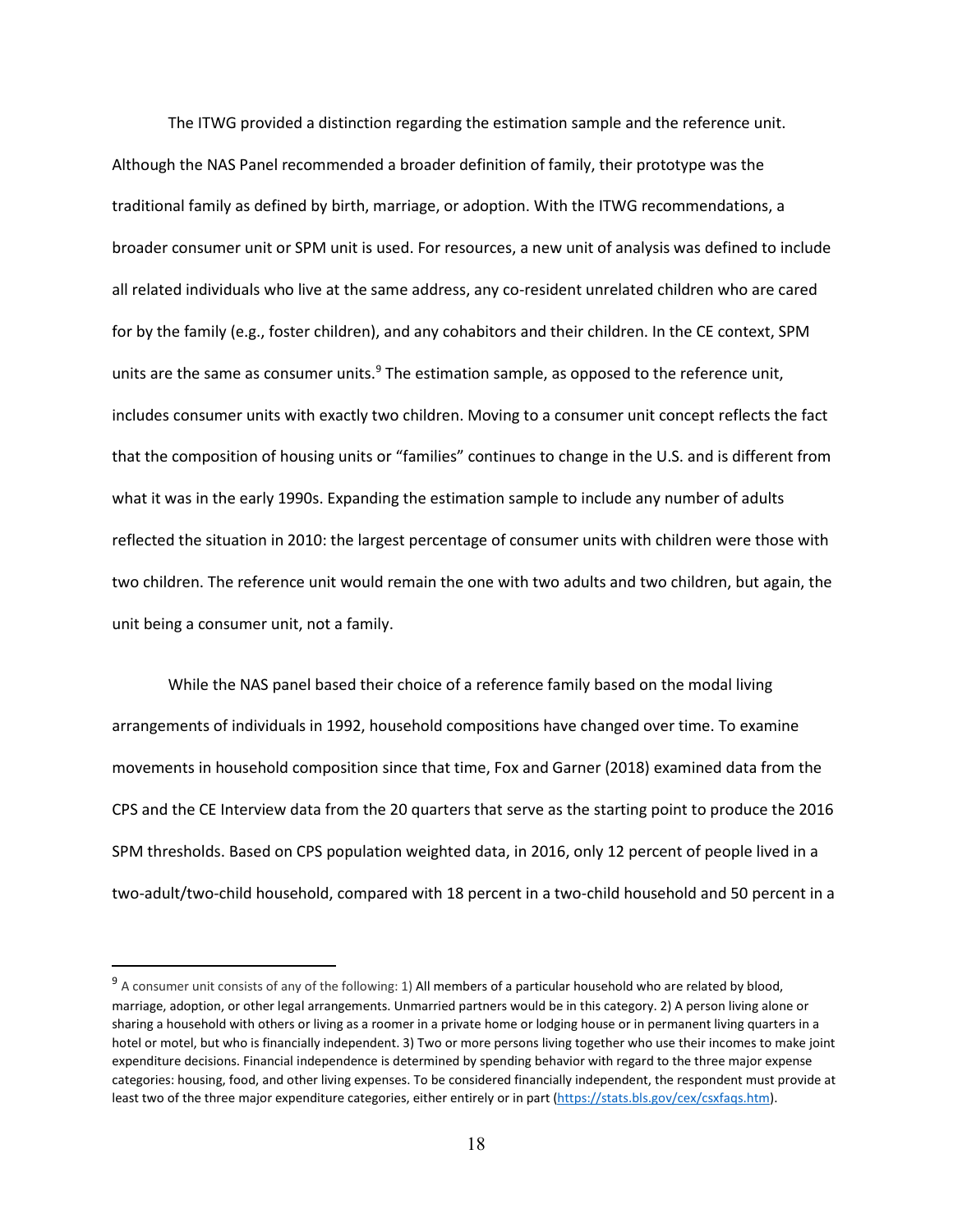The ITWG provided a distinction regarding the estimation sample and the reference unit. Although the NAS Panel recommended a broader definition of family, their prototype was the traditional family as defined by birth, marriage, or adoption. With the ITWG recommendations, a broader consumer unit or SPM unit is used. For resources, a new unit of analysis was defined to include all related individuals who live at the same address, any co-resident unrelated children who are cared for by the family (e.g., foster children), and any cohabitors and their children. In the CE context, SPM units are the same as consumer units.[9] The estimation sample, as opposed to the reference unit, includes consumer units with exactly two children. Moving to a consumer unit concept reflects the fact that the composition of housing units or "families" continues to change in the U.S. and is different from what it was in the early 1990s. Expanding the estimation sample to include any number of adults reflected the situation in 2010: the largest percentage of consumer units with children were those with two children. The reference unit would remain the one with two adults and two children, but again, the unit being a consumer unit, not a family.

While the NAS panel based their choice of a reference family based on the modal living arrangements of individuals in 1992, household compositions have changed over time. To examine movements in household composition since that time, Fox and Garner (2018) examined data from the CPS and the CE Interview data from the 20 quarters that serve as the starting point to produce the 2016 SPM thresholds. Based on CPS population weighted data, in 2016, only 12 percent of people lived in a two-adult/two-child household, compared with 18 percent in a two-child household and 50 percent in a

---

[9] A consumer unit consists of any of the following: 1) All members of a particular household who are related by blood, marriage, adoption, or other legal arrangements. Unmarried partners would be in this category. 2) A person living alone or sharing a household with others or living as a roomer in a private home or lodging house or in permanent living quarters in a hotel or motel, but who is financially independent. 3) Two or more persons living together who use their incomes to make joint expenditure decisions. Financial independence is determined by spending behavior with regard to the three major expense categories: housing, food, and other living expenses. To be considered financially independent, the respondent must provide at least two of the three major expenditure categories, either entirely or in part (https://stats.bls.gov/cex/csxfaqs.htm).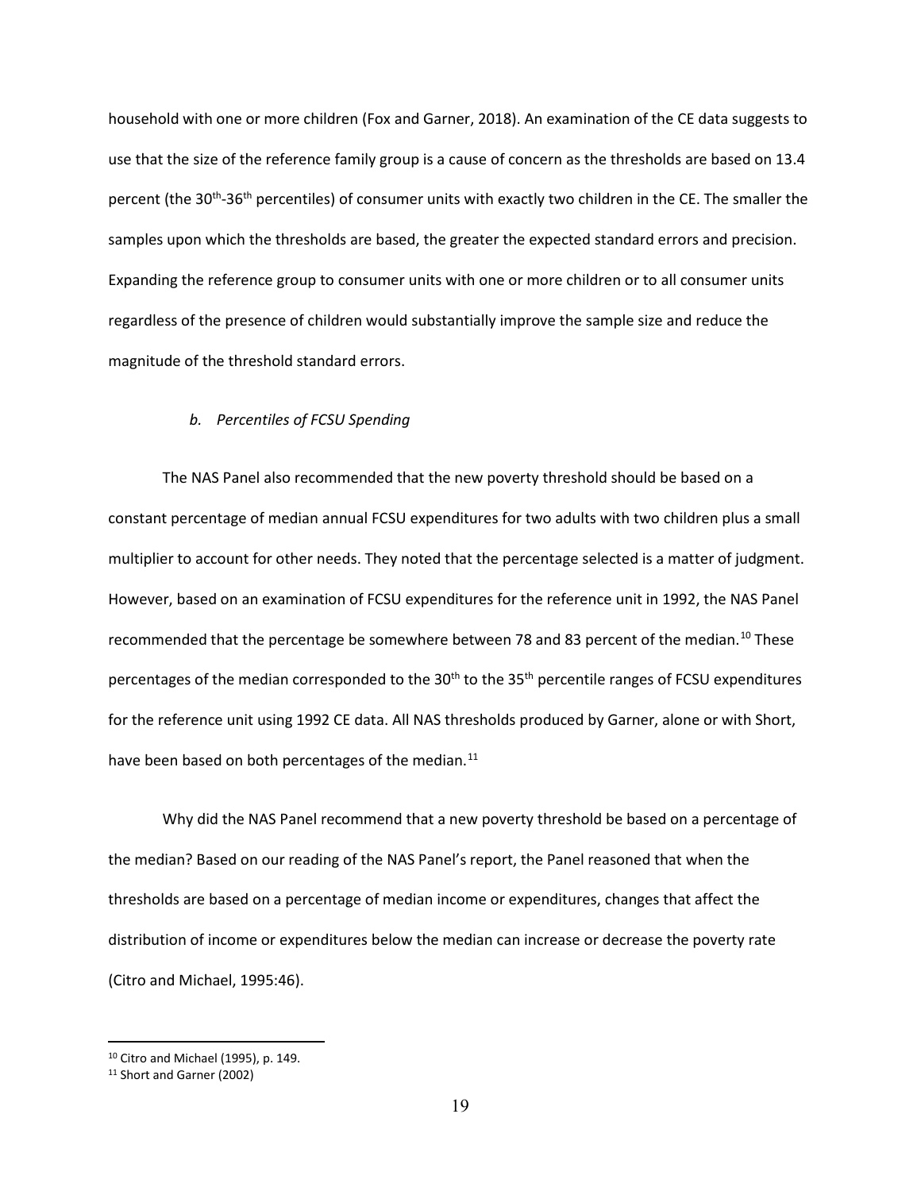household with one or more children (Fox and Garner, 2018). An examination of the CE data suggests to use that the size of the reference family group is a cause of concern as the thresholds are based on 13.4 percent (the 30th-36th percentiles) of consumer units with exactly two children in the CE. The smaller the samples upon which the thresholds are based, the greater the expected standard errors and precision. Expanding the reference group to consumer units with one or more children or to all consumer units regardless of the presence of children would substantially improve the sample size and reduce the magnitude of the threshold standard errors.

### *b. Percentiles of FCSU Spending*

The NAS Panel also recommended that the new poverty threshold should be based on a constant percentage of median annual FCSU expenditures for two adults with two children plus a small multiplier to account for other needs. They noted that the percentage selected is a matter of judgment. However, based on an examination of FCSU expenditures for the reference unit in 1992, the NAS Panel recommended that the percentage be somewhere between 78 and 83 percent of the median.[10] These percentages of the median corresponded to the 30th to the 35th percentile ranges of FCSU expenditures for the reference unit using 1992 CE data. All NAS thresholds produced by Garner, alone or with Short, have been based on both percentages of the median.[11]

Why did the NAS Panel recommend that a new poverty threshold be based on a percentage of the median? Based on our reading of the NAS Panel's report, the Panel reasoned that when the thresholds are based on a percentage of median income or expenditures, changes that affect the distribution of income or expenditures below the median can increase or decrease the poverty rate (Citro and Michael, 1995:46).

---

[10] Citro and Michael (1995), p. 149.

[11] Short and Garner (2002)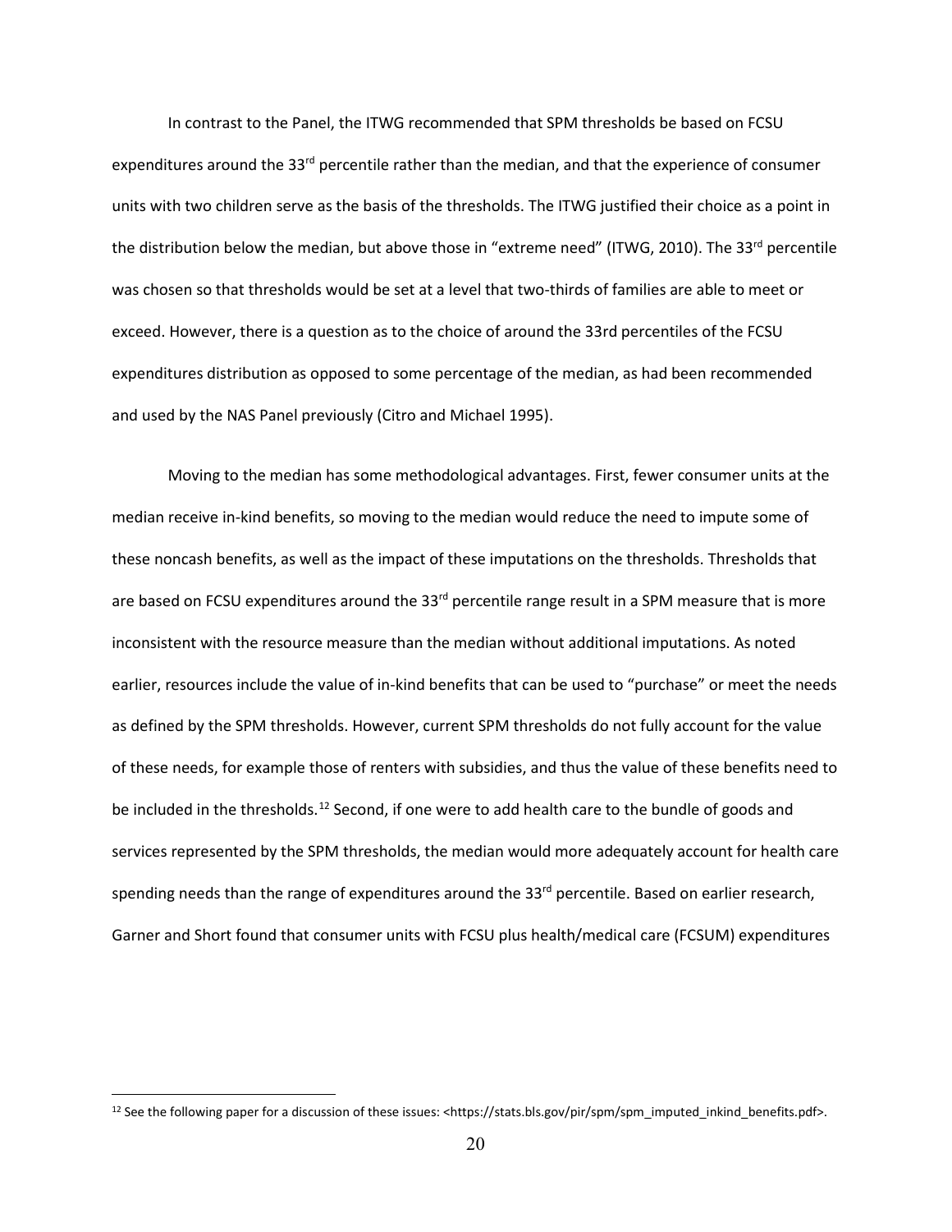In contrast to the Panel, the ITWG recommended that SPM thresholds be based on FCSU expenditures around the 33rd percentile rather than the median, and that the experience of consumer units with two children serve as the basis of the thresholds. The ITWG justified their choice as a point in the distribution below the median, but above those in "extreme need" (ITWG, 2010). The 33rd percentile was chosen so that thresholds would be set at a level that two-thirds of families are able to meet or exceed. However, there is a question as to the choice of around the 33rd percentiles of the FCSU expenditures distribution as opposed to some percentage of the median, as had been recommended and used by the NAS Panel previously (Citro and Michael 1995).

Moving to the median has some methodological advantages. First, fewer consumer units at the median receive in-kind benefits, so moving to the median would reduce the need to impute some of these noncash benefits, as well as the impact of these imputations on the thresholds. Thresholds that are based on FCSU expenditures around the 33rd percentile range result in a SPM measure that is more inconsistent with the resource measure than the median without additional imputations. As noted earlier, resources include the value of in-kind benefits that can be used to "purchase" or meet the needs as defined by the SPM thresholds. However, current SPM thresholds do not fully account for the value of these needs, for example those of renters with subsidies, and thus the value of these benefits need to be included in the thresholds.[12] Second, if one were to add health care to the bundle of goods and services represented by the SPM thresholds, the median would more adequately account for health care spending needs than the range of expenditures around the 33rd percentile. Based on earlier research, Garner and Short found that consumer units with FCSU plus health/medical care (FCSUM) expenditures

[12] See the following paper for a discussion of these issues: <https://stats.bls.gov/pir/spm/spm_imputed_inkind_benefits.pdf>.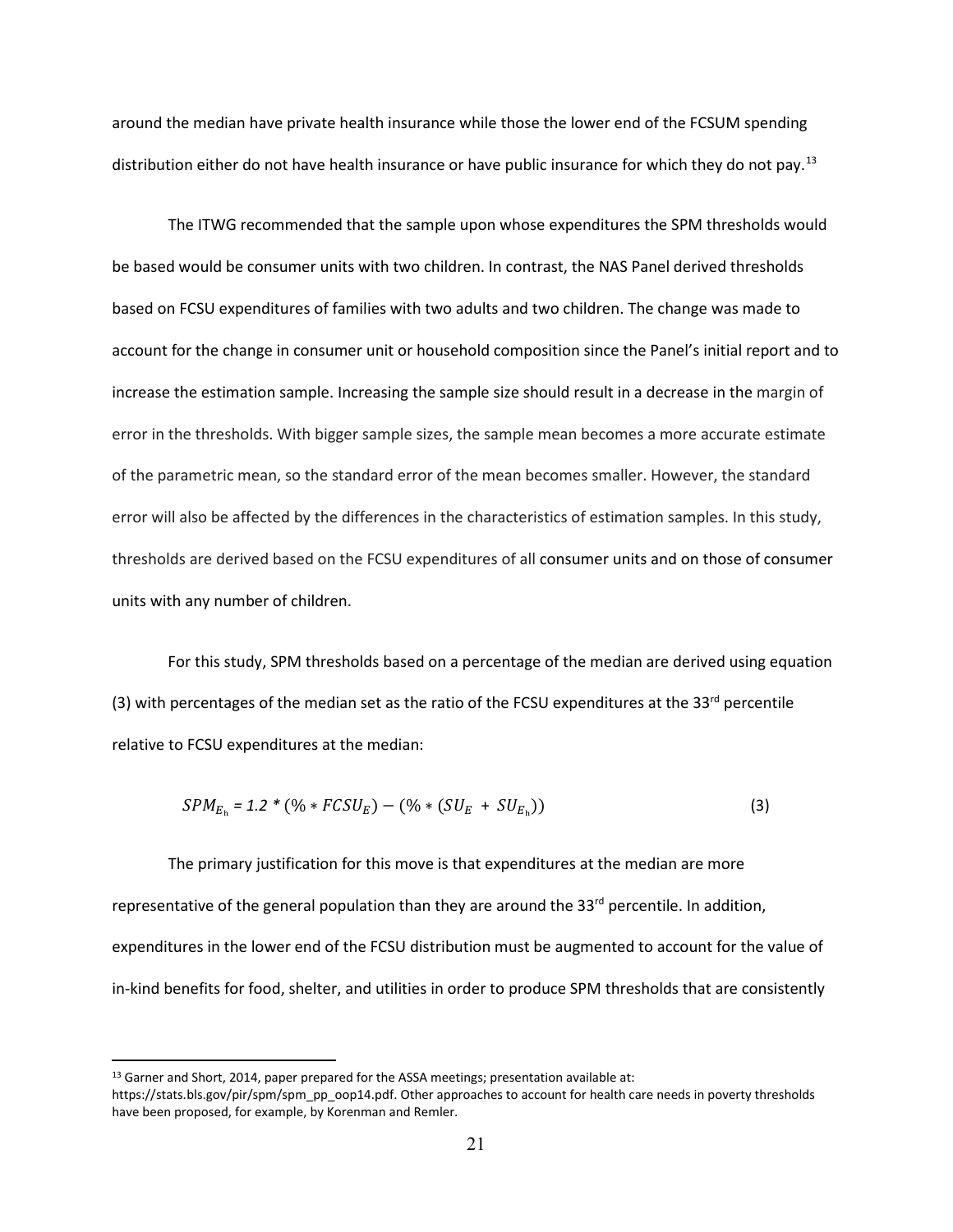around the median have private health insurance while those the lower end of the FCSUM spending distribution either do not have health insurance or have public insurance for which they do not pay.[13]

The ITWG recommended that the sample upon whose expenditures the SPM thresholds would be based would be consumer units with two children. In contrast, the NAS Panel derived thresholds based on FCSU expenditures of families with two adults and two children. The change was made to account for the change in consumer unit or household composition since the Panel's initial report and to increase the estimation sample. Increasing the sample size should result in a decrease in the margin of error in the thresholds. With bigger sample sizes, the sample mean becomes a more accurate estimate of the parametric mean, so the standard error of the mean becomes smaller. However, the standard error will also be affected by the differences in the characteristics of estimation samples. In this study, thresholds are derived based on the FCSU expenditures of all consumer units and on those of consumer units with any number of children.

For this study, SPM thresholds based on a percentage of the median are derived using equation (3) with percentages of the median set as the ratio of the FCSU expenditures at the 33rd percentile relative to FCSU expenditures at the median:

$$SPM_{E_h} = 1.2 * (\% * FCSU_E) - (\% * (SU_E + SU_{E_h})) \tag{3}$$

The primary justification for this move is that expenditures at the median are more representative of the general population than they are around the 33rd percentile. In addition, expenditures in the lower end of the FCSU distribution must be augmented to account for the value of in-kind benefits for food, shelter, and utilities in order to produce SPM thresholds that are consistently

---

[13] Garner and Short, 2014, paper prepared for the ASSA meetings; presentation available at: https://stats.bls.gov/pir/spm/spm_pp_oop14.pdf. Other approaches to account for health care needs in poverty thresholds have been proposed, for example, by Korenman and Remler.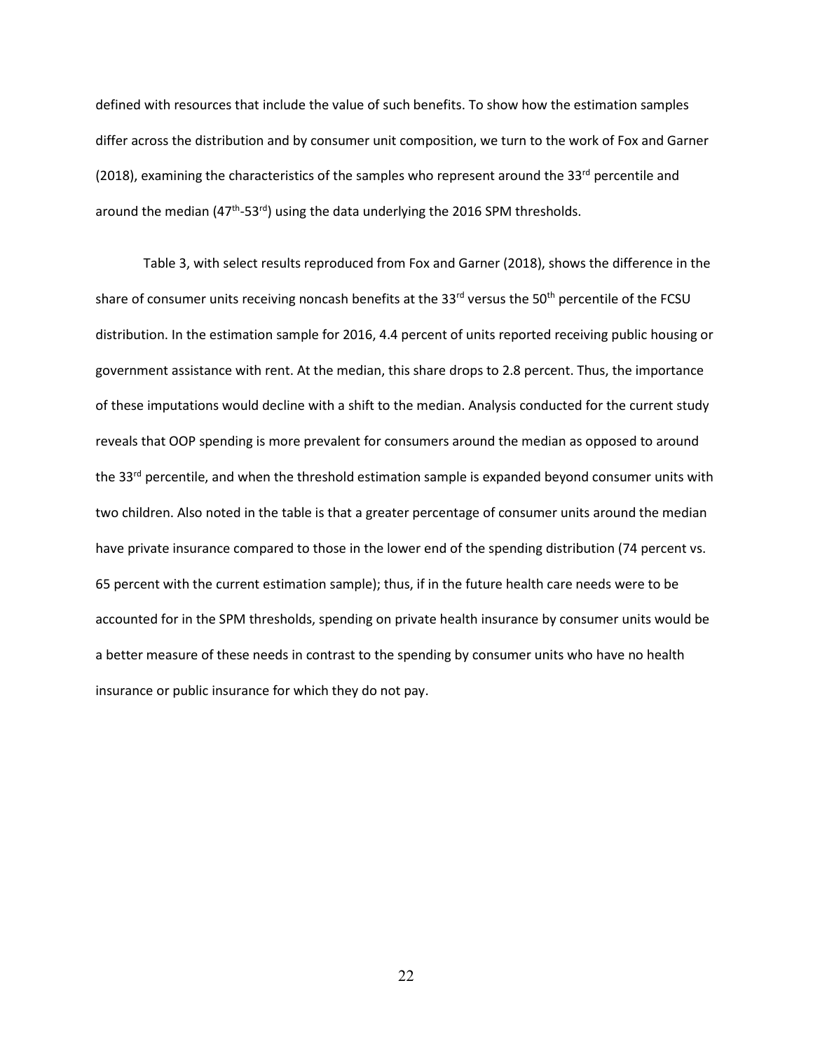defined with resources that include the value of such benefits. To show how the estimation samples differ across the distribution and by consumer unit composition, we turn to the work of Fox and Garner (2018), examining the characteristics of the samples who represent around the 33rd percentile and around the median (47th-53rd) using the data underlying the 2016 SPM thresholds.

Table 3, with select results reproduced from Fox and Garner (2018), shows the difference in the share of consumer units receiving noncash benefits at the 33rd versus the 50th percentile of the FCSU distribution. In the estimation sample for 2016, 4.4 percent of units reported receiving public housing or government assistance with rent. At the median, this share drops to 2.8 percent. Thus, the importance of these imputations would decline with a shift to the median. Analysis conducted for the current study reveals that OOP spending is more prevalent for consumers around the median as opposed to around the 33rd percentile, and when the threshold estimation sample is expanded beyond consumer units with two children. Also noted in the table is that a greater percentage of consumer units around the median have private insurance compared to those in the lower end of the spending distribution (74 percent vs. 65 percent with the current estimation sample); thus, if in the future health care needs were to be accounted for in the SPM thresholds, spending on private health insurance by consumer units would be a better measure of these needs in contrast to the spending by consumer units who have no health insurance or public insurance for which they do not pay.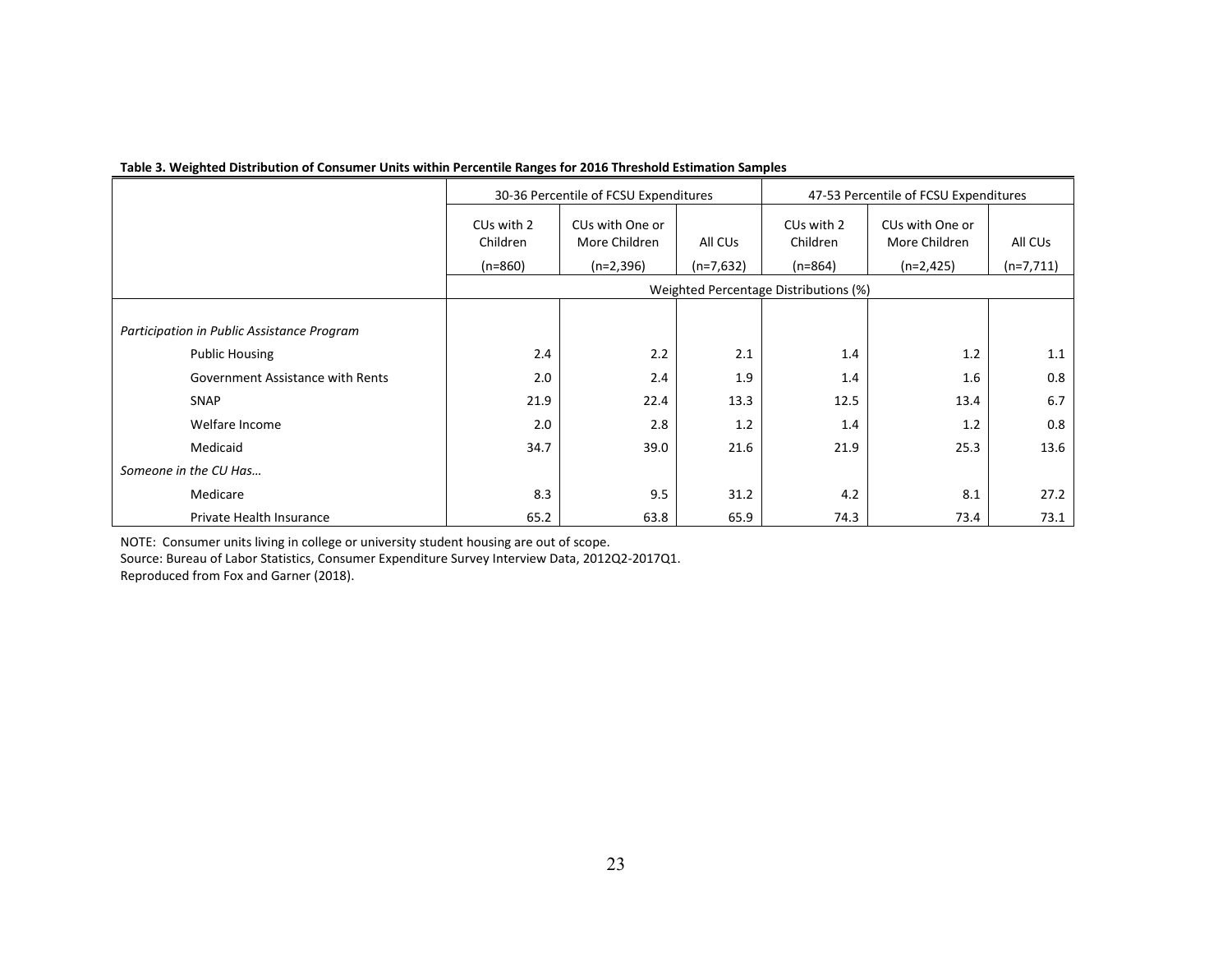**Table 3. Weighted Distribution of Consumer Units within Percentile Ranges for 2016 Threshold Estimation Samples**

| | 30-36 Percentile of FCSU Expenditures | | | 47-53 Percentile of FCSU Expenditures | | |
|---|---|---|---|---|---|---|
| | CUs with 2 Children (n=860) | CUs with One or More Children (n=2,396) | All CUs (n=7,632) | CUs with 2 Children (n=864) | CUs with One or More Children (n=2,425) | All CUs (n=7,711) |
| | Weighted Percentage Distributions (%) | | | | | |
| *Participation in Public Assistance Program* | | | | | | |
| Public Housing | 2.4 | 2.2 | 2.1 | 1.4 | 1.2 | 1.1 |
| Government Assistance with Rents | 2.0 | 2.4 | 1.9 | 1.4 | 1.6 | 0.8 |
| SNAP | 21.9 | 22.4 | 13.3 | 12.5 | 13.4 | 6.7 |
| Welfare Income | 2.0 | 2.8 | 1.2 | 1.4 | 1.2 | 0.8 |
| Medicaid | 34.7 | 39.0 | 21.6 | 21.9 | 25.3 | 13.6 |
| *Someone in the CU Has…* | | | | | | |
| Medicare | 8.3 | 9.5 | 31.2 | 4.2 | 8.1 | 27.2 |
| Private Health Insurance | 65.2 | 63.8 | 65.9 | 74.3 | 73.4 | 73.1 |

NOTE: Consumer units living in college or university student housing are out of scope.
Source: Bureau of Labor Statistics, Consumer Expenditure Survey Interview Data, 2012Q2-2017Q1.
Reproduced from Fox and Garner (2018).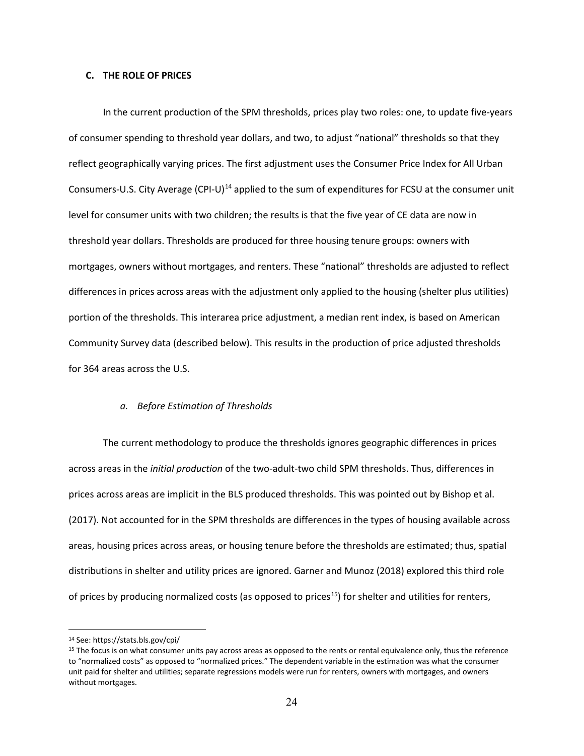### C. THE ROLE OF PRICES

In the current production of the SPM thresholds, prices play two roles: one, to update five-years of consumer spending to threshold year dollars, and two, to adjust "national" thresholds so that they reflect geographically varying prices. The first adjustment uses the Consumer Price Index for All Urban Consumers-U.S. City Average (CPI-U)[14] applied to the sum of expenditures for FCSU at the consumer unit level for consumer units with two children; the results is that the five year of CE data are now in threshold year dollars. Thresholds are produced for three housing tenure groups: owners with mortgages, owners without mortgages, and renters. These "national" thresholds are adjusted to reflect differences in prices across areas with the adjustment only applied to the housing (shelter plus utilities) portion of the thresholds. This interarea price adjustment, a median rent index, is based on American Community Survey data (described below). This results in the production of price adjusted thresholds for 364 areas across the U.S.

#### *a. Before Estimation of Thresholds*

The current methodology to produce the thresholds ignores geographic differences in prices across areas in the *initial production* of the two-adult-two child SPM thresholds. Thus, differences in prices across areas are implicit in the BLS produced thresholds. This was pointed out by Bishop et al. (2017). Not accounted for in the SPM thresholds are differences in the types of housing available across areas, housing prices across areas, or housing tenure before the thresholds are estimated; thus, spatial distributions in shelter and utility prices are ignored. Garner and Munoz (2018) explored this third role of prices by producing normalized costs (as opposed to prices[15]) for shelter and utilities for renters,

---

[14] See: https://stats.bls.gov/cpi/

[15] The focus is on what consumer units pay across areas as opposed to the rents or rental equivalence only, thus the reference to "normalized costs" as opposed to "normalized prices." The dependent variable in the estimation was what the consumer unit paid for shelter and utilities; separate regressions models were run for renters, owners with mortgages, and owners without mortgages.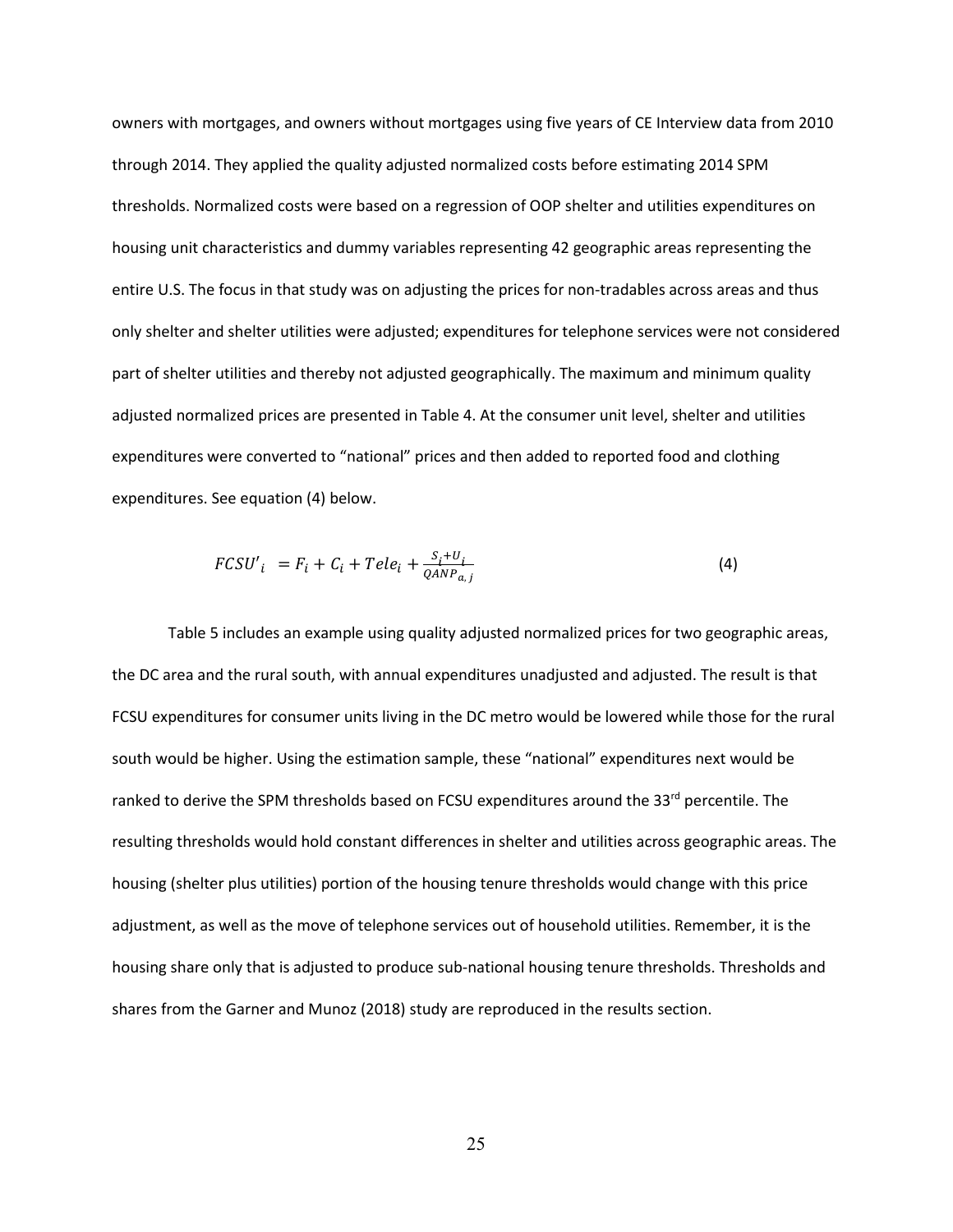owners with mortgages, and owners without mortgages using five years of CE Interview data from 2010 through 2014. They applied the quality adjusted normalized costs before estimating 2014 SPM thresholds. Normalized costs were based on a regression of OOP shelter and utilities expenditures on housing unit characteristics and dummy variables representing 42 geographic areas representing the entire U.S. The focus in that study was on adjusting the prices for non-tradables across areas and thus only shelter and shelter utilities were adjusted; expenditures for telephone services were not considered part of shelter utilities and thereby not adjusted geographically. The maximum and minimum quality adjusted normalized prices are presented in Table 4. At the consumer unit level, shelter and utilities expenditures were converted to "national" prices and then added to reported food and clothing expenditures. See equation (4) below.

$$FCSU'_i = F_i + C_i + Tele_i + \frac{S_i + U_i}{QANP_{a,j}} \tag{4}$$

Table 5 includes an example using quality adjusted normalized prices for two geographic areas, the DC area and the rural south, with annual expenditures unadjusted and adjusted. The result is that FCSU expenditures for consumer units living in the DC metro would be lowered while those for the rural south would be higher. Using the estimation sample, these "national" expenditures next would be ranked to derive the SPM thresholds based on FCSU expenditures around the 33rd percentile. The resulting thresholds would hold constant differences in shelter and utilities across geographic areas. The housing (shelter plus utilities) portion of the housing tenure thresholds would change with this price adjustment, as well as the move of telephone services out of household utilities. Remember, it is the housing share only that is adjusted to produce sub-national housing tenure thresholds. Thresholds and shares from the Garner and Munoz (2018) study are reproduced in the results section.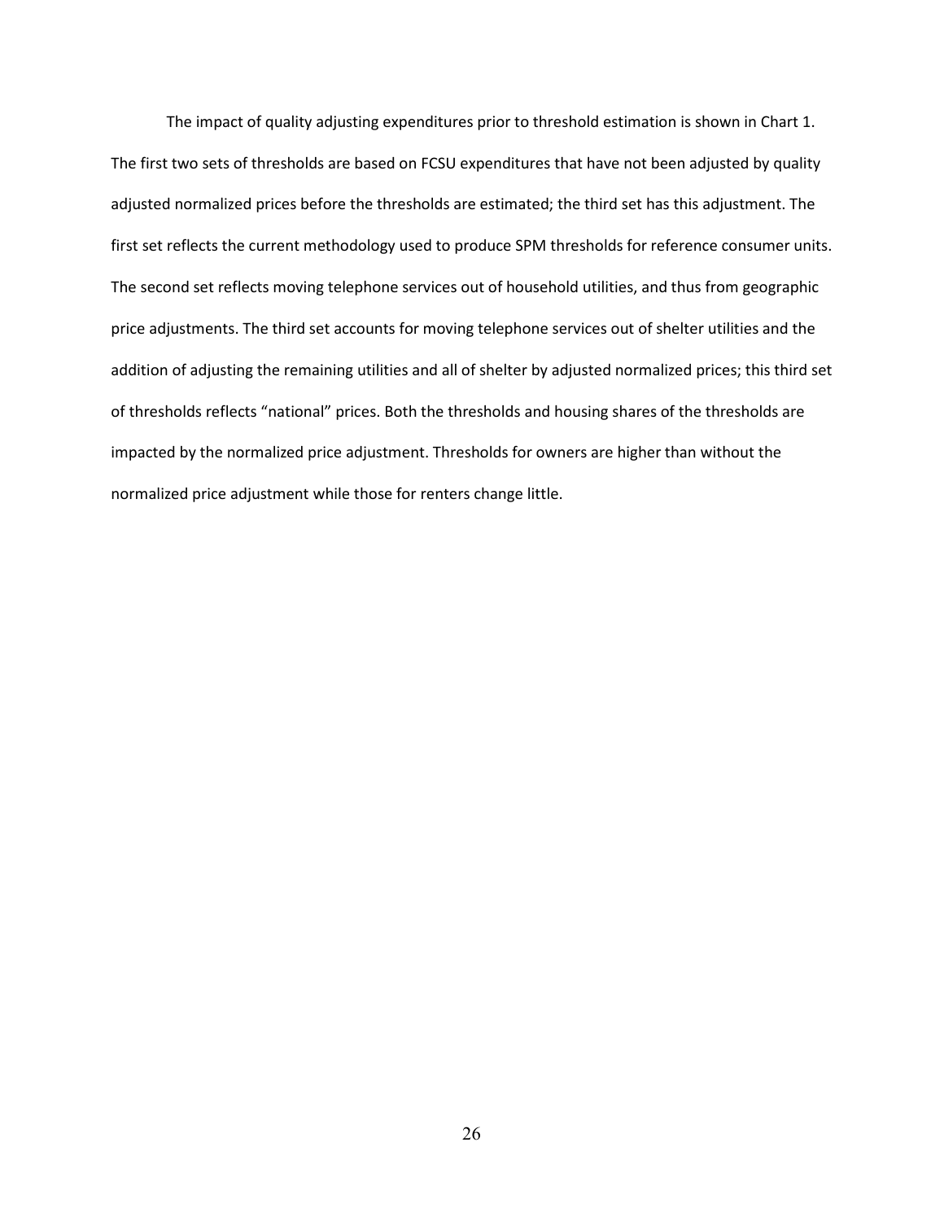The impact of quality adjusting expenditures prior to threshold estimation is shown in Chart 1. The first two sets of thresholds are based on FCSU expenditures that have not been adjusted by quality adjusted normalized prices before the thresholds are estimated; the third set has this adjustment. The first set reflects the current methodology used to produce SPM thresholds for reference consumer units. The second set reflects moving telephone services out of household utilities, and thus from geographic price adjustments. The third set accounts for moving telephone services out of shelter utilities and the addition of adjusting the remaining utilities and all of shelter by adjusted normalized prices; this third set of thresholds reflects "national" prices. Both the thresholds and housing shares of the thresholds are impacted by the normalized price adjustment. Thresholds for owners are higher than without the normalized price adjustment while those for renters change little.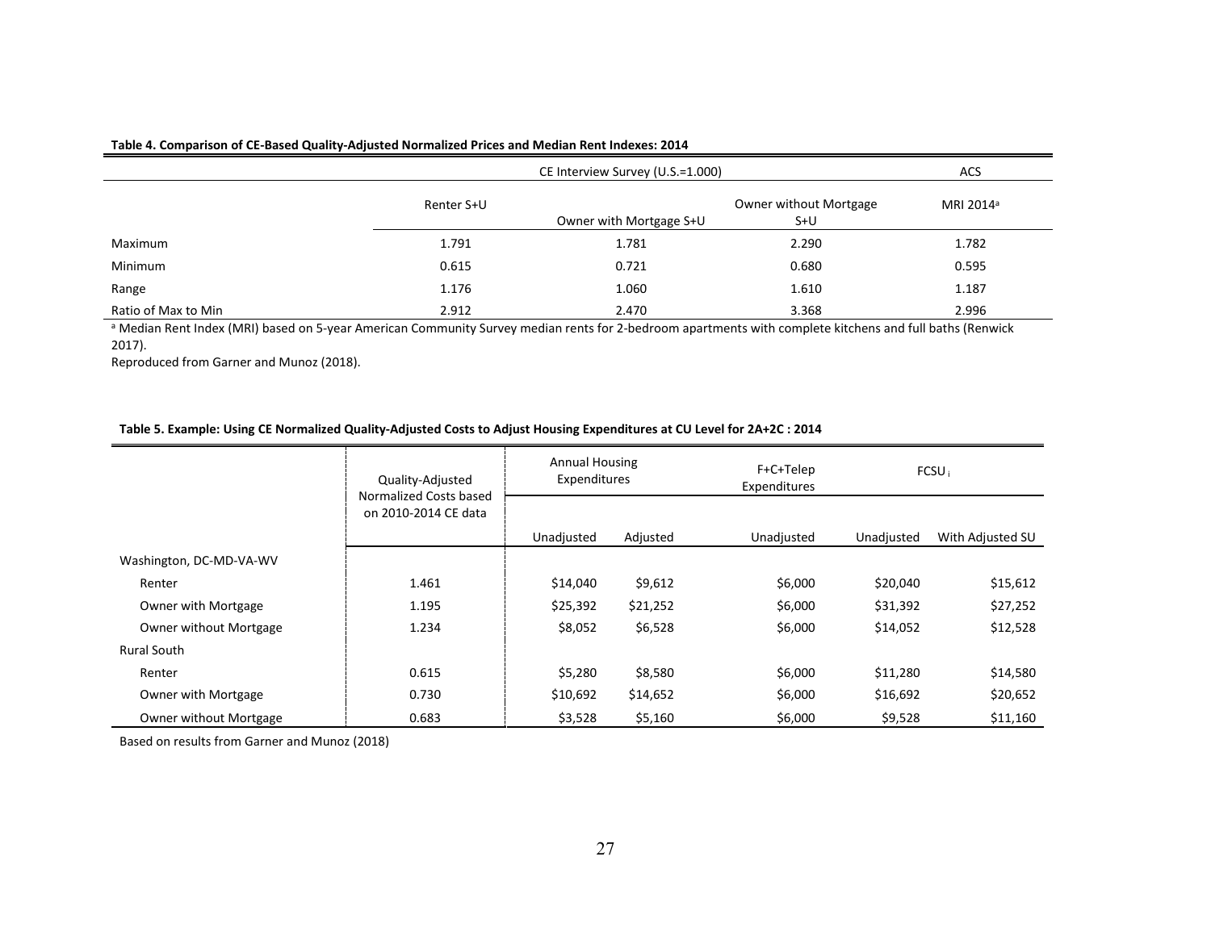**Table 4. Comparison of CE-Based Quality-Adjusted Normalized Prices and Median Rent Indexes: 2014**

| | CE Interview Survey (U.S.=1.000) | | | ACS |
|---|---|---|---|---|
| | Renter S+U | Owner with Mortgage S+U | Owner without Mortgage S+U | MRI 2014[a] |
| Maximum | 1.791 | 1.781 | 2.290 | 1.782 |
| Minimum | 0.615 | 0.721 | 0.680 | 0.595 |
| Range | 1.176 | 1.060 | 1.610 | 1.187 |
| Ratio of Max to Min | 2.912 | 2.470 | 3.368 | 2.996 |

[a] Median Rent Index (MRI) based on 5-year American Community Survey median rents for 2-bedroom apartments with complete kitchens and full baths (Renwick 2017).

Reproduced from Garner and Munoz (2018).

**Table 5. Example: Using CE Normalized Quality-Adjusted Costs to Adjust Housing Expenditures at CU Level for 2A+2C : 2014**

| | Quality-Adjusted Normalized Costs based on 2010-2014 CE data | Annual Housing Expenditures | | F+C+Telep Expenditures | FCSU$_i$ | |
|---|---|---|---|---|---|---|
| | | Unadjusted | Adjusted | Unadjusted | Unadjusted | With Adjusted SU |
| Washington, DC-MD-VA-WV | | | | | | |
| Renter | 1.461 | $14,040 | $9,612 | $6,000 | $20,040 | $15,612 |
| Owner with Mortgage | 1.195 | $25,392 | $21,252 | $6,000 | $31,392 | $27,252 |
| Owner without Mortgage | 1.234 | $8,052 | $6,528 | $6,000 | $14,052 | $12,528 |
| Rural South | | | | | | |
| Renter | 0.615 | $5,280 | $8,580 | $6,000 | $11,280 | $14,580 |
| Owner with Mortgage | 0.730 | $10,692 | $14,652 | $6,000 | $16,692 | $20,652 |
| Owner without Mortgage | 0.683 | $3,528 | $5,160 | $6,000 | $9,528 | $11,160 |

Based on results from Garner and Munoz (2018)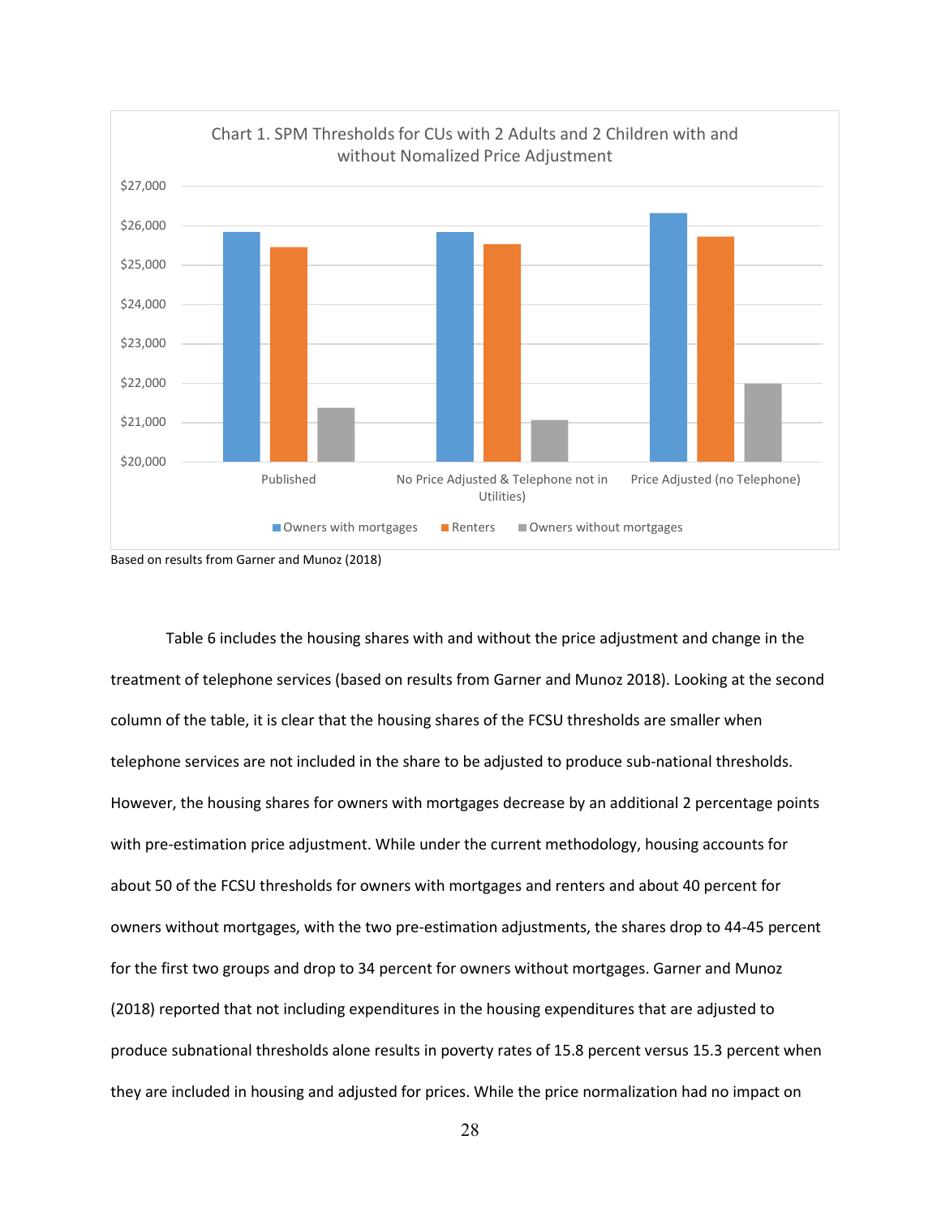Chart 1. SPM Thresholds for CUs with 2 Adults and 2 Children with and without Nomalized Price Adjustment

Based on results from Garner and Munoz (2018)

Table 6 includes the housing shares with and without the price adjustment and change in the treatment of telephone services (based on results from Garner and Munoz 2018). Looking at the second column of the table, it is clear that the housing shares of the FCSU thresholds are smaller when telephone services are not included in the share to be adjusted to produce sub-national thresholds. However, the housing shares for owners with mortgages decrease by an additional 2 percentage points with pre-estimation price adjustment. While under the current methodology, housing accounts for about 50 of the FCSU thresholds for owners with mortgages and renters and about 40 percent for owners without mortgages, with the two pre-estimation adjustments, the shares drop to 44-45 percent for the first two groups and drop to 34 percent for owners without mortgages. Garner and Munoz (2018) reported that not including expenditures in the housing expenditures that are adjusted to produce subnational thresholds alone results in poverty rates of 15.8 percent versus 15.3 percent when they are included in housing and adjusted for prices. While the price normalization had no impact on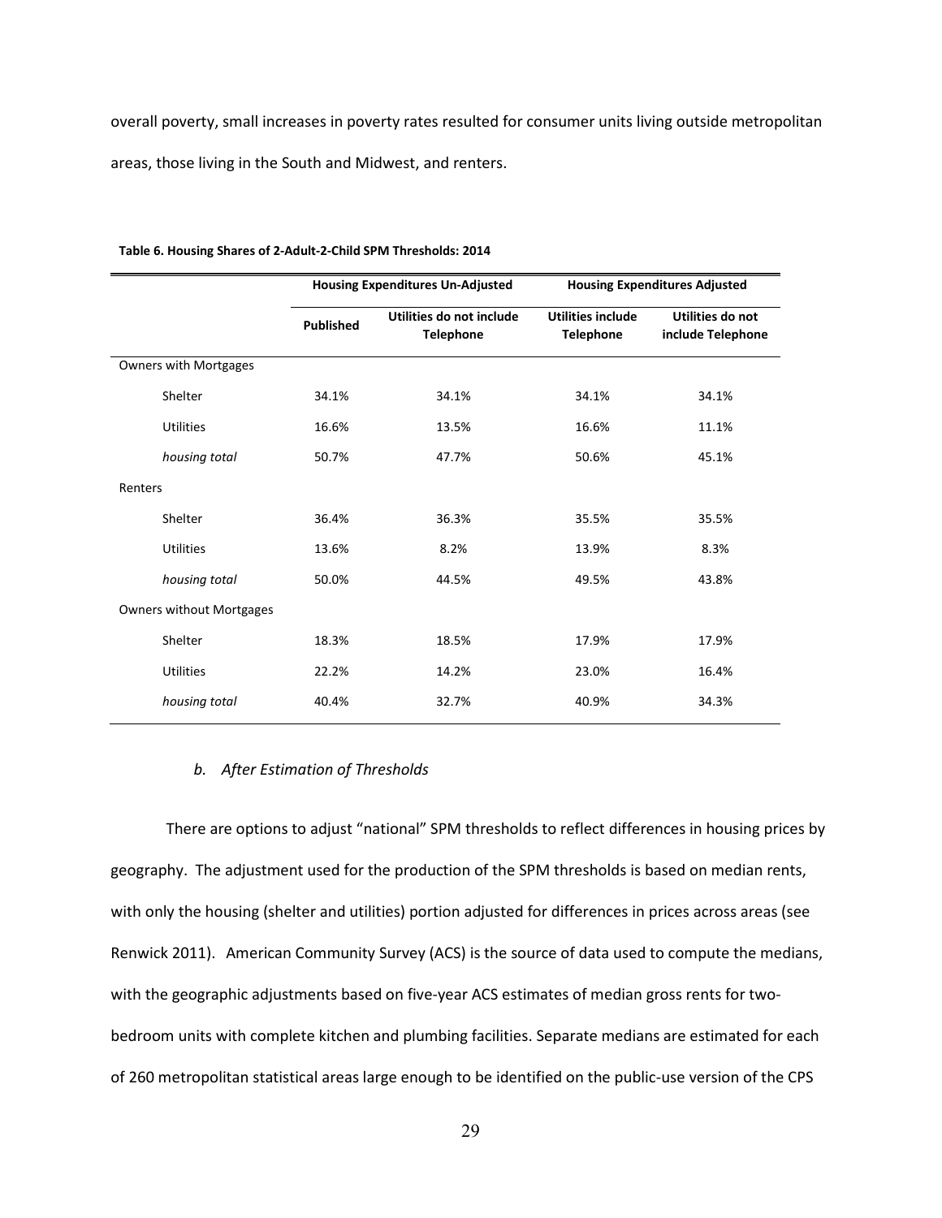overall poverty, small increases in poverty rates resulted for consumer units living outside metropolitan areas, those living in the South and Midwest, and renters.

**Table 6. Housing Shares of 2-Adult-2-Child SPM Thresholds: 2014**

| | Housing Expenditures Un-Adjusted | | Housing Expenditures Adjusted | |
|---|---|---|---|---|
| | Published | Utilities do not include Telephone | Utilities include Telephone | Utilities do not include Telephone |
| Owners with Mortgages | | | | |
| Shelter | 34.1% | 34.1% | 34.1% | 34.1% |
| Utilities | 16.6% | 13.5% | 16.6% | 11.1% |
| *housing total* | 50.7% | 47.7% | 50.6% | 45.1% |
| Renters | | | | |
| Shelter | 36.4% | 36.3% | 35.5% | 35.5% |
| Utilities | 13.6% | 8.2% | 13.9% | 8.3% |
| *housing total* | 50.0% | 44.5% | 49.5% | 43.8% |
| Owners without Mortgages | | | | |
| Shelter | 18.3% | 18.5% | 17.9% | 17.9% |
| Utilities | 22.2% | 14.2% | 23.0% | 16.4% |
| *housing total* | 40.4% | 32.7% | 40.9% | 34.3% |

*b. After Estimation of Thresholds*

There are options to adjust "national" SPM thresholds to reflect differences in housing prices by geography. The adjustment used for the production of the SPM thresholds is based on median rents, with only the housing (shelter and utilities) portion adjusted for differences in prices across areas (see Renwick 2011). American Community Survey (ACS) is the source of data used to compute the medians, with the geographic adjustments based on five-year ACS estimates of median gross rents for two-bedroom units with complete kitchen and plumbing facilities. Separate medians are estimated for each of 260 metropolitan statistical areas large enough to be identified on the public-use version of the CPS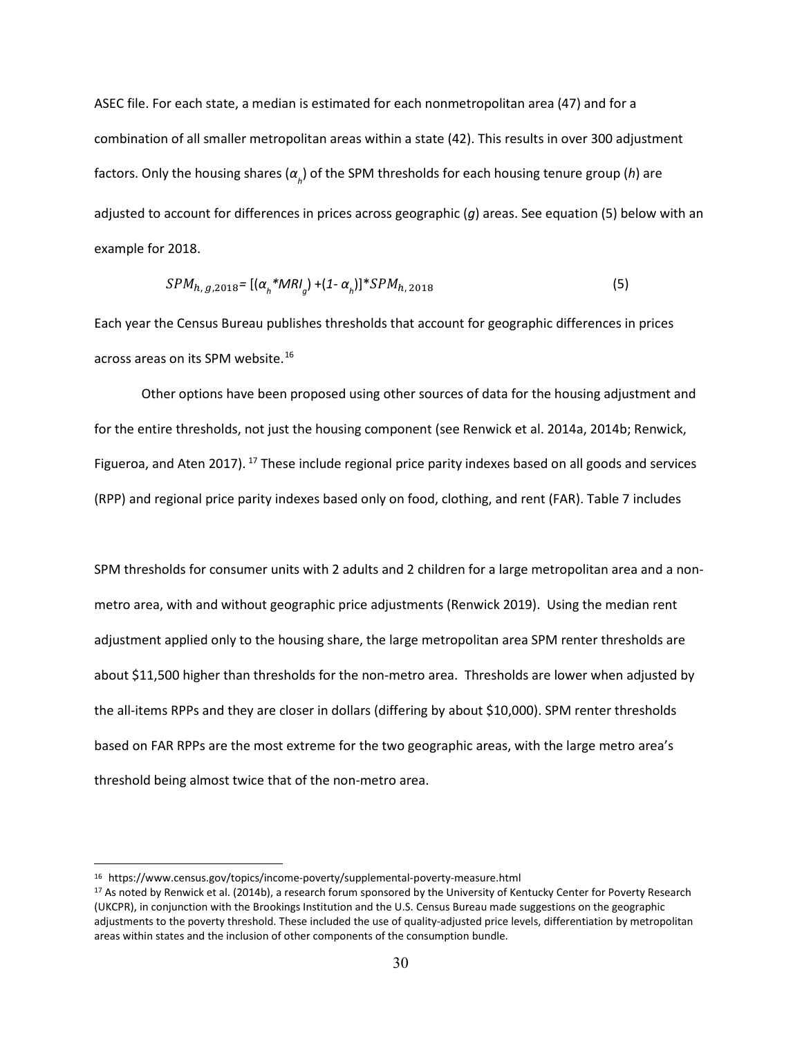ASEC file. For each state, a median is estimated for each nonmetropolitan area (47) and for a combination of all smaller metropolitan areas within a state (42). This results in over 300 adjustment factors. Only the housing shares ($\alpha_h$) of the SPM thresholds for each housing tenure group ($h$) are adjusted to account for differences in prices across geographic ($g$) areas. See equation (5) below with an example for 2018.

$$SPM_{h,\,g,2018} = [(\alpha_h * MRI_g) + (1 - \alpha_h)] * SPM_{h,\,2018} \tag{5}$$

Each year the Census Bureau publishes thresholds that account for geographic differences in prices across areas on its SPM website.[16]

Other options have been proposed using other sources of data for the housing adjustment and for the entire thresholds, not just the housing component (see Renwick et al. 2014a, 2014b; Renwick, Figueroa, and Aten 2017).[17] These include regional price parity indexes based on all goods and services (RPP) and regional price parity indexes based only on food, clothing, and rent (FAR). Table 7 includes SPM thresholds for consumer units with 2 adults and 2 children for a large metropolitan area and a non-metro area, with and without geographic price adjustments (Renwick 2019). Using the median rent adjustment applied only to the housing share, the large metropolitan area SPM renter thresholds are about $11,500 higher than thresholds for the non-metro area. Thresholds are lower when adjusted by the all-items RPPs and they are closer in dollars (differing by about $10,000). SPM renter thresholds based on FAR RPPs are the most extreme for the two geographic areas, with the large metro area's threshold being almost twice that of the non-metro area.

[16] https://www.census.gov/topics/income-poverty/supplemental-poverty-measure.html

[17] As noted by Renwick et al. (2014b), a research forum sponsored by the University of Kentucky Center for Poverty Research (UKCPR), in conjunction with the Brookings Institution and the U.S. Census Bureau made suggestions on the geographic adjustments to the poverty threshold. These included the use of quality-adjusted price levels, differentiation by metropolitan areas within states and the inclusion of other components of the consumption bundle.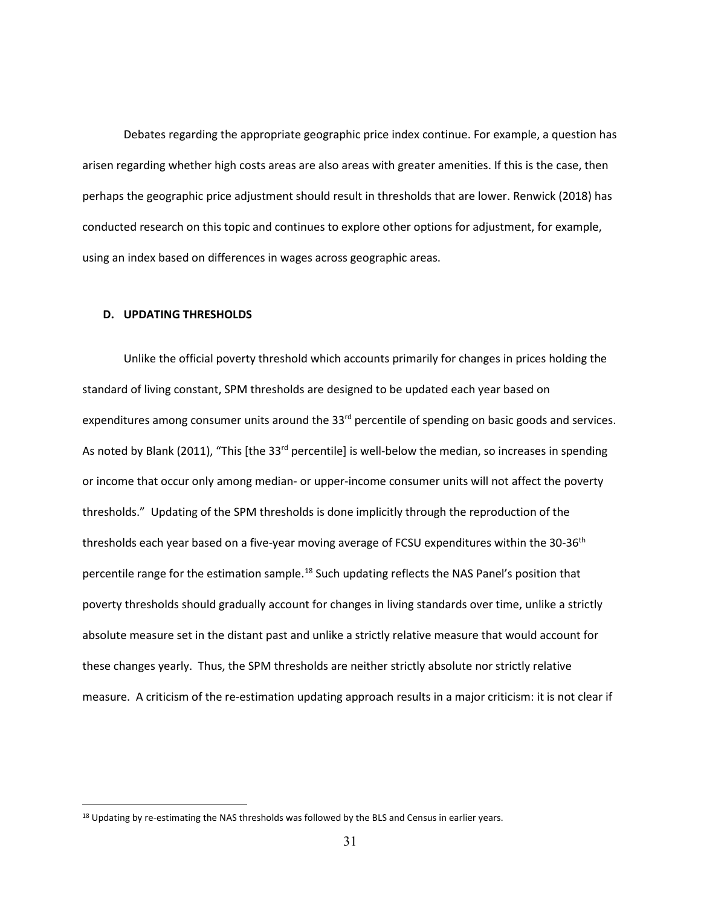Debates regarding the appropriate geographic price index continue. For example, a question has arisen regarding whether high costs areas are also areas with greater amenities. If this is the case, then perhaps the geographic price adjustment should result in thresholds that are lower. Renwick (2018) has conducted research on this topic and continues to explore other options for adjustment, for example, using an index based on differences in wages across geographic areas.

### D. UPDATING THRESHOLDS

Unlike the official poverty threshold which accounts primarily for changes in prices holding the standard of living constant, SPM thresholds are designed to be updated each year based on expenditures among consumer units around the 33rd percentile of spending on basic goods and services. As noted by Blank (2011), "This [the 33rd percentile] is well-below the median, so increases in spending or income that occur only among median- or upper-income consumer units will not affect the poverty thresholds." Updating of the SPM thresholds is done implicitly through the reproduction of the thresholds each year based on a five-year moving average of FCSU expenditures within the 30-36th percentile range for the estimation sample.[18] Such updating reflects the NAS Panel's position that poverty thresholds should gradually account for changes in living standards over time, unlike a strictly absolute measure set in the distant past and unlike a strictly relative measure that would account for these changes yearly. Thus, the SPM thresholds are neither strictly absolute nor strictly relative measure. A criticism of the re-estimation updating approach results in a major criticism: it is not clear if

---

[18] Updating by re-estimating the NAS thresholds was followed by the BLS and Census in earlier years.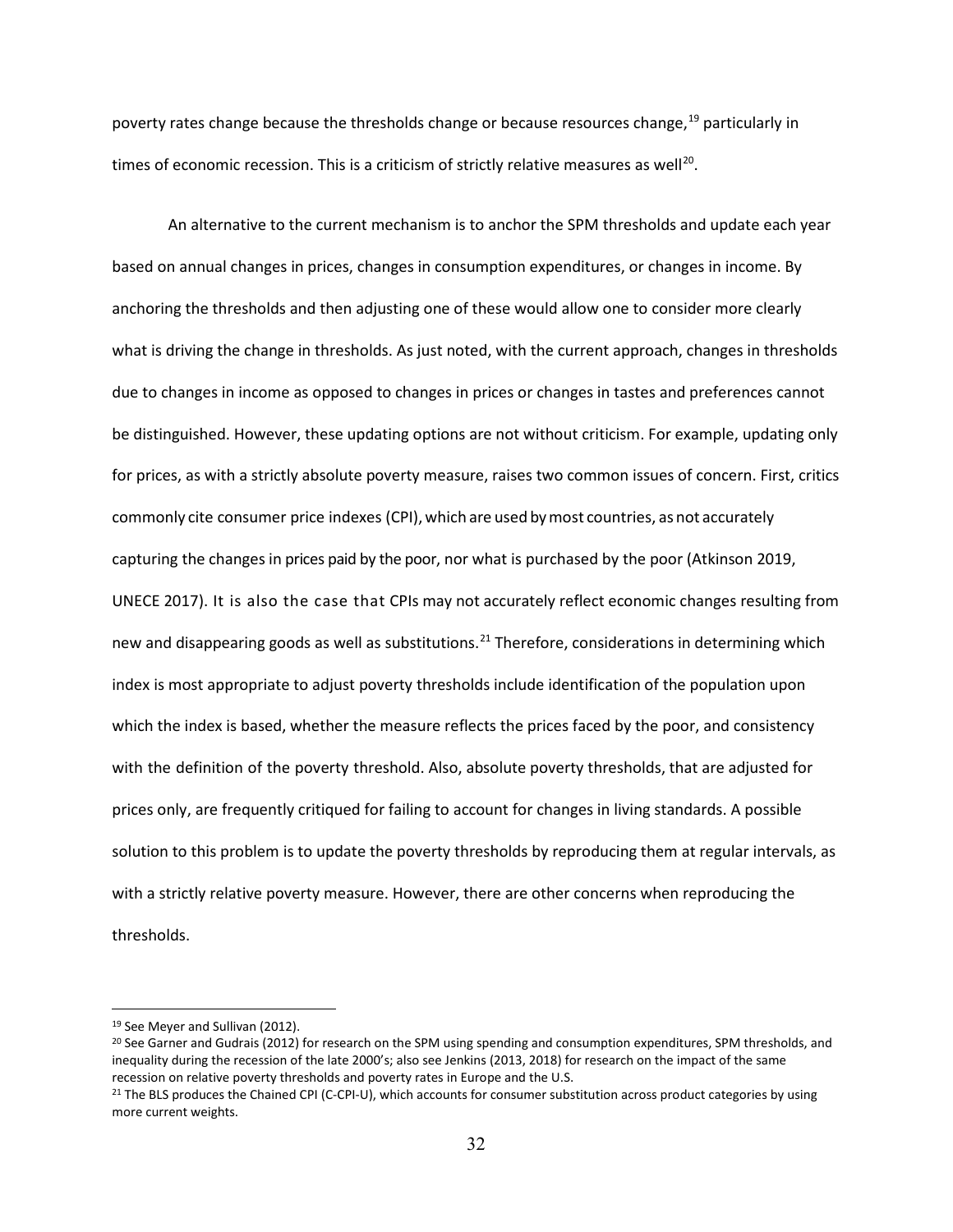poverty rates change because the thresholds change or because resources change,[19] particularly in times of economic recession. This is a criticism of strictly relative measures as well[20].

An alternative to the current mechanism is to anchor the SPM thresholds and update each year based on annual changes in prices, changes in consumption expenditures, or changes in income. By anchoring the thresholds and then adjusting one of these would allow one to consider more clearly what is driving the change in thresholds. As just noted, with the current approach, changes in thresholds due to changes in income as opposed to changes in prices or changes in tastes and preferences cannot be distinguished. However, these updating options are not without criticism. For example, updating only for prices, as with a strictly absolute poverty measure, raises two common issues of concern. First, critics commonly cite consumer price indexes (CPI), which are used by most countries, as not accurately capturing the changes in prices paid by the poor, nor what is purchased by the poor (Atkinson 2019, UNECE 2017). It is also the case that CPIs may not accurately reflect economic changes resulting from new and disappearing goods as well as substitutions.[21] Therefore, considerations in determining which index is most appropriate to adjust poverty thresholds include identification of the population upon which the index is based, whether the measure reflects the prices faced by the poor, and consistency with the definition of the poverty threshold. Also, absolute poverty thresholds, that are adjusted for prices only, are frequently critiqued for failing to account for changes in living standards. A possible solution to this problem is to update the poverty thresholds by reproducing them at regular intervals, as with a strictly relative poverty measure. However, there are other concerns when reproducing the thresholds.

---

[19] See Meyer and Sullivan (2012).

[20] See Garner and Gudrais (2012) for research on the SPM using spending and consumption expenditures, SPM thresholds, and inequality during the recession of the late 2000's; also see Jenkins (2013, 2018) for research on the impact of the same recession on relative poverty thresholds and poverty rates in Europe and the U.S.

[21] The BLS produces the Chained CPI (C-CPI-U), which accounts for consumer substitution across product categories by using more current weights.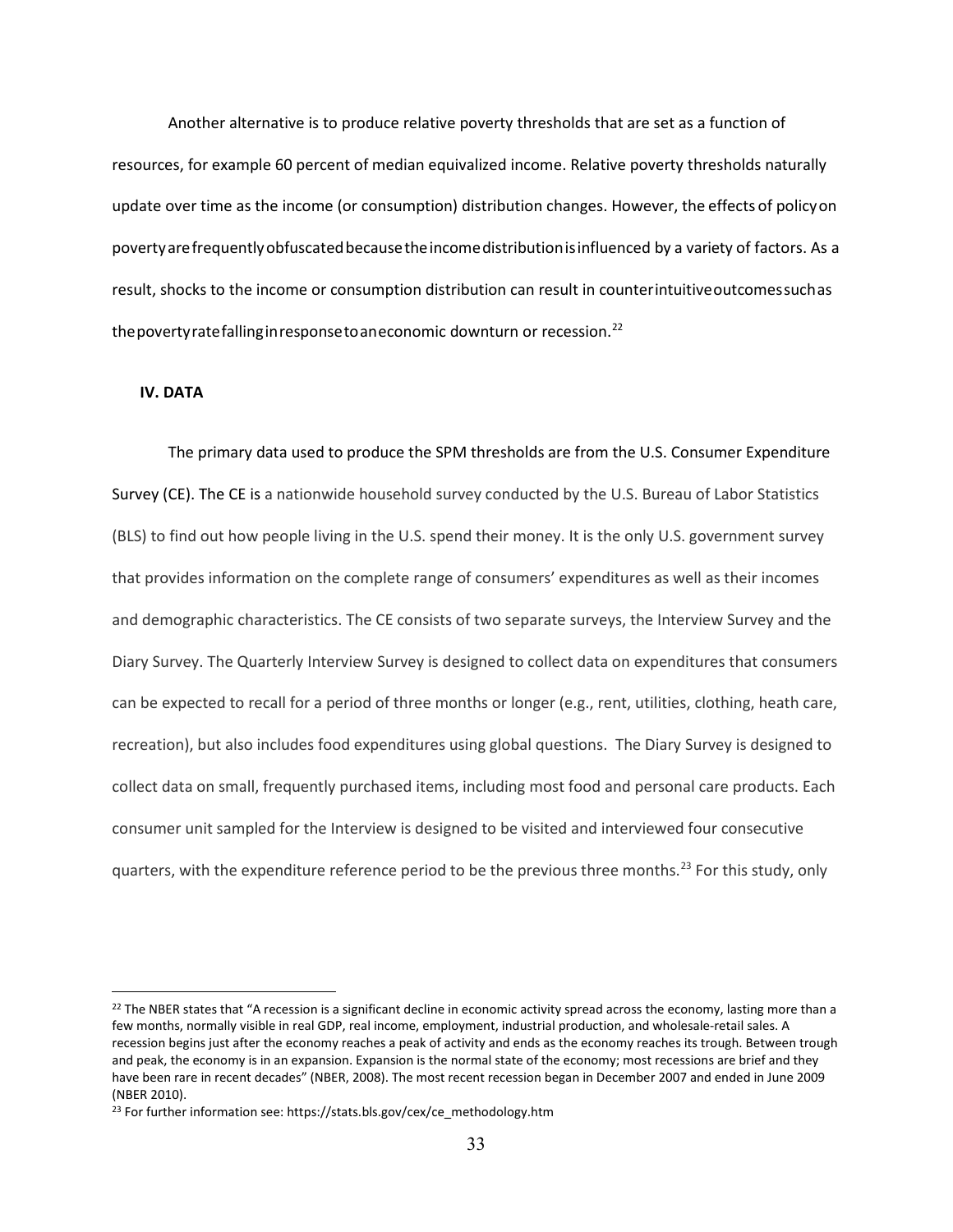Another alternative is to produce relative poverty thresholds that are set as a function of resources, for example 60 percent of median equivalized income. Relative poverty thresholds naturally update over time as the income (or consumption) distribution changes. However, the effects of policy on poverty are frequently obfuscated because the income distribution is influenced by a variety of factors. As a result, shocks to the income or consumption distribution can result in counterintuitive outcomes such as the poverty rate falling in response to an economic downturn or recession.[22]

## IV. DATA

The primary data used to produce the SPM thresholds are from the U.S. Consumer Expenditure Survey (CE). The CE is a nationwide household survey conducted by the U.S. Bureau of Labor Statistics (BLS) to find out how people living in the U.S. spend their money. It is the only U.S. government survey that provides information on the complete range of consumers' expenditures as well as their incomes and demographic characteristics. The CE consists of two separate surveys, the Interview Survey and the Diary Survey. The Quarterly Interview Survey is designed to collect data on expenditures that consumers can be expected to recall for a period of three months or longer (e.g., rent, utilities, clothing, heath care, recreation), but also includes food expenditures using global questions. The Diary Survey is designed to collect data on small, frequently purchased items, including most food and personal care products. Each consumer unit sampled for the Interview is designed to be visited and interviewed four consecutive quarters, with the expenditure reference period to be the previous three months.[23] For this study, only

---

[22] The NBER states that "A recession is a significant decline in economic activity spread across the economy, lasting more than a few months, normally visible in real GDP, real income, employment, industrial production, and wholesale-retail sales. A recession begins just after the economy reaches a peak of activity and ends as the economy reaches its trough. Between trough and peak, the economy is in an expansion. Expansion is the normal state of the economy; most recessions are brief and they have been rare in recent decades" (NBER, 2008). The most recent recession began in December 2007 and ended in June 2009 (NBER 2010).

[23] For further information see: https://stats.bls.gov/cex/ce_methodology.htm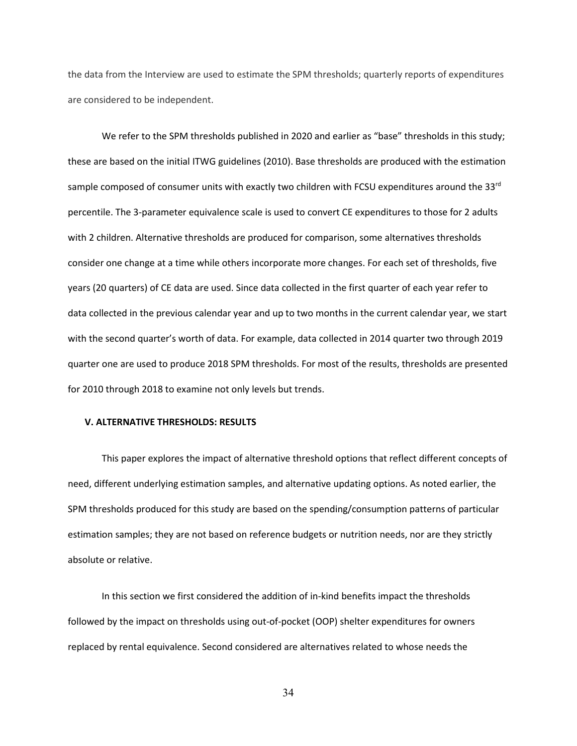the data from the Interview are used to estimate the SPM thresholds; quarterly reports of expenditures are considered to be independent.

We refer to the SPM thresholds published in 2020 and earlier as "base" thresholds in this study; these are based on the initial ITWG guidelines (2010). Base thresholds are produced with the estimation sample composed of consumer units with exactly two children with FCSU expenditures around the 33rd percentile. The 3-parameter equivalence scale is used to convert CE expenditures to those for 2 adults with 2 children. Alternative thresholds are produced for comparison, some alternatives thresholds consider one change at a time while others incorporate more changes. For each set of thresholds, five years (20 quarters) of CE data are used. Since data collected in the first quarter of each year refer to data collected in the previous calendar year and up to two months in the current calendar year, we start with the second quarter's worth of data. For example, data collected in 2014 quarter two through 2019 quarter one are used to produce 2018 SPM thresholds. For most of the results, thresholds are presented for 2010 through 2018 to examine not only levels but trends.

### V. ALTERNATIVE THRESHOLDS: RESULTS

This paper explores the impact of alternative threshold options that reflect different concepts of need, different underlying estimation samples, and alternative updating options. As noted earlier, the SPM thresholds produced for this study are based on the spending/consumption patterns of particular estimation samples; they are not based on reference budgets or nutrition needs, nor are they strictly absolute or relative.

In this section we first considered the addition of in-kind benefits impact the thresholds followed by the impact on thresholds using out-of-pocket (OOP) shelter expenditures for owners replaced by rental equivalence. Second considered are alternatives related to whose needs the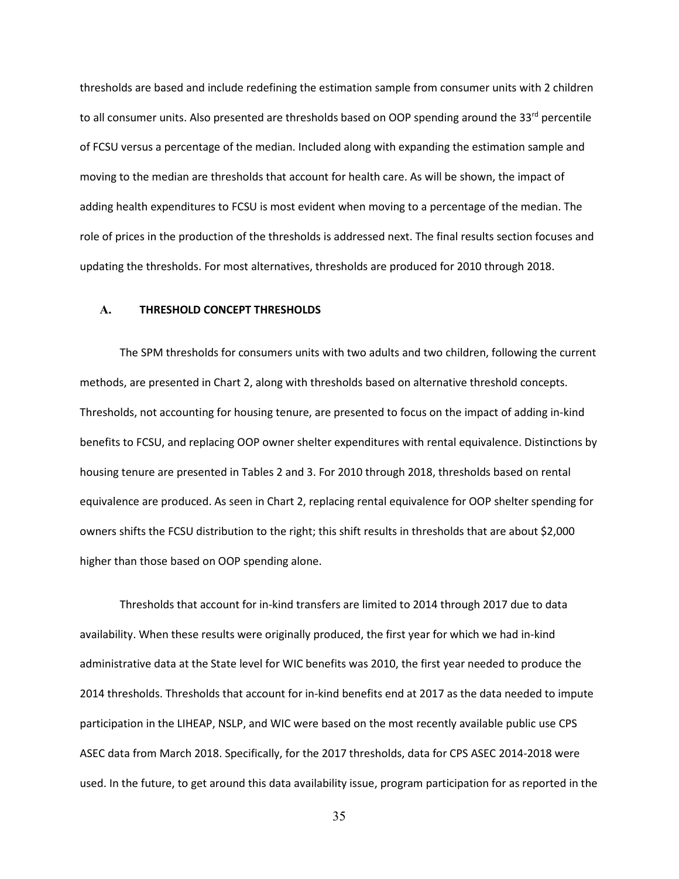thresholds are based and include redefining the estimation sample from consumer units with 2 children to all consumer units. Also presented are thresholds based on OOP spending around the 33rd percentile of FCSU versus a percentage of the median. Included along with expanding the estimation sample and moving to the median are thresholds that account for health care. As will be shown, the impact of adding health expenditures to FCSU is most evident when moving to a percentage of the median. The role of prices in the production of the thresholds is addressed next. The final results section focuses and updating the thresholds. For most alternatives, thresholds are produced for 2010 through 2018.

## A. THRESHOLD CONCEPT THRESHOLDS

The SPM thresholds for consumers units with two adults and two children, following the current methods, are presented in Chart 2, along with thresholds based on alternative threshold concepts. Thresholds, not accounting for housing tenure, are presented to focus on the impact of adding in-kind benefits to FCSU, and replacing OOP owner shelter expenditures with rental equivalence. Distinctions by housing tenure are presented in Tables 2 and 3. For 2010 through 2018, thresholds based on rental equivalence are produced. As seen in Chart 2, replacing rental equivalence for OOP shelter spending for owners shifts the FCSU distribution to the right; this shift results in thresholds that are about $2,000 higher than those based on OOP spending alone.

Thresholds that account for in-kind transfers are limited to 2014 through 2017 due to data availability. When these results were originally produced, the first year for which we had in-kind administrative data at the State level for WIC benefits was 2010, the first year needed to produce the 2014 thresholds. Thresholds that account for in-kind benefits end at 2017 as the data needed to impute participation in the LIHEAP, NSLP, and WIC were based on the most recently available public use CPS ASEC data from March 2018. Specifically, for the 2017 thresholds, data for CPS ASEC 2014-2018 were used. In the future, to get around this data availability issue, program participation for as reported in the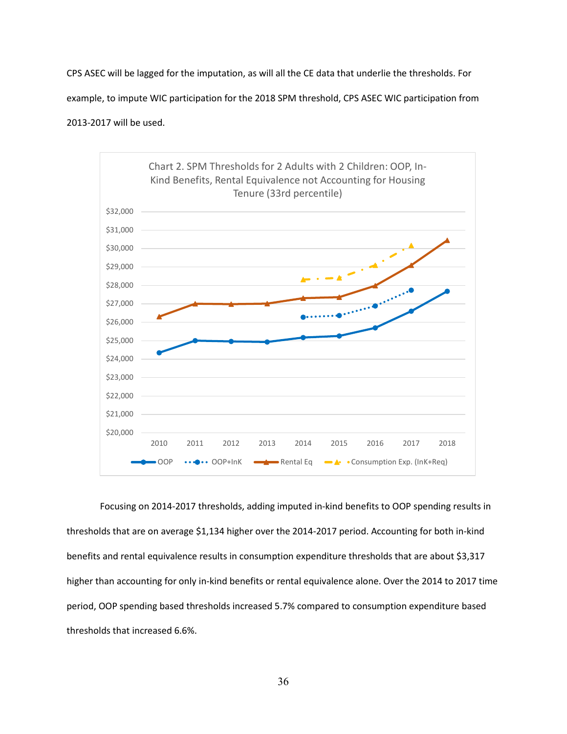CPS ASEC will be lagged for the imputation, as will all the CE data that underlie the thresholds. For example, to impute WIC participation for the 2018 SPM threshold, CPS ASEC WIC participation from 2013-2017 will be used.

Chart 2. SPM Thresholds for 2 Adults with 2 Children: OOP, In-Kind Benefits, Rental Equivalence not Accounting for Housing Tenure (33rd percentile)

Focusing on 2014-2017 thresholds, adding imputed in-kind benefits to OOP spending results in thresholds that are on average $1,134 higher over the 2014-2017 period. Accounting for both in-kind benefits and rental equivalence results in consumption expenditure thresholds that are about $3,317 higher than accounting for only in-kind benefits or rental equivalence alone. Over the 2014 to 2017 time period, OOP spending based thresholds increased 5.7% compared to consumption expenditure based thresholds that increased 6.6%.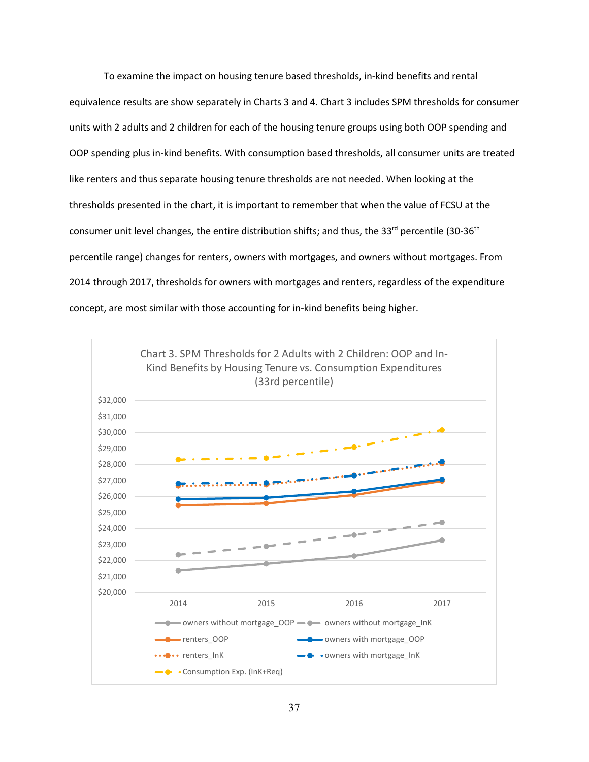To examine the impact on housing tenure based thresholds, in-kind benefits and rental equivalence results are show separately in Charts 3 and 4. Chart 3 includes SPM thresholds for consumer units with 2 adults and 2 children for each of the housing tenure groups using both OOP spending and OOP spending plus in-kind benefits. With consumption based thresholds, all consumer units are treated like renters and thus separate housing tenure thresholds are not needed. When looking at the thresholds presented in the chart, it is important to remember that when the value of FCSU at the consumer unit level changes, the entire distribution shifts; and thus, the 33rd percentile (30-36th percentile range) changes for renters, owners with mortgages, and owners without mortgages. From 2014 through 2017, thresholds for owners with mortgages and renters, regardless of the expenditure concept, are most similar with those accounting for in-kind benefits being higher.

Chart 3. SPM Thresholds for 2 Adults with 2 Children: OOP and In-Kind Benefits by Housing Tenure vs. Consumption Expenditures (33rd percentile)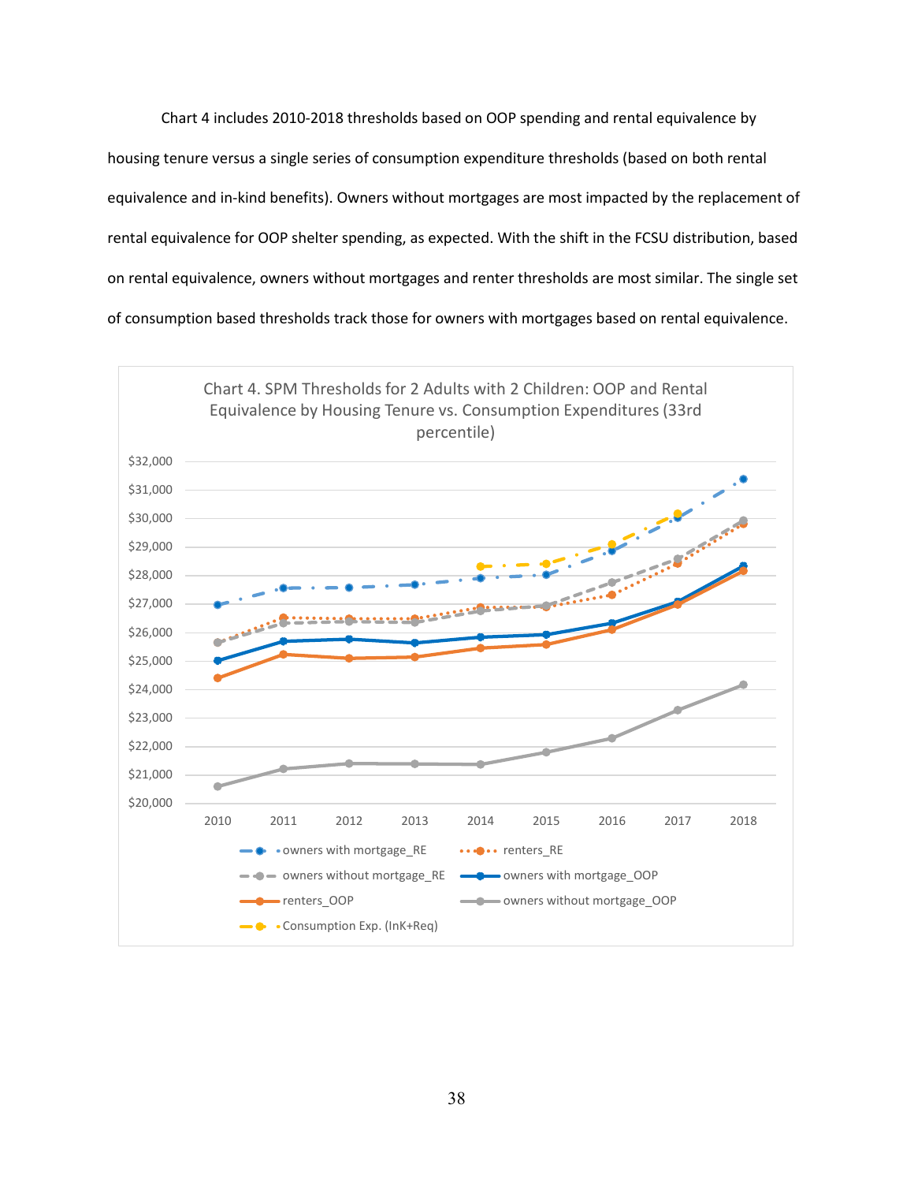Chart 4 includes 2010-2018 thresholds based on OOP spending and rental equivalence by housing tenure versus a single series of consumption expenditure thresholds (based on both rental equivalence and in-kind benefits). Owners without mortgages are most impacted by the replacement of rental equivalence for OOP shelter spending, as expected. With the shift in the FCSU distribution, based on rental equivalence, owners without mortgages and renter thresholds are most similar. The single set of consumption based thresholds track those for owners with mortgages based on rental equivalence.

Chart 4. SPM Thresholds for 2 Adults with 2 Children: OOP and Rental Equivalence by Housing Tenure vs. Consumption Expenditures (33rd percentile)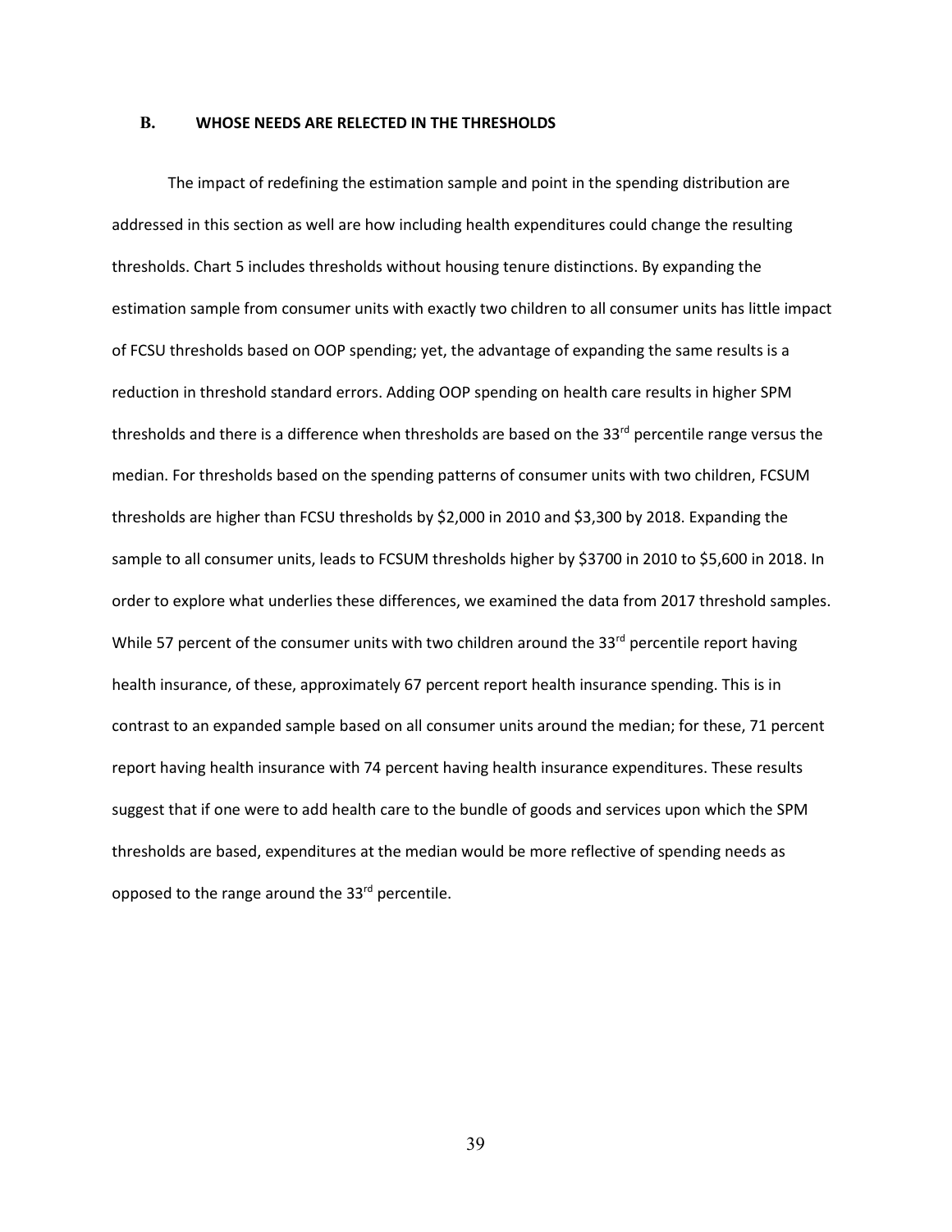### B. WHOSE NEEDS ARE RELECTED IN THE THRESHOLDS

The impact of redefining the estimation sample and point in the spending distribution are addressed in this section as well are how including health expenditures could change the resulting thresholds. Chart 5 includes thresholds without housing tenure distinctions. By expanding the estimation sample from consumer units with exactly two children to all consumer units has little impact of FCSU thresholds based on OOP spending; yet, the advantage of expanding the same results is a reduction in threshold standard errors. Adding OOP spending on health care results in higher SPM thresholds and there is a difference when thresholds are based on the 33rd percentile range versus the median. For thresholds based on the spending patterns of consumer units with two children, FCSUM thresholds are higher than FCSU thresholds by $2,000 in 2010 and $3,300 by 2018. Expanding the sample to all consumer units, leads to FCSUM thresholds higher by $3700 in 2010 to $5,600 in 2018. In order to explore what underlies these differences, we examined the data from 2017 threshold samples. While 57 percent of the consumer units with two children around the 33rd percentile report having health insurance, of these, approximately 67 percent report health insurance spending. This is in contrast to an expanded sample based on all consumer units around the median; for these, 71 percent report having health insurance with 74 percent having health insurance expenditures. These results suggest that if one were to add health care to the bundle of goods and services upon which the SPM thresholds are based, expenditures at the median would be more reflective of spending needs as opposed to the range around the 33rd percentile.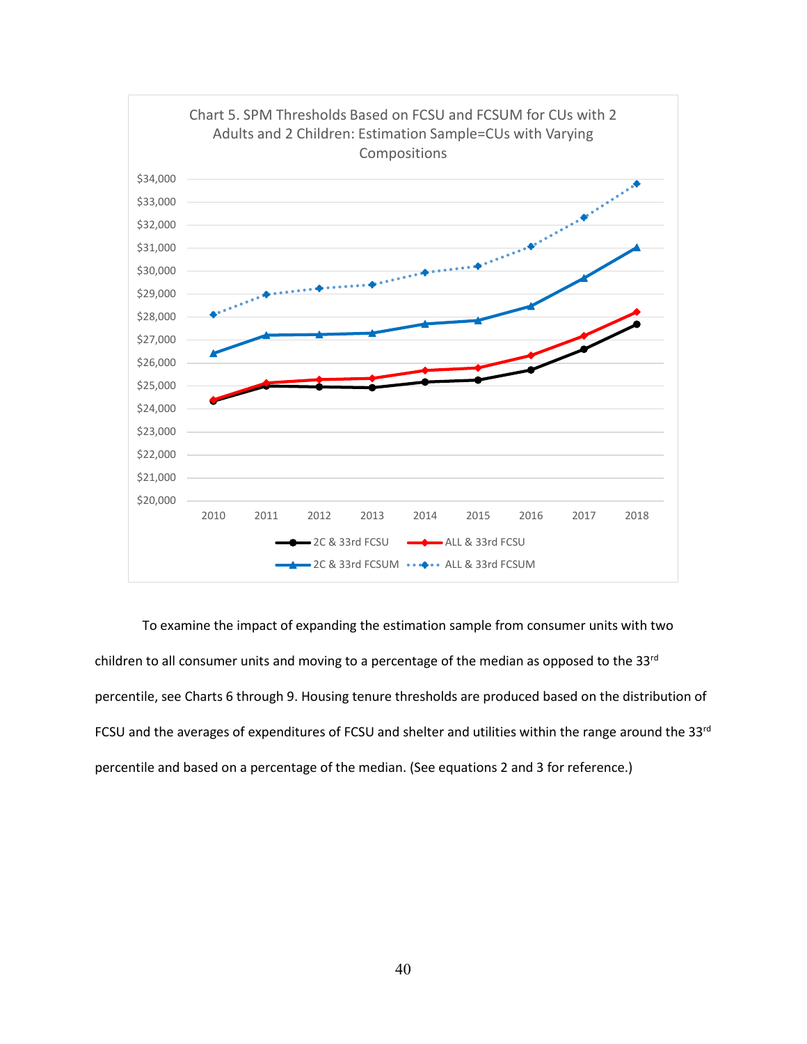Chart 5. SPM Thresholds Based on FCSU and FCSUM for CUs with 2 Adults and 2 Children: Estimation Sample=CUs with Varying Compositions

To examine the impact of expanding the estimation sample from consumer units with two children to all consumer units and moving to a percentage of the median as opposed to the 33rd percentile, see Charts 6 through 9. Housing tenure thresholds are produced based on the distribution of FCSU and the averages of expenditures of FCSU and shelter and utilities within the range around the 33rd percentile and based on a percentage of the median. (See equations 2 and 3 for reference.)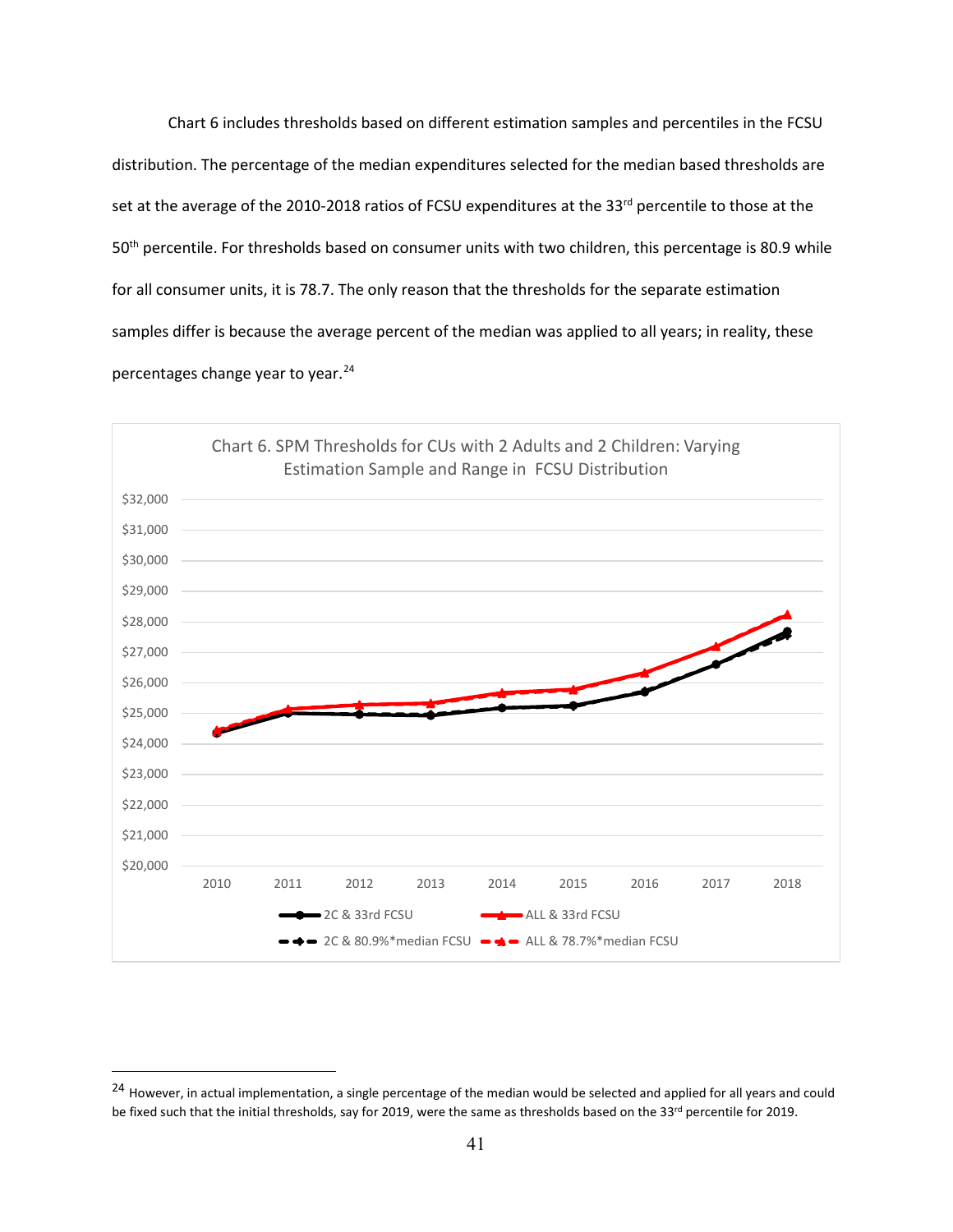Chart 6 includes thresholds based on different estimation samples and percentiles in the FCSU distribution. The percentage of the median expenditures selected for the median based thresholds are set at the average of the 2010-2018 ratios of FCSU expenditures at the 33rd percentile to those at the 50th percentile. For thresholds based on consumer units with two children, this percentage is 80.9 while for all consumer units, it is 78.7. The only reason that the thresholds for the separate estimation samples differ is because the average percent of the median was applied to all years; in reality, these percentages change year to year.[24]

Chart 6. SPM Thresholds for CUs with 2 Adults and 2 Children: Varying Estimation Sample and Range in FCSU Distribution

[24] However, in actual implementation, a single percentage of the median would be selected and applied for all years and could be fixed such that the initial thresholds, say for 2019, were the same as thresholds based on the 33rd percentile for 2019.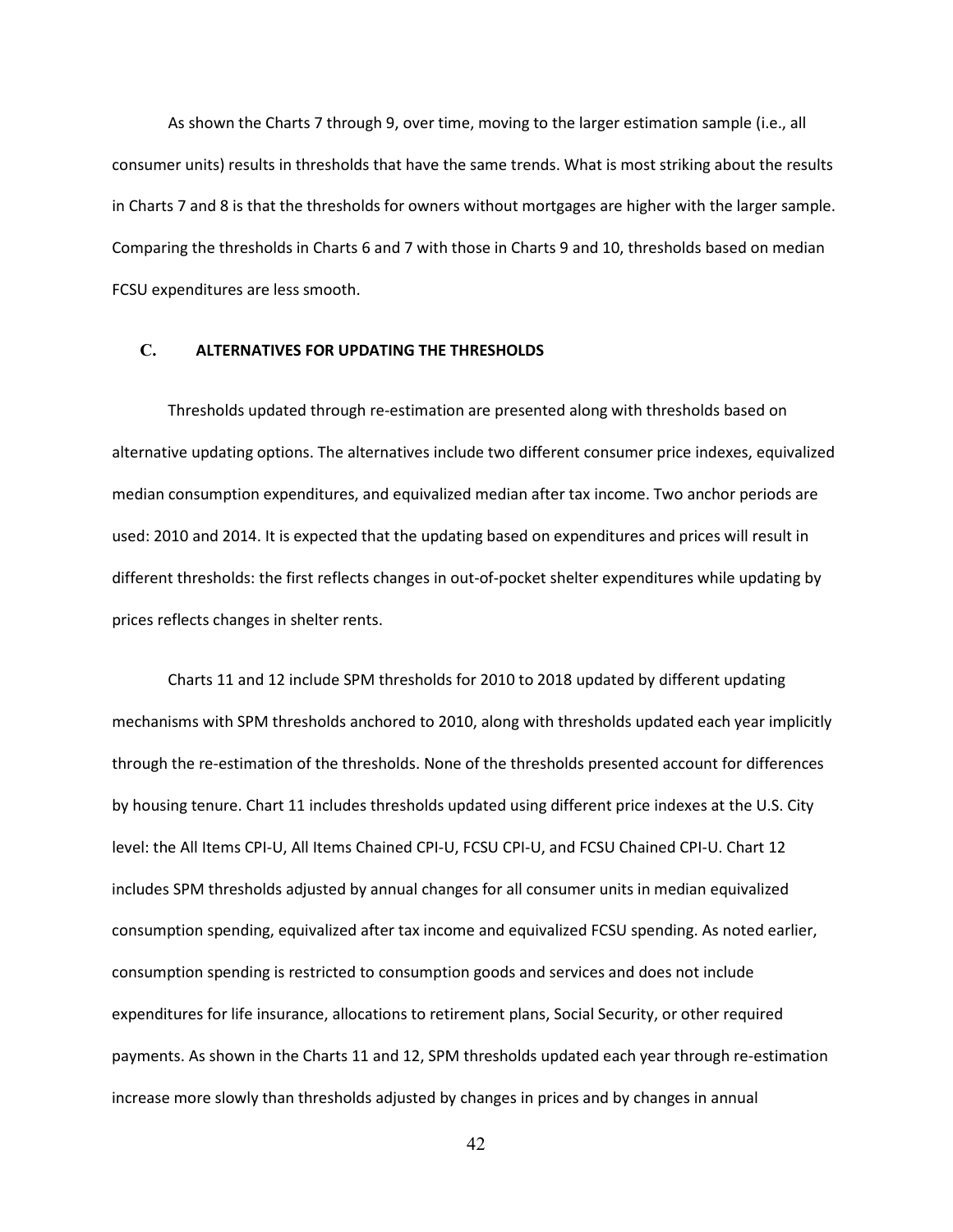As shown the Charts 7 through 9, over time, moving to the larger estimation sample (i.e., all consumer units) results in thresholds that have the same trends. What is most striking about the results in Charts 7 and 8 is that the thresholds for owners without mortgages are higher with the larger sample. Comparing the thresholds in Charts 6 and 7 with those in Charts 9 and 10, thresholds based on median FCSU expenditures are less smooth.

### C. ALTERNATIVES FOR UPDATING THE THRESHOLDS

Thresholds updated through re-estimation are presented along with thresholds based on alternative updating options. The alternatives include two different consumer price indexes, equivalized median consumption expenditures, and equivalized median after tax income. Two anchor periods are used: 2010 and 2014. It is expected that the updating based on expenditures and prices will result in different thresholds: the first reflects changes in out-of-pocket shelter expenditures while updating by prices reflects changes in shelter rents.

Charts 11 and 12 include SPM thresholds for 2010 to 2018 updated by different updating mechanisms with SPM thresholds anchored to 2010, along with thresholds updated each year implicitly through the re-estimation of the thresholds. None of the thresholds presented account for differences by housing tenure. Chart 11 includes thresholds updated using different price indexes at the U.S. City level: the All Items CPI-U, All Items Chained CPI-U, FCSU CPI-U, and FCSU Chained CPI-U. Chart 12 includes SPM thresholds adjusted by annual changes for all consumer units in median equivalized consumption spending, equivalized after tax income and equivalized FCSU spending. As noted earlier, consumption spending is restricted to consumption goods and services and does not include expenditures for life insurance, allocations to retirement plans, Social Security, or other required payments. As shown in the Charts 11 and 12, SPM thresholds updated each year through re-estimation increase more slowly than thresholds adjusted by changes in prices and by changes in annual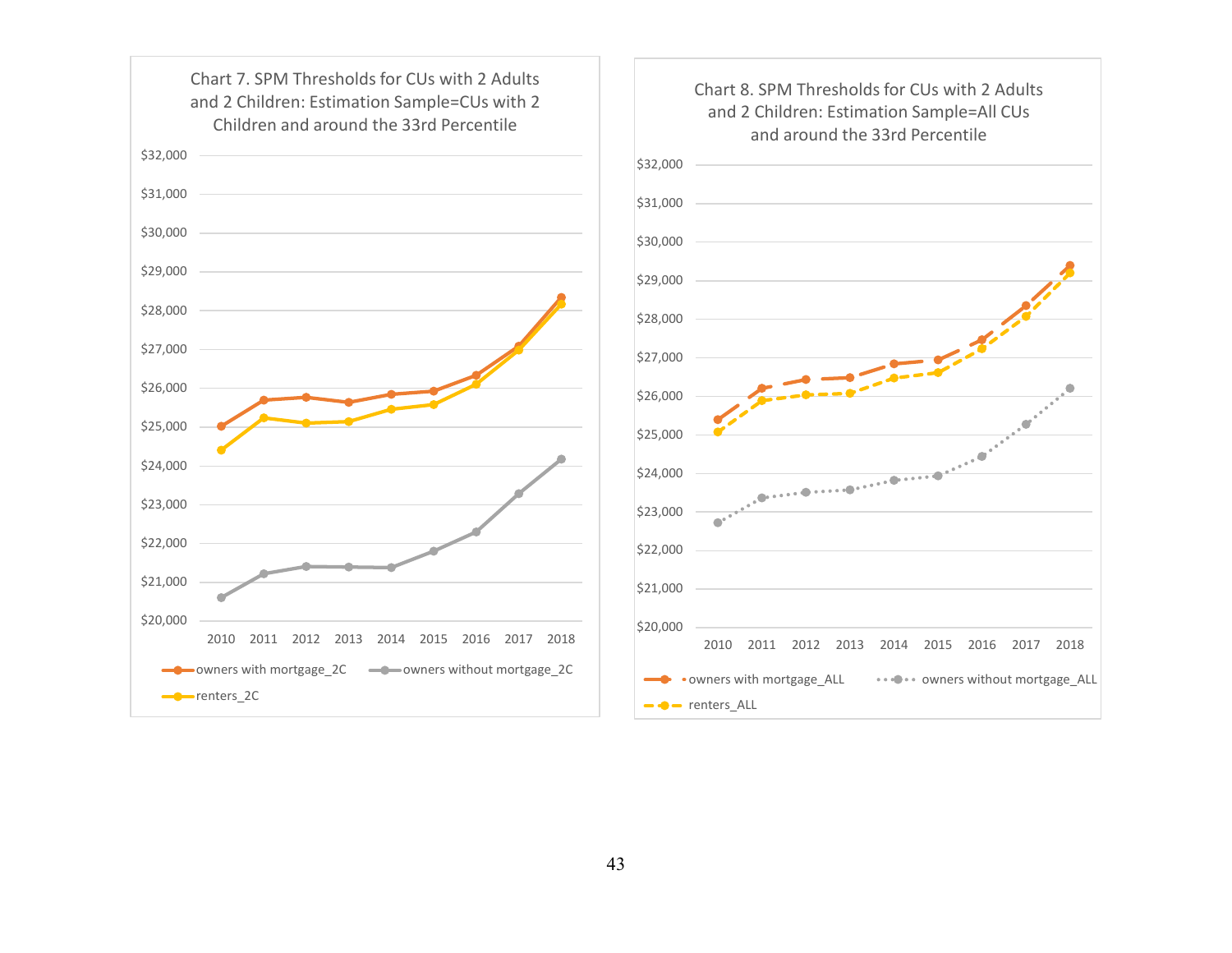Chart 7. SPM Thresholds for CUs with 2 Adults and 2 Children: Estimation Sample=CUs with 2 Children and around the 33rd Percentile

Chart 8. SPM Thresholds for CUs with 2 Adults and 2 Children: Estimation Sample=All CUs and around the 33rd Percentile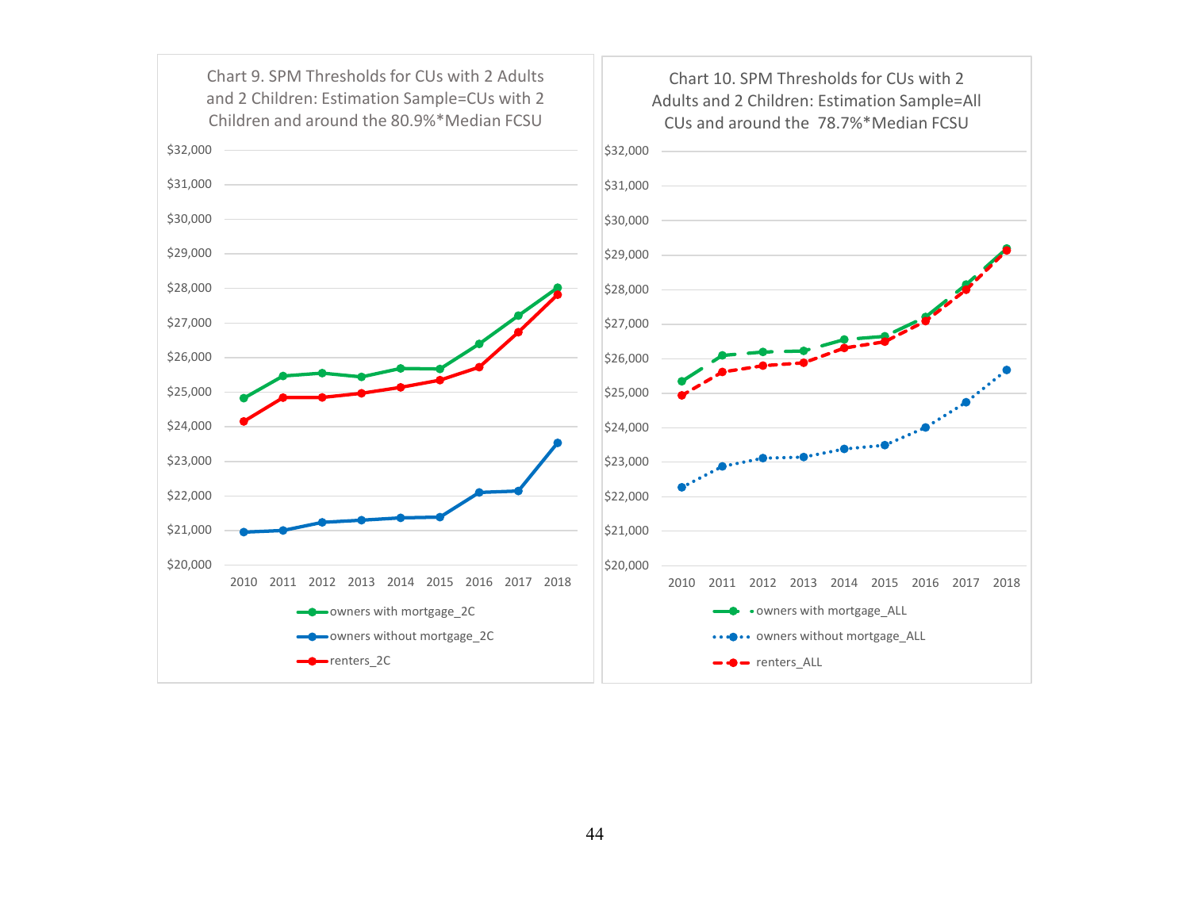Chart 9. SPM Thresholds for CUs with 2 Adults and 2 Children: Estimation Sample=CUs with 2 Children and around the 80.9%*Median FCSU

Chart 10. SPM Thresholds for CUs with 2 Adults and 2 Children: Estimation Sample=All CUs and around the 78.7%*Median FCSU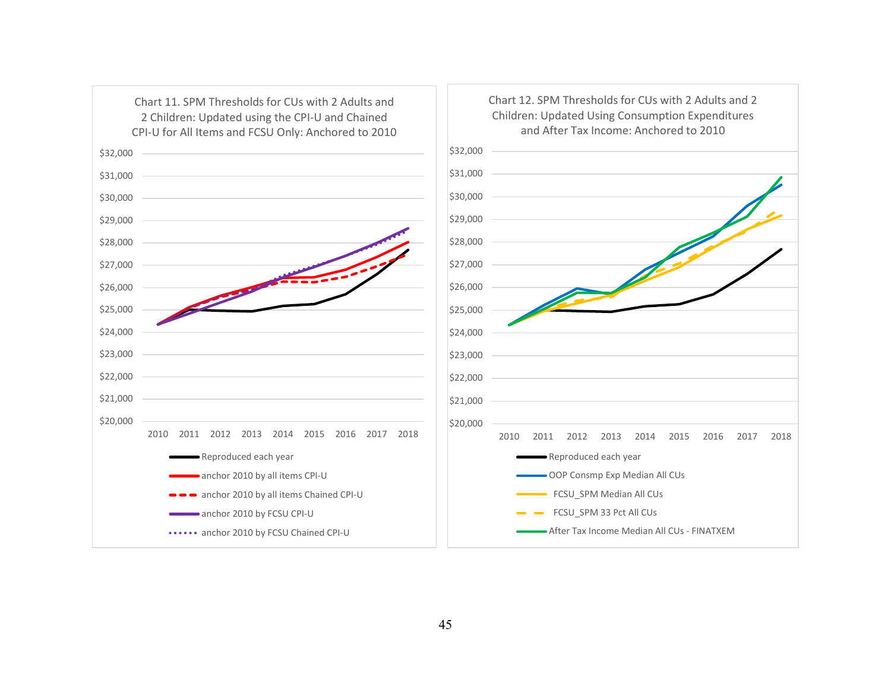Chart 11. SPM Thresholds for CUs with 2 Adults and 2 Children: Updated using the CPI-U and Chained CPI-U for All Items and FCSU Only: Anchored to 2010

- Reproduced each year
- anchor 2010 by all items CPI-U
- anchor 2010 by all items Chained CPI-U
- anchor 2010 by FCSU CPI-U
- anchor 2010 by FCSU Chained CPI-U

Chart 12. SPM Thresholds for CUs with 2 Adults and 2 Children: Updated Using Consumption Expenditures and After Tax Income: Anchored to 2010

- Reproduced each year
- OOP Consmp Exp Median All CUs
- FCSU_SPM Median All CUs
- FCSU_SPM 33 Pct All CUs
- After Tax Income Median All CUs - FINATXEM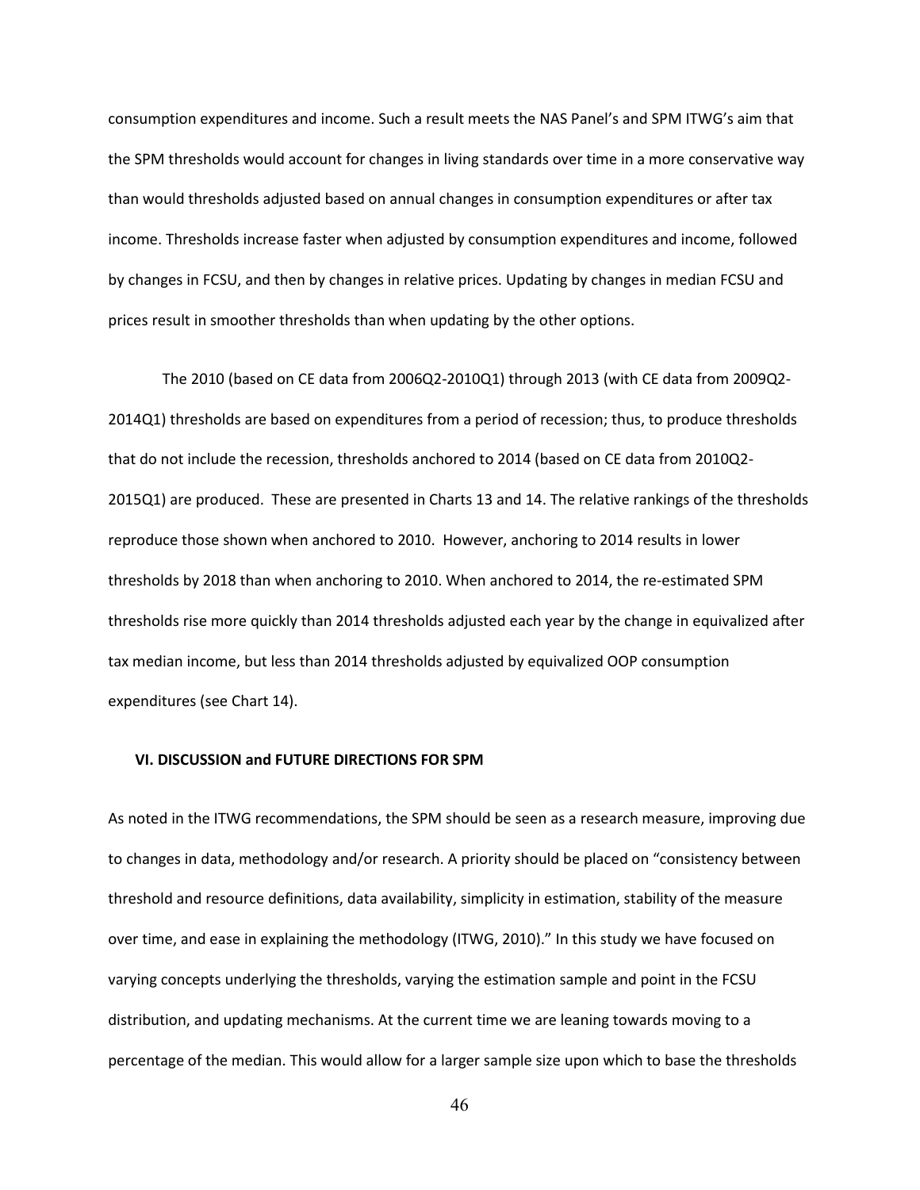consumption expenditures and income. Such a result meets the NAS Panel's and SPM ITWG's aim that the SPM thresholds would account for changes in living standards over time in a more conservative way than would thresholds adjusted based on annual changes in consumption expenditures or after tax income. Thresholds increase faster when adjusted by consumption expenditures and income, followed by changes in FCSU, and then by changes in relative prices. Updating by changes in median FCSU and prices result in smoother thresholds than when updating by the other options.

The 2010 (based on CE data from 2006Q2-2010Q1) through 2013 (with CE data from 2009Q2-2014Q1) thresholds are based on expenditures from a period of recession; thus, to produce thresholds that do not include the recession, thresholds anchored to 2014 (based on CE data from 2010Q2-2015Q1) are produced. These are presented in Charts 13 and 14. The relative rankings of the thresholds reproduce those shown when anchored to 2010. However, anchoring to 2014 results in lower thresholds by 2018 than when anchoring to 2010. When anchored to 2014, the re-estimated SPM thresholds rise more quickly than 2014 thresholds adjusted each year by the change in equivalized after tax median income, but less than 2014 thresholds adjusted by equivalized OOP consumption expenditures (see Chart 14).

## VI. DISCUSSION and FUTURE DIRECTIONS FOR SPM

As noted in the ITWG recommendations, the SPM should be seen as a research measure, improving due to changes in data, methodology and/or research. A priority should be placed on "consistency between threshold and resource definitions, data availability, simplicity in estimation, stability of the measure over time, and ease in explaining the methodology (ITWG, 2010)." In this study we have focused on varying concepts underlying the thresholds, varying the estimation sample and point in the FCSU distribution, and updating mechanisms. At the current time we are leaning towards moving to a percentage of the median. This would allow for a larger sample size upon which to base the thresholds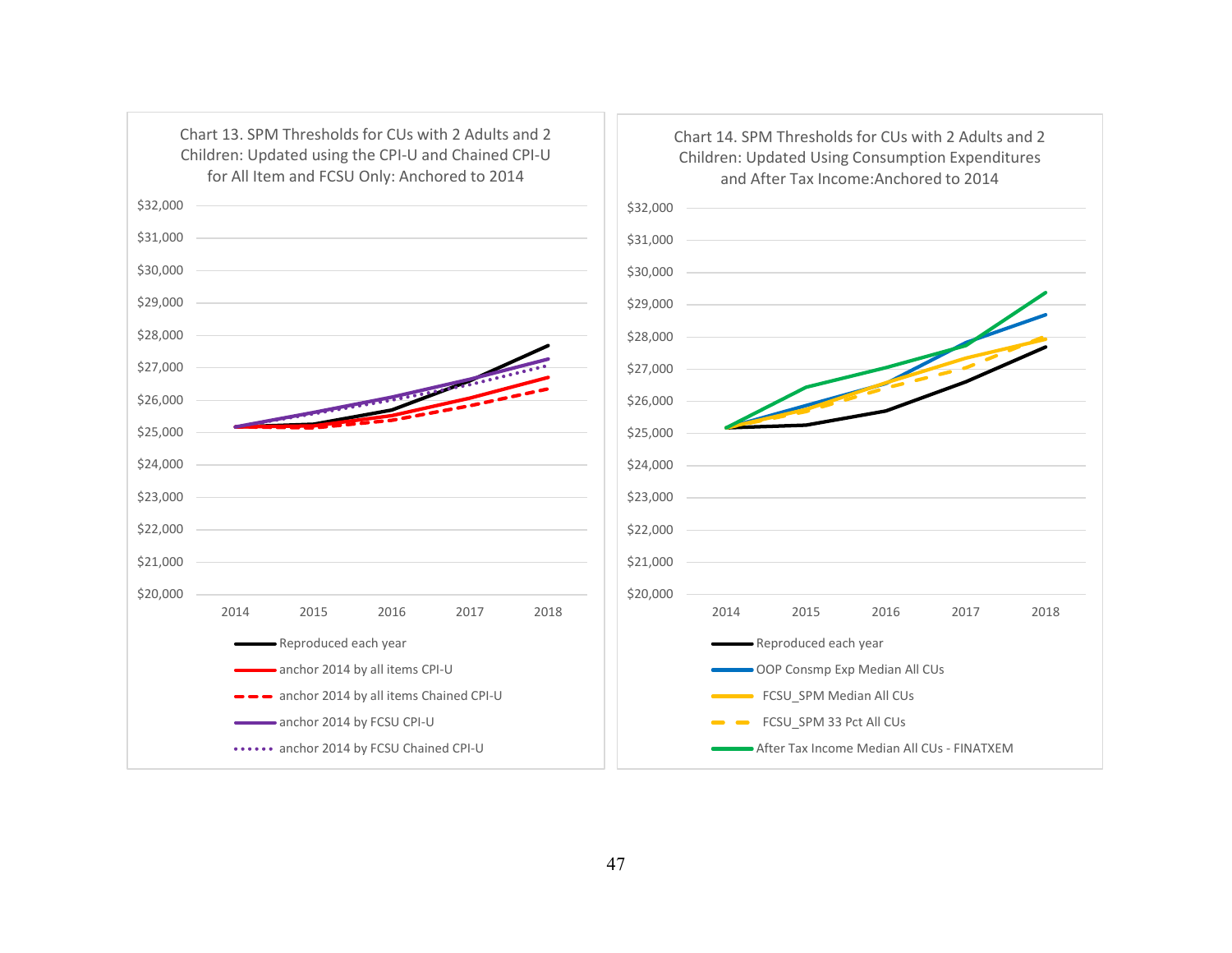Chart 13. SPM Thresholds for CUs with 2 Adults and 2 Children: Updated using the CPI-U and Chained CPI-U for All Item and FCSU Only: Anchored to 2014

Chart 14. SPM Thresholds for CUs with 2 Adults and 2 Children: Updated Using Consumption Expenditures and After Tax Income:Anchored to 2014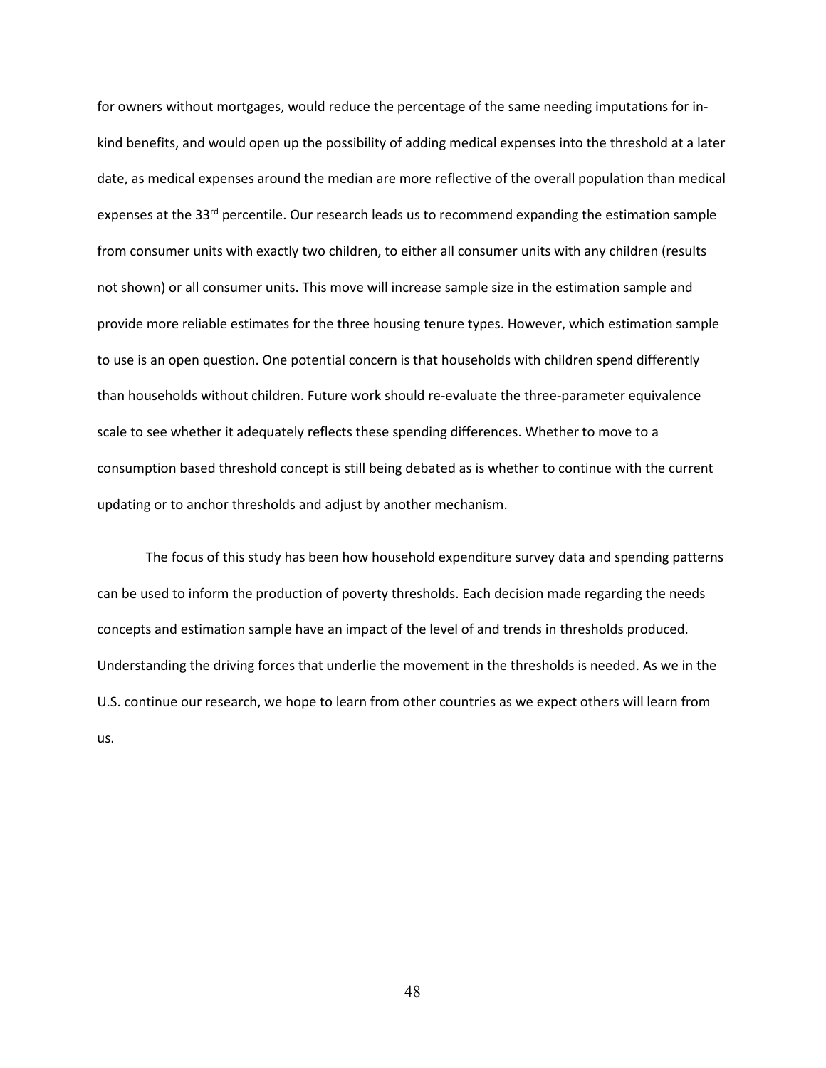for owners without mortgages, would reduce the percentage of the same needing imputations for in-kind benefits, and would open up the possibility of adding medical expenses into the threshold at a later date, as medical expenses around the median are more reflective of the overall population than medical expenses at the 33rd percentile. Our research leads us to recommend expanding the estimation sample from consumer units with exactly two children, to either all consumer units with any children (results not shown) or all consumer units. This move will increase sample size in the estimation sample and provide more reliable estimates for the three housing tenure types. However, which estimation sample to use is an open question. One potential concern is that households with children spend differently than households without children. Future work should re-evaluate the three-parameter equivalence scale to see whether it adequately reflects these spending differences. Whether to move to a consumption based threshold concept is still being debated as is whether to continue with the current updating or to anchor thresholds and adjust by another mechanism.

The focus of this study has been how household expenditure survey data and spending patterns can be used to inform the production of poverty thresholds. Each decision made regarding the needs concepts and estimation sample have an impact of the level of and trends in thresholds produced. Understanding the driving forces that underlie the movement in the thresholds is needed. As we in the U.S. continue our research, we hope to learn from other countries as we expect others will learn from us.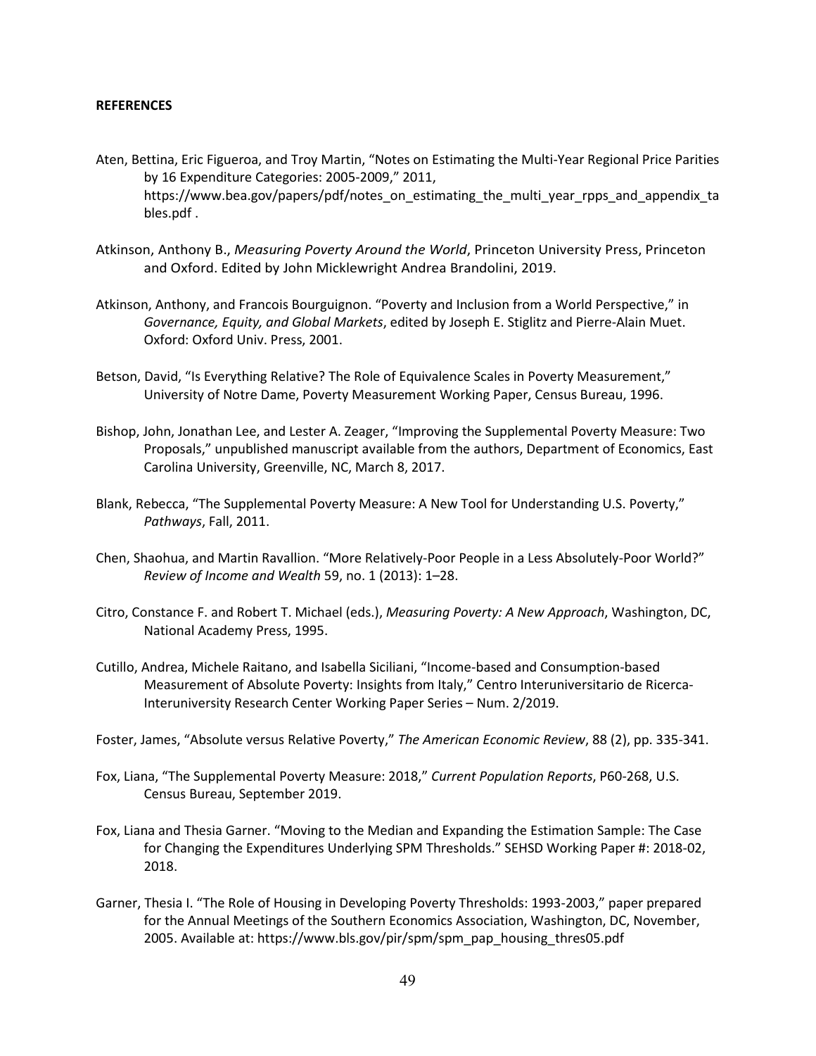**REFERENCES**

Aten, Bettina, Eric Figueroa, and Troy Martin, "Notes on Estimating the Multi-Year Regional Price Parities by 16 Expenditure Categories: 2005-2009," 2011, https://www.bea.gov/papers/pdf/notes_on_estimating_the_multi_year_rpps_and_appendix_tables.pdf .

Atkinson, Anthony B., *Measuring Poverty Around the World*, Princeton University Press, Princeton and Oxford. Edited by John Micklewright Andrea Brandolini, 2019.

Atkinson, Anthony, and Francois Bourguignon. "Poverty and Inclusion from a World Perspective," in *Governance, Equity, and Global Markets*, edited by Joseph E. Stiglitz and Pierre-Alain Muet. Oxford: Oxford Univ. Press, 2001.

Betson, David, "Is Everything Relative? The Role of Equivalence Scales in Poverty Measurement," University of Notre Dame, Poverty Measurement Working Paper, Census Bureau, 1996.

Bishop, John, Jonathan Lee, and Lester A. Zeager, "Improving the Supplemental Poverty Measure: Two Proposals," unpublished manuscript available from the authors, Department of Economics, East Carolina University, Greenville, NC, March 8, 2017.

Blank, Rebecca, "The Supplemental Poverty Measure: A New Tool for Understanding U.S. Poverty," *Pathways*, Fall, 2011.

Chen, Shaohua, and Martin Ravallion. "More Relatively-Poor People in a Less Absolutely-Poor World?" *Review of Income and Wealth* 59, no. 1 (2013): 1–28.

Citro, Constance F. and Robert T. Michael (eds.), *Measuring Poverty: A New Approach*, Washington, DC, National Academy Press, 1995.

Cutillo, Andrea, Michele Raitano, and Isabella Siciliani, "Income-based and Consumption-based Measurement of Absolute Poverty: Insights from Italy," Centro Interuniversitario de Ricerca-Interuniversity Research Center Working Paper Series – Num. 2/2019.

Foster, James, "Absolute versus Relative Poverty," *The American Economic Review*, 88 (2), pp. 335-341.

Fox, Liana, "The Supplemental Poverty Measure: 2018," *Current Population Reports*, P60-268, U.S. Census Bureau, September 2019.

Fox, Liana and Thesia Garner. "Moving to the Median and Expanding the Estimation Sample: The Case for Changing the Expenditures Underlying SPM Thresholds." SEHSD Working Paper #: 2018-02, 2018.

Garner, Thesia I. "The Role of Housing in Developing Poverty Thresholds: 1993-2003," paper prepared for the Annual Meetings of the Southern Economics Association, Washington, DC, November, 2005. Available at: https://www.bls.gov/pir/spm/spm_pap_housing_thres05.pdf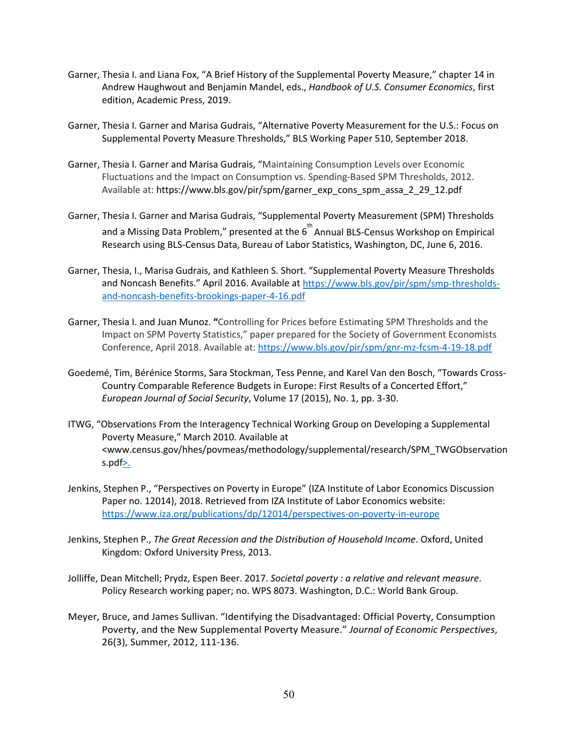Garner, Thesia I. and Liana Fox, "A Brief History of the Supplemental Poverty Measure," chapter 14 in Andrew Haughwout and Benjamin Mandel, eds., *Handbook of U.S. Consumer Economics*, first edition, Academic Press, 2019.

Garner, Thesia I. Garner and Marisa Gudrais, "Alternative Poverty Measurement for the U.S.: Focus on Supplemental Poverty Measure Thresholds," BLS Working Paper 510, September 2018.

Garner, Thesia I. Garner and Marisa Gudrais, "Maintaining Consumption Levels over Economic Fluctuations and the Impact on Consumption vs. Spending-Based SPM Thresholds, 2012. Available at: https://www.bls.gov/pir/spm/garner_exp_cons_spm_assa_2_29_12.pdf

Garner, Thesia I. Garner and Marisa Gudrais, "Supplemental Poverty Measurement (SPM) Thresholds and a Missing Data Problem," presented at the 6th Annual BLS-Census Workshop on Empirical Research using BLS-Census Data, Bureau of Labor Statistics, Washington, DC, June 6, 2016.

Garner, Thesia, I., Marisa Gudrais, and Kathleen S. Short. "Supplemental Poverty Measure Thresholds and Noncash Benefits." April 2016. Available at https://www.bls.gov/pir/spm/smp-thresholds-and-noncash-benefits-brookings-paper-4-16.pdf

Garner, Thesia I. and Juan Munoz. **"**Controlling for Prices before Estimating SPM Thresholds and the Impact on SPM Poverty Statistics," paper prepared for the Society of Government Economists Conference, April 2018. Available at: https://www.bls.gov/pir/spm/gnr-mz-fcsm-4-19-18.pdf

Goedemé, Tim, Bérénice Storms, Sara Stockman, Tess Penne, and Karel Van den Bosch, "Towards Cross-Country Comparable Reference Budgets in Europe: First Results of a Concerted Effort," *European Journal of Social Security*, Volume 17 (2015), No. 1, pp. 3-30.

ITWG, "Observations From the Interagency Technical Working Group on Developing a Supplemental Poverty Measure," March 2010. Available at <www.census.gov/hhes/povmeas/methodology/supplemental/research/SPM_TWGObservations.pdf>.

Jenkins, Stephen P., "Perspectives on Poverty in Europe" (IZA Institute of Labor Economics Discussion Paper no. 12014), 2018. Retrieved from IZA Institute of Labor Economics website: https://www.iza.org/publications/dp/12014/perspectives-on-poverty-in-europe

Jenkins, Stephen P., *The Great Recession and the Distribution of Household Income*. Oxford, United Kingdom: Oxford University Press, 2013.

Jolliffe, Dean Mitchell; Prydz, Espen Beer. 2017. *Societal poverty : a relative and relevant measure*. Policy Research working paper; no. WPS 8073. Washington, D.C.: World Bank Group.

Meyer, Bruce, and James Sullivan. "Identifying the Disadvantaged: Official Poverty, Consumption Poverty, and the New Supplemental Poverty Measure." *Journal of Economic Perspectives*, 26(3), Summer, 2012, 111-136.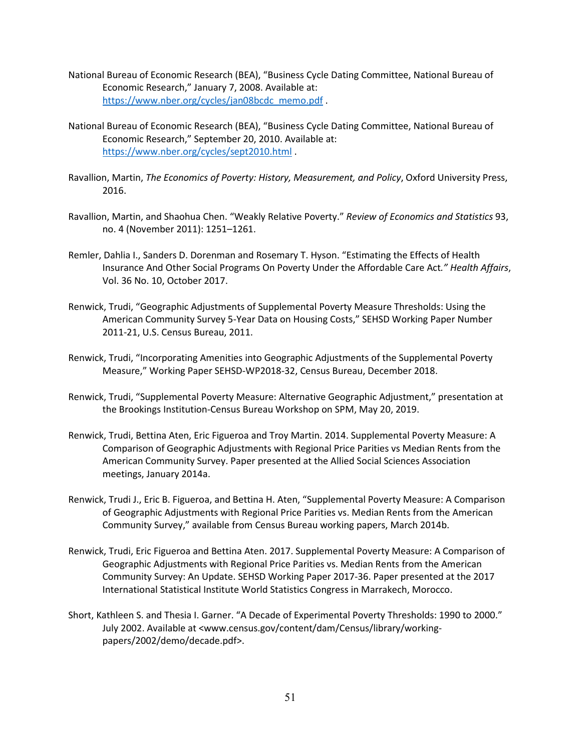National Bureau of Economic Research (BEA), "Business Cycle Dating Committee, National Bureau of Economic Research," January 7, 2008. Available at: https://www.nber.org/cycles/jan08bcdc_memo.pdf .

National Bureau of Economic Research (BEA), "Business Cycle Dating Committee, National Bureau of Economic Research," September 20, 2010. Available at: https://www.nber.org/cycles/sept2010.html .

Ravallion, Martin, *The Economics of Poverty: History, Measurement, and Policy*, Oxford University Press, 2016.

Ravallion, Martin, and Shaohua Chen. "Weakly Relative Poverty." *Review of Economics and Statistics* 93, no. 4 (November 2011): 1251–1261.

Remler, Dahlia I., Sanders D. Dorenman and Rosemary T. Hyson. "Estimating the Effects of Health Insurance And Other Social Programs On Poverty Under the Affordable Care Act*." Health Affairs*, Vol. 36 No. 10, October 2017.

Renwick, Trudi, "Geographic Adjustments of Supplemental Poverty Measure Thresholds: Using the American Community Survey 5-Year Data on Housing Costs," SEHSD Working Paper Number 2011-21, U.S. Census Bureau, 2011.

Renwick, Trudi, "Incorporating Amenities into Geographic Adjustments of the Supplemental Poverty Measure," Working Paper SEHSD-WP2018-32, Census Bureau, December 2018.

Renwick, Trudi, "Supplemental Poverty Measure: Alternative Geographic Adjustment," presentation at the Brookings Institution-Census Bureau Workshop on SPM, May 20, 2019.

Renwick, Trudi, Bettina Aten, Eric Figueroa and Troy Martin. 2014. Supplemental Poverty Measure: A Comparison of Geographic Adjustments with Regional Price Parities vs Median Rents from the American Community Survey. Paper presented at the Allied Social Sciences Association meetings, January 2014a.

Renwick, Trudi J., Eric B. Figueroa, and Bettina H. Aten, "Supplemental Poverty Measure: A Comparison of Geographic Adjustments with Regional Price Parities vs. Median Rents from the American Community Survey," available from Census Bureau working papers, March 2014b.

Renwick, Trudi, Eric Figueroa and Bettina Aten. 2017. Supplemental Poverty Measure: A Comparison of Geographic Adjustments with Regional Price Parities vs. Median Rents from the American Community Survey: An Update. SEHSD Working Paper 2017-36. Paper presented at the 2017 International Statistical Institute World Statistics Congress in Marrakech, Morocco.

Short, Kathleen S. and Thesia I. Garner. "A Decade of Experimental Poverty Thresholds: 1990 to 2000." July 2002. Available at <www.census.gov/content/dam/Census/library/working-papers/2002/demo/decade.pdf>.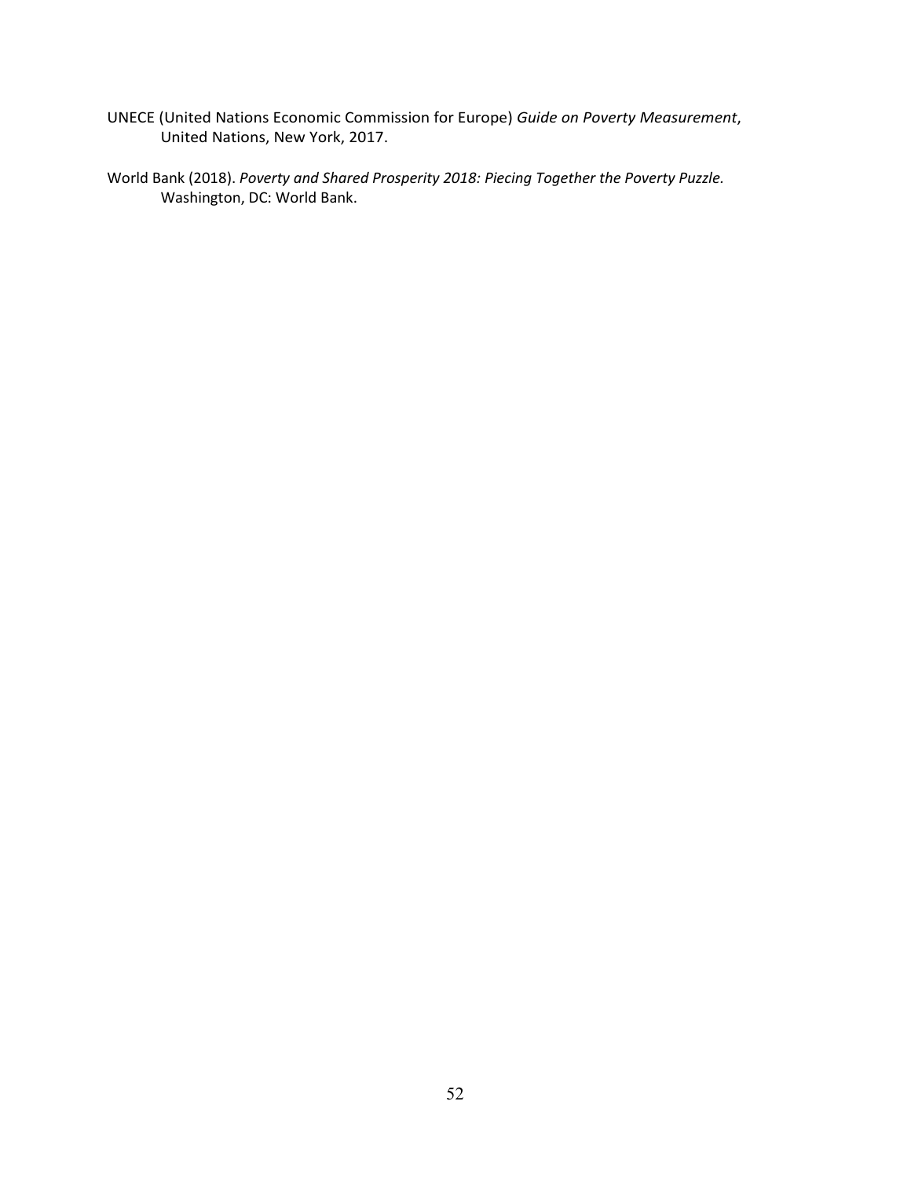UNECE (United Nations Economic Commission for Europe) *Guide on Poverty Measurement*, United Nations, New York, 2017.

World Bank (2018). *Poverty and Shared Prosperity 2018: Piecing Together the Poverty Puzzle.* Washington, DC: World Bank.